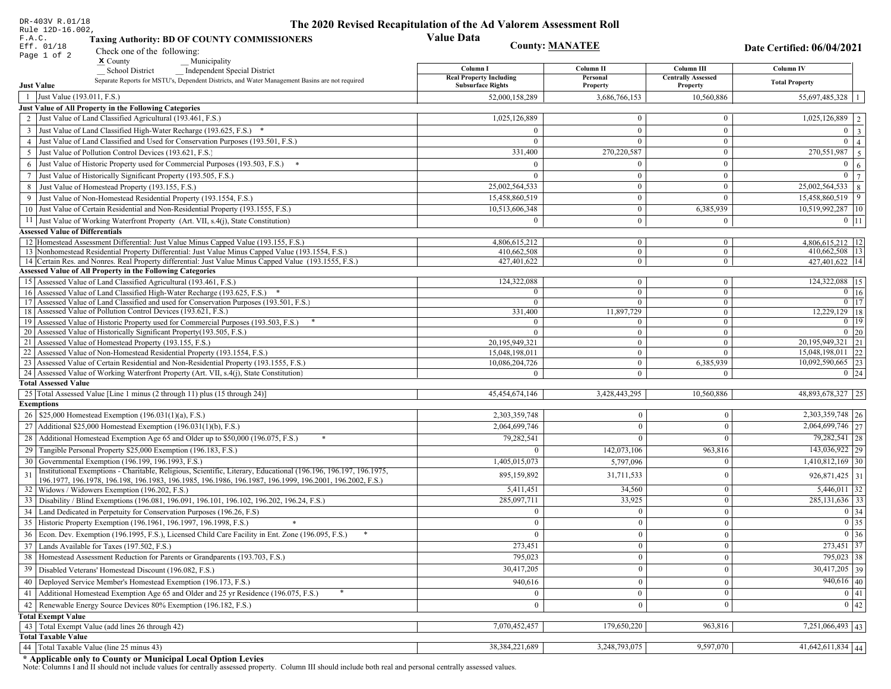DR-403V R.01/18
Rule 12D-16.002, F.A.C.
Eff. 01/18
Page 1 of 2

# The 2020 Revised Recapitulation of the Ad Valorem Assessment Roll Value Data

**Taxing Authority: BD OF COUNTY COMMISSIONERS**

**County: MANATEE**

**Date Certified: 06/04/2021**

Check one of the following:
X County
__ Municipality
__ School District
__ Independent Special District

Separate Reports for MSTU's, Dependent Districts, and Water Management Basins are not required

| | | Column I Real Property Including Subsurface Rights | Column II Personal Property | Column III Centrally Assessed Property | Column IV Total Property | |
|---|---|---|---|---|---|---|
| **Just Value** | | | | | | |
| 1 | Just Value (193.011, F.S.) | 52,000,158,289 | 3,686,766,153 | 10,560,886 | 55,697,485,328 | 1 |
| **Just Value of All Property in the Following Categories** | | | | | | |
| 2 | Just Value of Land Classified Agricultural (193.461, F.S.) | 1,025,126,889 | 0 | 0 | 1,025,126,889 | 2 |
| 3 | Just Value of Land Classified High-Water Recharge (193.625, F.S.) * | 0 | 0 | 0 | 0 | 3 |
| 4 | Just Value of Land Classified and Used for Conservation Purposes (193.501, F.S.) | 0 | 0 | 0 | 0 | 4 |
| 5 | Just Value of Pollution Control Devices (193.621, F.S.) | 331,400 | 270,220,587 | 0 | 270,551,987 | 5 |
| 6 | Just Value of Historic Property used for Commercial Purposes (193.503, F.S.) * | 0 | 0 | 0 | 0 | 6 |
| 7 | Just Value of Historically Significant Property (193.505, F.S.) | 0 | 0 | 0 | 0 | 7 |
| 8 | Just Value of Homestead Property (193.155, F.S.) | 25,002,564,533 | 0 | 0 | 25,002,564,533 | 8 |
| 9 | Just Value of Non-Homestead Residential Property (193.1554, F.S.) | 15,458,860,519 | 0 | 0 | 15,458,860,519 | 9 |
| 10 | Just Value of Certain Residential and Non-Residential Property (193.1555, F.S.) | 10,513,606,348 | 0 | 6,385,939 | 10,519,992,287 | 10 |
| 11 | Just Value of Working Waterfront Property (Art. VII, s.4(j), State Constitution) | 0 | 0 | 0 | 0 | 11 |
| **Assessed Value of Differentials** | | | | | | |
| 12 | Homestead Assessment Differential: Just Value Minus Capped Value (193.155, F.S.) | 4,806,615,212 | 0 | 0 | 4,806,615,212 | 12 |
| 13 | Nonhomestead Residential Property Differential: Just Value Minus Capped Value (193.1554, F.S.) | 410,662,508 | 0 | 0 | 410,662,508 | 13 |
| 14 | Certain Res. and Nonres. Real Property differential: Just Value Minus Capped Value (193.1555, F.S.) | 427,401,622 | 0 | 0 | 427,401,622 | 14 |
| **Assessed Value of All Property in the Following Categories** | | | | | | |
| 15 | Assessed Value of Land Classified Agricultural (193.461, F.S.) | 124,322,088 | 0 | 0 | 124,322,088 | 15 |
| 16 | Assessed Value of Land Classified High-Water Recharge (193.625, F.S.) * | 0 | 0 | 0 | 0 | 16 |
| 17 | Assessed Value of Land Classified and used for Conservation Purposes (193.501, F.S.) | 0 | 0 | 0 | 0 | 17 |
| 18 | Assessed Value of Pollution Control Devices (193.621, F.S.) | 331,400 | 11,897,729 | 0 | 12,229,129 | 18 |
| 19 | Assessed Value of Historic Property used for Commercial Purposes (193.503, F.S.) * | 0 | 0 | 0 | 0 | 19 |
| 20 | Assessed Value of Historically Significant Property(193.505, F.S.) | 0 | 0 | 0 | 0 | 20 |
| 21 | Assessed Value of Homestead Property (193.155, F.S.) | 20,195,949,321 | 0 | 0 | 20,195,949,321 | 21 |
| 22 | Assessed Value of Non-Homestead Residential Property (193.1554, F.S.) | 15,048,198,011 | 0 | 0 | 15,048,198,011 | 22 |
| 23 | Assessed Value of Certain Residential and Non-Residential Property (193.1555, F.S.) | 10,086,204,726 | 0 | 6,385,939 | 10,092,590,665 | 23 |
| 24 | Assessed Value of Working Waterfront Property (Art. VII, s.4(j), State Constitution) | 0 | 0 | 0 | 0 | 24 |
| **Total Assessed Value** | | | | | | |
| 25 | Total Assessed Value [Line 1 minus (2 through 11) plus (15 through 24)] | 45,454,674,146 | 3,428,443,295 | 10,560,886 | 48,893,678,327 | 25 |
| **Exemptions** | | | | | | |
| 26 | $25,000 Homestead Exemption (196.031(1)(a), F.S.) | 2,303,359,748 | 0 | 0 | 2,303,359,748 | 26 |
| 27 | Additional $25,000 Homestead Exemption (196.031(1)(b), F.S.) | 2,064,699,746 | 0 | 0 | 2,064,699,746 | 27 |
| 28 | Additional Homestead Exemption Age 65 and Older up to $50,000 (196.075, F.S.) * | 79,282,541 | 0 | 0 | 79,282,541 | 28 |
| 29 | Tangible Personal Property $25,000 Exemption (196.183, F.S.) | 0 | 142,073,106 | 963,816 | 143,036,922 | 29 |
| 30 | Governmental Exemption (196.199, 196.1993, F.S.) | 1,405,015,073 | 5,797,096 | 0 | 1,410,812,169 | 30 |
| 31 | Institutional Exemptions - Charitable, Religious, Scientific, Literary, Educational (196.196, 196.197, 196.1975, 196.1977, 196.1978, 196.198, 196.1983, 196.1985, 196.1986, 196.1987, 196.1999, 196.2001, 196.2002, F.S.) | 895,159,892 | 31,711,533 | 0 | 926,871,425 | 31 |
| 32 | Widows / Widowers Exemption (196.202, F.S.) | 5,411,451 | 34,560 | 0 | 5,446,011 | 32 |
| 33 | Disability / Blind Exemptions (196.081, 196.091, 196.101, 196.102, 196.202, 196.24, F.S.) | 285,097,711 | 33,925 | 0 | 285,131,636 | 33 |
| 34 | Land Dedicated in Perpetuity for Conservation Purposes (196.26, F.S) | 0 | 0 | 0 | 0 | 34 |
| 35 | Historic Property Exemption (196.1961, 196.1997, 196.1998, F.S.) * | 0 | 0 | 0 | 0 | 35 |
| 36 | Econ. Dev. Exemption (196.1995, F.S.), Licensed Child Care Facility in Ent. Zone (196.095, F.S.) * | 0 | 0 | 0 | 0 | 36 |
| 37 | Lands Available for Taxes (197.502, F.S.) | 273,451 | 0 | 0 | 273,451 | 37 |
| 38 | Homestead Assessment Reduction for Parents or Grandparents (193.703, F.S.) | 795,023 | 0 | 0 | 795,023 | 38 |
| 39 | Disabled Veterans' Homestead Discount (196.082, F.S.) | 30,417,205 | 0 | 0 | 30,417,205 | 39 |
| 40 | Deployed Service Member's Homestead Exemption (196.173, F.S.) | 940,616 | 0 | 0 | 940,616 | 40 |
| 41 | Additional Homestead Exemption Age 65 and Older and 25 yr Residence (196.075, F.S.) * | 0 | 0 | 0 | 0 | 41 |
| 42 | Renewable Energy Source Devices 80% Exemption (196.182, F.S.) | 0 | 0 | 0 | 0 | 42 |
| **Total Exempt Value** | | | | | | |
| 43 | Total Exempt Value (add lines 26 through 42) | 7,070,452,457 | 179,650,220 | 963,816 | 7,251,066,493 | 43 |
| **Total Taxable Value** | | | | | | |
| 44 | Total Taxable Value (line 25 minus 43) | 38,384,221,689 | 3,248,793,075 | 9,597,070 | 41,642,611,834 | 44 |

**\* Applicable only to County or Municipal Local Option Levies**

Note: Columns I and II should not include values for centrally assessed property. Column III should include both real and personal centrally assessed values.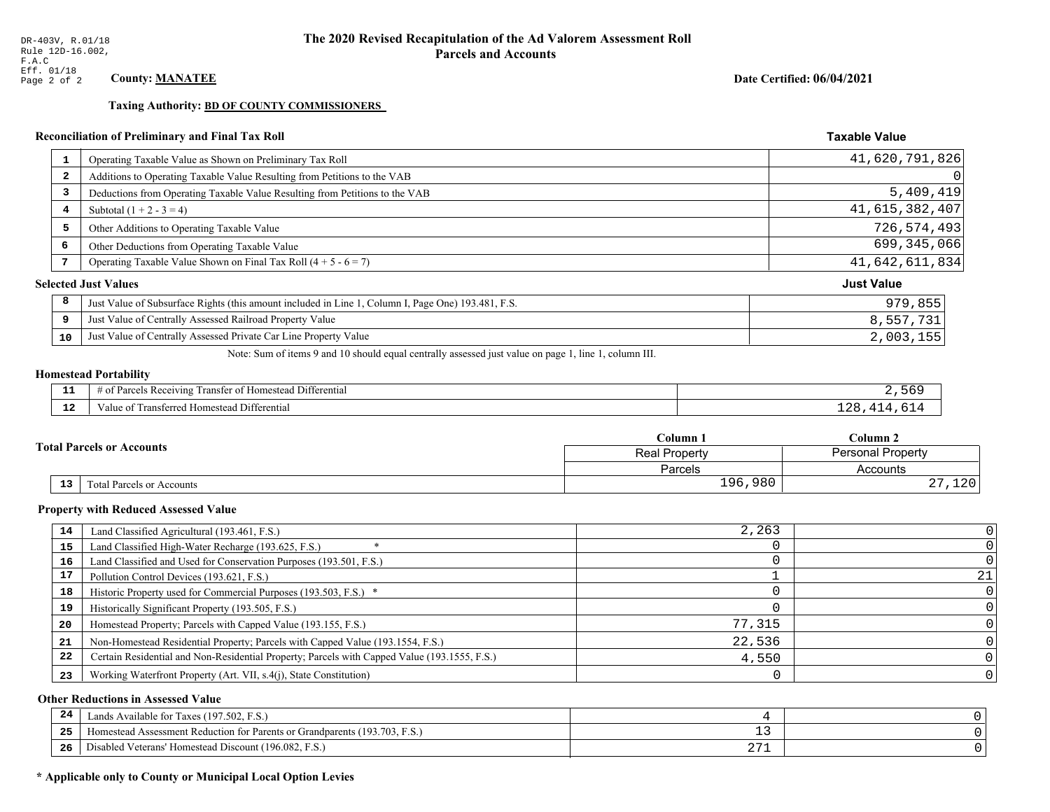DR-403V, R.01/18
Rule 12D-16.002, F.A.C
Eff. 01/18

# The 2020 Revised Recapitulation of the Ad Valorem Assessment Roll
## Parcels and Accounts

**County: MANATEE**

**Date Certified: 06/04/2021**

**Taxing Authority: BD OF COUNTY COMMISSIONERS**

### Reconciliation of Preliminary and Final Tax Roll

| | | Taxable Value |
|---|---|---|
| 1 | Operating Taxable Value as Shown on Preliminary Tax Roll | 41,620,791,826 |
| 2 | Additions to Operating Taxable Value Resulting from Petitions to the VAB | 0 |
| 3 | Deductions from Operating Taxable Value Resulting from Petitions to the VAB | 5,409,419 |
| 4 | Subtotal (1 + 2 - 3 = 4) | 41,615,382,407 |
| 5 | Other Additions to Operating Taxable Value | 726,574,493 |
| 6 | Other Deductions from Operating Taxable Value | 699,345,066 |
| 7 | Operating Taxable Value Shown on Final Tax Roll (4 + 5 - 6 = 7) | 41,642,611,834 |

### Selected Just Values

| | | Just Value |
|---|---|---|
| 8 | Just Value of Subsurface Rights (this amount included in Line 1, Column I, Page One) 193.481, F.S. | 979,855 |
| 9 | Just Value of Centrally Assessed Railroad Property Value | 8,557,731 |
| 10 | Just Value of Centrally Assessed Private Car Line Property Value | 2,003,155 |

Note: Sum of items 9 and 10 should equal centrally assessed just value on page 1, line 1, column III.

### Homestead Portability

| | | |
|---|---|---|
| 11 | # of Parcels Receiving Transfer of Homestead Differential | 2,569 |
| 12 | Value of Transferred Homestead Differential | 128,414,614 |

### Total Parcels or Accounts

| | | Column 1 | Column 2 |
|---|---|---|---|
| | | Real Property | Personal Property |
| | | Parcels | Accounts |
| 13 | Total Parcels or Accounts | 196,980 | 27,120 |

### Property with Reduced Assessed Value

| | | Column 1 | Column 2 |
|---|---|---|---|
| 14 | Land Classified Agricultural (193.461, F.S.) | 2,263 | 0 |
| 15 | Land Classified High-Water Recharge (193.625, F.S.) * | 0 | 0 |
| 16 | Land Classified and Used for Conservation Purposes (193.501, F.S.) | 0 | 0 |
| 17 | Pollution Control Devices (193.621, F.S.) | 1 | 21 |
| 18 | Historic Property used for Commercial Purposes (193.503, F.S.) * | 0 | 0 |
| 19 | Historically Significant Property (193.505, F.S.) | 0 | 0 |
| 20 | Homestead Property; Parcels with Capped Value (193.155, F.S.) | 77,315 | 0 |
| 21 | Non-Homestead Residential Property; Parcels with Capped Value (193.1554, F.S.) | 22,536 | 0 |
| 22 | Certain Residential and Non-Residential Property; Parcels with Capped Value (193.1555, F.S.) | 4,550 | 0 |
| 23 | Working Waterfront Property (Art. VII, s.4(j), State Constitution) | 0 | 0 |

### Other Reductions in Assessed Value

| | | Column 1 | Column 2 |
|---|---|---|---|
| 24 | Lands Available for Taxes (197.502, F.S.) | 4 | 0 |
| 25 | Homestead Assessment Reduction for Parents or Grandparents (193.703, F.S.) | 13 | 0 |
| 26 | Disabled Veterans' Homestead Discount (196.082, F.S.) | 271 | 0 |

**\* Applicable only to County or Municipal Local Option Levies**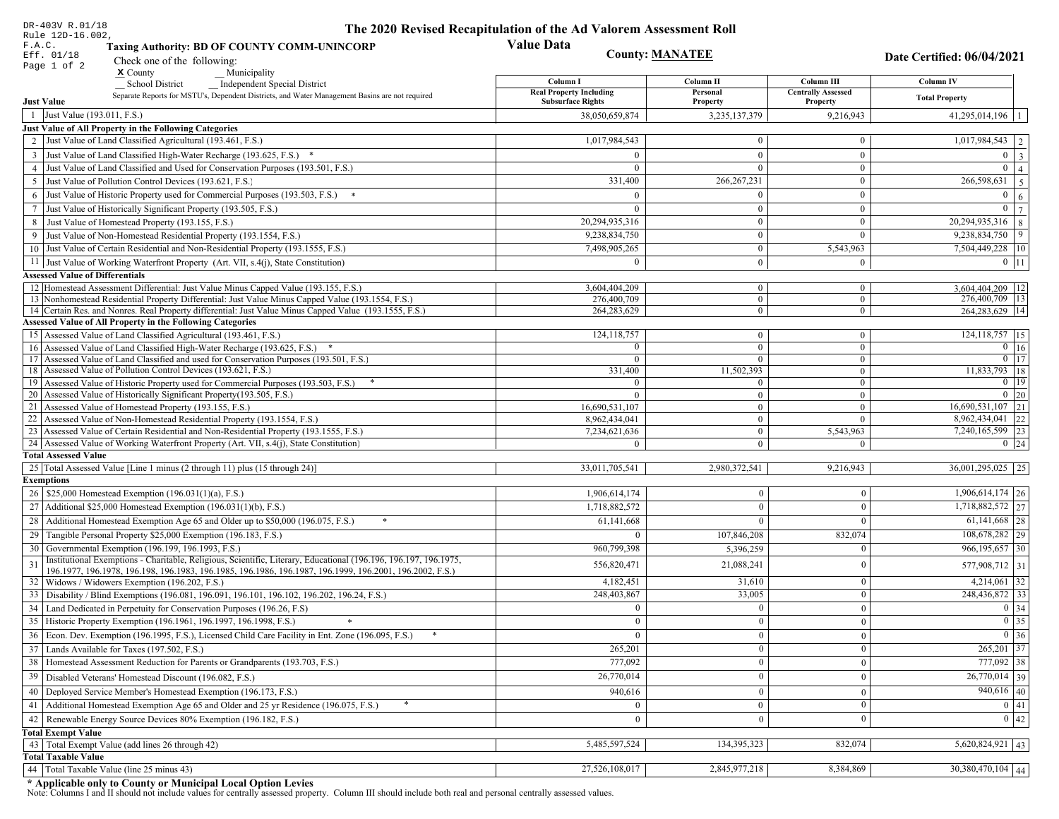DR-403V R.01/18
Rule 12D-16.002, F.A.C.
Eff. 01/18

# The 2020 Revised Recapitulation of the Ad Valorem Assessment Roll

## Value Data

**Taxing Authority: BD OF COUNTY COMM-UNINCORP**

**County: MANATEE**

**Date Certified: 06/04/2021**

Check one of the following:
x County
__ Municipality
__ School District
__ Independent Special District

Separate Reports for MSTU's, Dependent Districts, and Water Management Basins are not required

| | Column I Real Property Including Subsurface Rights | Column II Personal Property | Column III Centrally Assessed Property | Column IV Total Property | |
|---|---|---|---|---|---|
| **Just Value** | | | | | |
| 1 Just Value (193.011, F.S.) | 38,050,659,874 | 3,235,137,379 | 9,216,943 | 41,295,014,196 | 1 |
| **Just Value of All Property in the Following Categories** | | | | | |
| 2 Just Value of Land Classified Agricultural (193.461, F.S.) | 1,017,984,543 | 0 | 0 | 1,017,984,543 | 2 |
| 3 Just Value of Land Classified High-Water Recharge (193.625, F.S.) * | 0 | 0 | 0 | 0 | 3 |
| 4 Just Value of Land Classified and Used for Conservation Purposes (193.501, F.S.) | 0 | 0 | 0 | 0 | 4 |
| 5 Just Value of Pollution Control Devices (193.621, F.S.) | 331,400 | 266,267,231 | 0 | 266,598,631 | 5 |
| 6 Just Value of Historic Property used for Commercial Purposes (193.503, F.S.) * | 0 | 0 | 0 | 0 | 6 |
| 7 Just Value of Historically Significant Property (193.505, F.S.) | 0 | 0 | 0 | 0 | 7 |
| 8 Just Value of Homestead Property (193.155, F.S.) | 20,294,935,316 | 0 | 0 | 20,294,935,316 | 8 |
| 9 Just Value of Non-Homestead Residential Property (193.1554, F.S.) | 9,238,834,750 | 0 | 0 | 9,238,834,750 | 9 |
| 10 Just Value of Certain Residential and Non-Residential Property (193.1555, F.S.) | 7,498,905,265 | 0 | 5,543,963 | 7,504,449,228 | 10 |
| 11 Just Value of Working Waterfront Property (Art. VII, s.4(j), State Constitution) | 0 | 0 | 0 | 0 | 11 |
| **Assessed Value of Differentials** | | | | | |
| 12 Homestead Assessment Differential: Just Value Minus Capped Value (193.155, F.S.) | 3,604,404,209 | 0 | 0 | 3,604,404,209 | 12 |
| 13 Nonhomestead Residential Property Differential: Just Value Minus Capped Value (193.1554, F.S.) | 276,400,709 | 0 | 0 | 276,400,709 | 13 |
| 14 Certain Res. and Nonres. Real Property differential: Just Value Minus Capped Value (193.1555, F.S.) | 264,283,629 | 0 | 0 | 264,283,629 | 14 |
| **Assessed Value of All Property in the Following Categories** | | | | | |
| 15 Assessed Value of Land Classified Agricultural (193.461, F.S.) | 124,118,757 | 0 | 0 | 124,118,757 | 15 |
| 16 Assessed Value of Land Classified High-Water Recharge (193.625, F.S.) * | 0 | 0 | 0 | 0 | 16 |
| 17 Assessed Value of Land Classified and used for Conservation Purposes (193.501, F.S.) | 0 | 0 | 0 | 0 | 17 |
| 18 Assessed Value of Pollution Control Devices (193.621, F.S.) | 331,400 | 11,502,393 | 0 | 11,833,793 | 18 |
| 19 Assessed Value of Historic Property used for Commercial Purposes (193.503, F.S.) * | 0 | 0 | 0 | 0 | 19 |
| 20 Assessed Value of Historically Significant Property(193.505, F.S.) | 0 | 0 | 0 | 0 | 20 |
| 21 Assessed Value of Homestead Property (193.155, F.S.) | 16,690,531,107 | 0 | 0 | 16,690,531,107 | 21 |
| 22 Assessed Value of Non-Homestead Residential Property (193.1554, F.S.) | 8,962,434,041 | 0 | 0 | 8,962,434,041 | 22 |
| 23 Assessed Value of Certain Residential and Non-Residential Property (193.1555, F.S.) | 7,234,621,636 | 0 | 5,543,963 | 7,240,165,599 | 23 |
| 24 Assessed Value of Working Waterfront Property (Art. VII, s.4(j), State Constitution) | 0 | 0 | 0 | 0 | 24 |
| **Total Assessed Value** | | | | | |
| 25 Total Assessed Value [Line 1 minus (2 through 11) plus (15 through 24)] | 33,011,705,541 | 2,980,372,541 | 9,216,943 | 36,001,295,025 | 25 |
| **Exemptions** | | | | | |
| 26 $25,000 Homestead Exemption (196.031(1)(a), F.S.) | 1,906,614,174 | 0 | 0 | 1,906,614,174 | 26 |
| 27 Additional $25,000 Homestead Exemption (196.031(1)(b), F.S.) | 1,718,882,572 | 0 | 0 | 1,718,882,572 | 27 |
| 28 Additional Homestead Exemption Age 65 and Older up to $50,000 (196.075, F.S.) * | 61,141,668 | 0 | 0 | 61,141,668 | 28 |
| 29 Tangible Personal Property $25,000 Exemption (196.183, F.S.) | 0 | 107,846,208 | 832,074 | 108,678,282 | 29 |
| 30 Governmental Exemption (196.199, 196.1993, F.S.) | 960,799,398 | 5,396,259 | 0 | 966,195,657 | 30 |
| 31 Institutional Exemptions - Charitable, Religious, Scientific, Literary, Educational (196.196, 196.197, 196.1975, 196.1977, 196.1978, 196.198, 196.1983, 196.1985, 196.1986, 196.1987, 196.1999, 196.2001, 196.2002, F.S.) | 556,820,471 | 21,088,241 | 0 | 577,908,712 | 31 |
| 32 Widows / Widowers Exemption (196.202, F.S.) | 4,182,451 | 31,610 | 0 | 4,214,061 | 32 |
| 33 Disability / Blind Exemptions (196.081, 196.091, 196.101, 196.102, 196.202, 196.24, F.S.) | 248,403,867 | 33,005 | 0 | 248,436,872 | 33 |
| 34 Land Dedicated in Perpetuity for Conservation Purposes (196.26, F.S) | 0 | 0 | 0 | 0 | 34 |
| 35 Historic Property Exemption (196.1961, 196.1997, 196.1998, F.S.) * | 0 | 0 | 0 | 0 | 35 |
| 36 Econ. Dev. Exemption (196.1995, F.S.), Licensed Child Care Facility in Ent. Zone (196.095, F.S.) * | 0 | 0 | 0 | 0 | 36 |
| 37 Lands Available for Taxes (197.502, F.S.) | 265,201 | 0 | 0 | 265,201 | 37 |
| 38 Homestead Assessment Reduction for Parents or Grandparents (193.703, F.S.) | 777,092 | 0 | 0 | 777,092 | 38 |
| 39 Disabled Veterans' Homestead Discount (196.082, F.S.) | 26,770,014 | 0 | 0 | 26,770,014 | 39 |
| 40 Deployed Service Member's Homestead Exemption (196.173, F.S.) | 940,616 | 0 | 0 | 940,616 | 40 |
| 41 Additional Homestead Exemption Age 65 and Older and 25 yr Residence (196.075, F.S.) * | 0 | 0 | 0 | 0 | 41 |
| 42 Renewable Energy Source Devices 80% Exemption (196.182, F.S.) | 0 | 0 | 0 | 0 | 42 |
| **Total Exempt Value** | | | | | |
| 43 Total Exempt Value (add lines 26 through 42) | 5,485,597,524 | 134,395,323 | 832,074 | 5,620,824,921 | 43 |
| **Total Taxable Value** | | | | | |
| 44 Total Taxable Value (line 25 minus 43) | 27,526,108,017 | 2,845,977,218 | 8,384,869 | 30,380,470,104 | 44 |

**\* Applicable only to County or Municipal Local Option Levies**

Note: Columns I and II should not include values for centrally assessed property. Column III should include both real and personal centrally assessed values.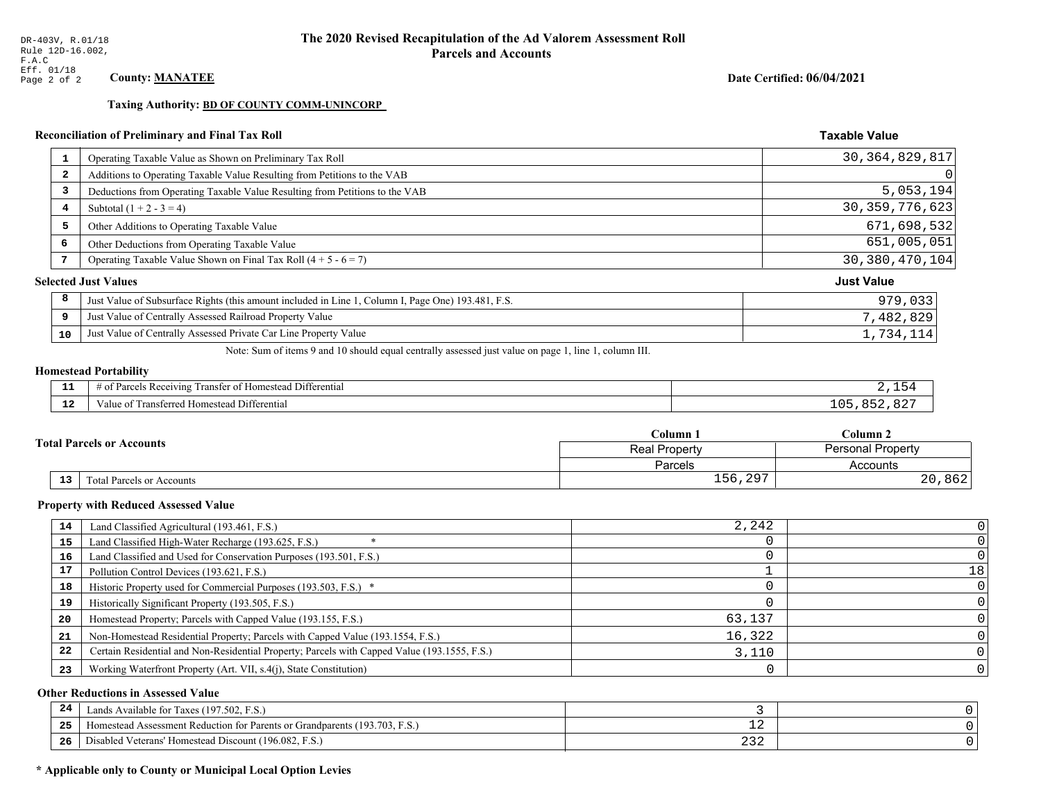DR-403V, R.01/18
Rule 12D-16.002, F.A.C
Eff. 01/18

# The 2020 Revised Recapitulation of the Ad Valorem Assessment Roll
## Parcels and Accounts

**County: MANATEE**

**Date Certified: 06/04/2021**

**Taxing Authority: BD OF COUNTY COMM-UNINCORP**

### Reconciliation of Preliminary and Final Tax Roll

| # | Description | Taxable Value |
|---|---|---|
| 1 | Operating Taxable Value as Shown on Preliminary Tax Roll | 30,364,829,817 |
| 2 | Additions to Operating Taxable Value Resulting from Petitions to the VAB | 0 |
| 3 | Deductions from Operating Taxable Value Resulting from Petitions to the VAB | 5,053,194 |
| 4 | Subtotal (1 + 2 - 3 = 4) | 30,359,776,623 |
| 5 | Other Additions to Operating Taxable Value | 671,698,532 |
| 6 | Other Deductions from Operating Taxable Value | 651,005,051 |
| 7 | Operating Taxable Value Shown on Final Tax Roll (4 + 5 - 6 = 7) | 30,380,470,104 |

### Selected Just Values

| # | Description | Just Value |
|---|---|---|
| 8 | Just Value of Subsurface Rights (this amount included in Line 1, Column I, Page One) 193.481, F.S. | 979,033 |
| 9 | Just Value of Centrally Assessed Railroad Property Value | 7,482,829 |
| 10 | Just Value of Centrally Assessed Private Car Line Property Value | 1,734,114 |

Note: Sum of items 9 and 10 should equal centrally assessed just value on page 1, line 1, column III.

### Homestead Portability

| # | Description | Value |
|---|---|---|
| 11 | # of Parcels Receiving Transfer of Homestead Differential | 2,154 |
| 12 | Value of Transferred Homestead Differential | 105,852,827 |

### Total Parcels or Accounts

| # | Description | Column 1 Real Property Parcels | Column 2 Personal Property Accounts |
|---|---|---|---|
| 13 | Total Parcels or Accounts | 156,297 | 20,862 |

### Property with Reduced Assessed Value

| # | Description | Column 1 Real Property Parcels | Column 2 Personal Property Accounts |
|---|---|---|---|
| 14 | Land Classified Agricultural (193.461, F.S.) | 2,242 | 0 |
| 15 | Land Classified High-Water Recharge (193.625, F.S.) * | 0 | 0 |
| 16 | Land Classified and Used for Conservation Purposes (193.501, F.S.) | 0 | 0 |
| 17 | Pollution Control Devices (193.621, F.S.) | 1 | 18 |
| 18 | Historic Property used for Commercial Purposes (193.503, F.S.) * | 0 | 0 |
| 19 | Historically Significant Property (193.505, F.S.) | 0 | 0 |
| 20 | Homestead Property; Parcels with Capped Value (193.155, F.S.) | 63,137 | 0 |
| 21 | Non-Homestead Residential Property; Parcels with Capped Value (193.1554, F.S.) | 16,322 | 0 |
| 22 | Certain Residential and Non-Residential Property; Parcels with Capped Value (193.1555, F.S.) | 3,110 | 0 |
| 23 | Working Waterfront Property (Art. VII, s.4(j), State Constitution) | 0 | 0 |

### Other Reductions in Assessed Value

| # | Description | Column 1 | Column 2 |
|---|---|---|---|
| 24 | Lands Available for Taxes (197.502, F.S.) | 3 | 0 |
| 25 | Homestead Assessment Reduction for Parents or Grandparents (193.703, F.S.) | 12 | 0 |
| 26 | Disabled Veterans' Homestead Discount (196.082, F.S.) | 232 | 0 |

**\* Applicable only to County or Municipal Local Option Levies**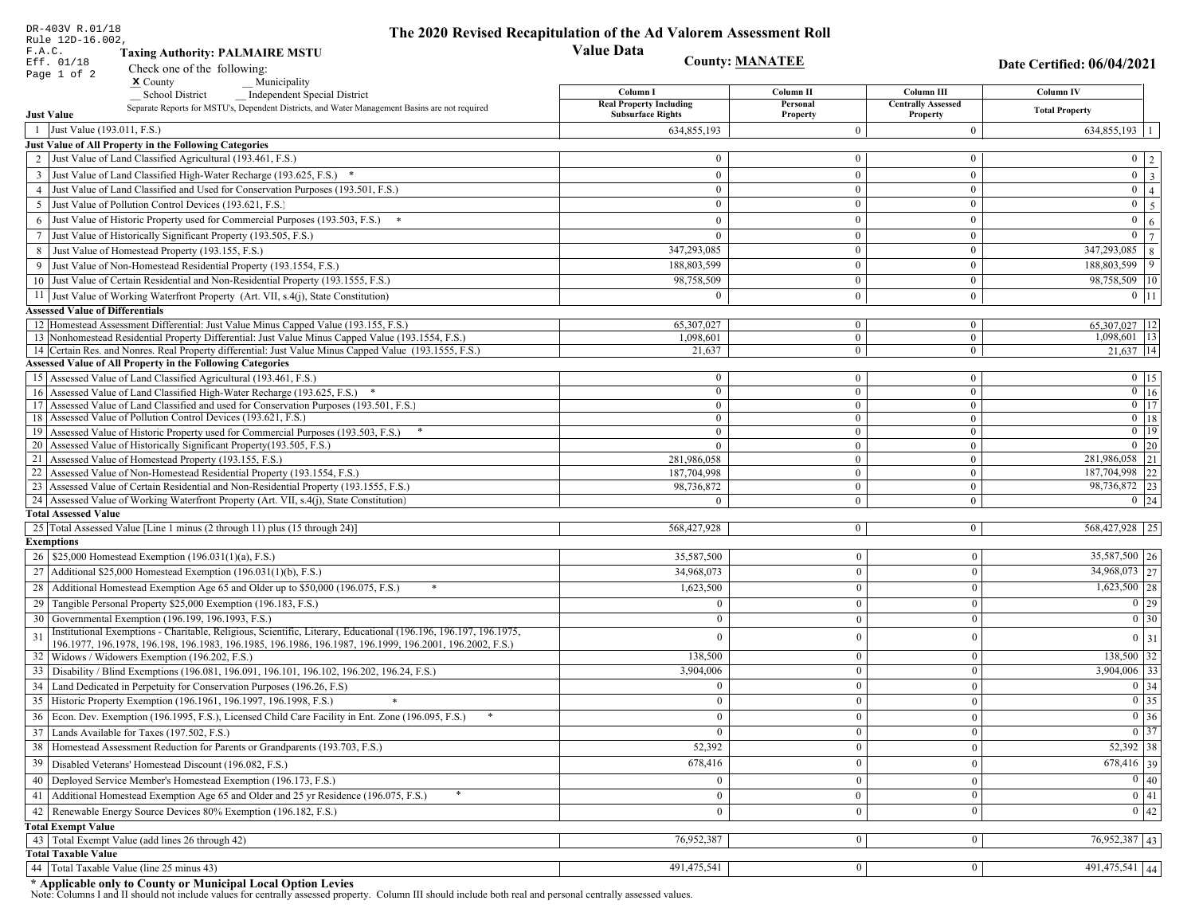DR-403V R.01/18
Rule 12D-16.002, F.A.C.
Eff. 01/18

# The 2020 Revised Recapitulation of the Ad Valorem Assessment Roll

## Value Data

**Taxing Authority: PALMAIRE MSTU**

**County: MANATEE**

**Date Certified: 06/04/2021**

Check one of the following:
**X** County  __ Municipality
__ School District  __ Independent Special District

Separate Reports for MSTU's, Dependent Districts, and Water Management Basins are not required

| | | Column I Real Property Including Subsurface Rights | Column II Personal Property | Column III Centrally Assessed Property | Column IV Total Property | |
|---|---|---|---|---|---|---|
| **Just Value** | | | | | | |
| 1 | Just Value (193.011, F.S.) | 634,855,193 | 0 | 0 | 634,855,193 | 1 |
| **Just Value of All Property in the Following Categories** | | | | | | |
| 2 | Just Value of Land Classified Agricultural (193.461, F.S.) | 0 | 0 | 0 | 0 | 2 |
| 3 | Just Value of Land Classified High-Water Recharge (193.625, F.S.) * | 0 | 0 | 0 | 0 | 3 |
| 4 | Just Value of Land Classified and Used for Conservation Purposes (193.501, F.S.) | 0 | 0 | 0 | 0 | 4 |
| 5 | Just Value of Pollution Control Devices (193.621, F.S.) | 0 | 0 | 0 | 0 | 5 |
| 6 | Just Value of Historic Property used for Commercial Purposes (193.503, F.S.) * | 0 | 0 | 0 | 0 | 6 |
| 7 | Just Value of Historically Significant Property (193.505, F.S.) | 0 | 0 | 0 | 0 | 7 |
| 8 | Just Value of Homestead Property (193.155, F.S.) | 347,293,085 | 0 | 0 | 347,293,085 | 8 |
| 9 | Just Value of Non-Homestead Residential Property (193.1554, F.S.) | 188,803,599 | 0 | 0 | 188,803,599 | 9 |
| 10 | Just Value of Certain Residential and Non-Residential Property (193.1555, F.S.) | 98,758,509 | 0 | 0 | 98,758,509 | 10 |
| 11 | Just Value of Working Waterfront Property (Art. VII, s.4(j), State Constitution) | 0 | 0 | 0 | 0 | 11 |
| **Assessed Value of Differentials** | | | | | | |
| 12 | Homestead Assessment Differential: Just Value Minus Capped Value (193.155, F.S.) | 65,307,027 | 0 | 0 | 65,307,027 | 12 |
| 13 | Nonhomestead Residential Property Differential: Just Value Minus Capped Value (193.1554, F.S.) | 1,098,601 | 0 | 0 | 1,098,601 | 13 |
| 14 | Certain Res. and Nonres. Real Property differential: Just Value Minus Capped Value (193.1555, F.S.) | 21,637 | 0 | 0 | 21,637 | 14 |
| **Assessed Value of All Property in the Following Categories** | | | | | | |
| 15 | Assessed Value of Land Classified Agricultural (193.461, F.S.) | 0 | 0 | 0 | 0 | 15 |
| 16 | Assessed Value of Land Classified High-Water Recharge (193.625, F.S.) * | 0 | 0 | 0 | 0 | 16 |
| 17 | Assessed Value of Land Classified and used for Conservation Purposes (193.501, F.S.) | 0 | 0 | 0 | 0 | 17 |
| 18 | Assessed Value of Pollution Control Devices (193.621, F.S.) | 0 | 0 | 0 | 0 | 18 |
| 19 | Assessed Value of Historic Property used for Commercial Purposes (193.503, F.S.) * | 0 | 0 | 0 | 0 | 19 |
| 20 | Assessed Value of Historically Significant Property(193.505, F.S.) | 0 | 0 | 0 | 0 | 20 |
| 21 | Assessed Value of Homestead Property (193.155, F.S.) | 281,986,058 | 0 | 0 | 281,986,058 | 21 |
| 22 | Assessed Value of Non-Homestead Residential Property (193.1554, F.S.) | 187,704,998 | 0 | 0 | 187,704,998 | 22 |
| 23 | Assessed Value of Certain Residential and Non-Residential Property (193.1555, F.S.) | 98,736,872 | 0 | 0 | 98,736,872 | 23 |
| 24 | Assessed Value of Working Waterfront Property (Art. VII, s.4(j), State Constitution) | 0 | 0 | 0 | 0 | 24 |
| **Total Assessed Value** | | | | | | |
| 25 | Total Assessed Value [Line 1 minus (2 through 11) plus (15 through 24)] | 568,427,928 | 0 | 0 | 568,427,928 | 25 |
| **Exemptions** | | | | | | |
| 26 | $25,000 Homestead Exemption (196.031(1)(a), F.S.) | 35,587,500 | 0 | 0 | 35,587,500 | 26 |
| 27 | Additional $25,000 Homestead Exemption (196.031(1)(b), F.S.) | 34,968,073 | 0 | 0 | 34,968,073 | 27 |
| 28 | Additional Homestead Exemption Age 65 and Older up to $50,000 (196.075, F.S.) * | 1,623,500 | 0 | 0 | 1,623,500 | 28 |
| 29 | Tangible Personal Property $25,000 Exemption (196.183, F.S.) | 0 | 0 | 0 | 0 | 29 |
| 30 | Governmental Exemption (196.199, 196.1993, F.S.) | 0 | 0 | 0 | 0 | 30 |
| 31 | Institutional Exemptions - Charitable, Religious, Scientific, Literary, Educational (196.196, 196.197, 196.1975, 196.1977, 196.1978, 196.198, 196.1983, 196.1985, 196.1986, 196.1987, 196.1999, 196.2001, 196.2002, F.S.) | 0 | 0 | 0 | 0 | 31 |
| 32 | Widows / Widowers Exemption (196.202, F.S.) | 138,500 | 0 | 0 | 138,500 | 32 |
| 33 | Disability / Blind Exemptions (196.081, 196.091, 196.101, 196.102, 196.202, 196.24, F.S.) | 3,904,006 | 0 | 0 | 3,904,006 | 33 |
| 34 | Land Dedicated in Perpetuity for Conservation Purposes (196.26, F.S) | 0 | 0 | 0 | 0 | 34 |
| 35 | Historic Property Exemption (196.1961, 196.1997, 196.1998, F.S.) * | 0 | 0 | 0 | 0 | 35 |
| 36 | Econ. Dev. Exemption (196.1995, F.S.), Licensed Child Care Facility in Ent. Zone (196.095, F.S.) * | 0 | 0 | 0 | 0 | 36 |
| 37 | Lands Available for Taxes (197.502, F.S.) | 0 | 0 | 0 | 0 | 37 |
| 38 | Homestead Assessment Reduction for Parents or Grandparents (193.703, F.S.) | 52,392 | 0 | 0 | 52,392 | 38 |
| 39 | Disabled Veterans' Homestead Discount (196.082, F.S.) | 678,416 | 0 | 0 | 678,416 | 39 |
| 40 | Deployed Service Member's Homestead Exemption (196.173, F.S.) | 0 | 0 | 0 | 0 | 40 |
| 41 | Additional Homestead Exemption Age 65 and Older and 25 yr Residence (196.075, F.S.) * | 0 | 0 | 0 | 0 | 41 |
| 42 | Renewable Energy Source Devices 80% Exemption (196.182, F.S.) | 0 | 0 | 0 | 0 | 42 |
| **Total Exempt Value** | | | | | | |
| 43 | Total Exempt Value (add lines 26 through 42) | 76,952,387 | 0 | 0 | 76,952,387 | 43 |
| **Total Taxable Value** | | | | | | |
| 44 | Total Taxable Value (line 25 minus 43) | 491,475,541 | 0 | 0 | 491,475,541 | 44 |

**\* Applicable only to County or Municipal Local Option Levies**

Note: Columns I and II should not include values for centrally assessed property. Column III should include both real and personal centrally assessed values.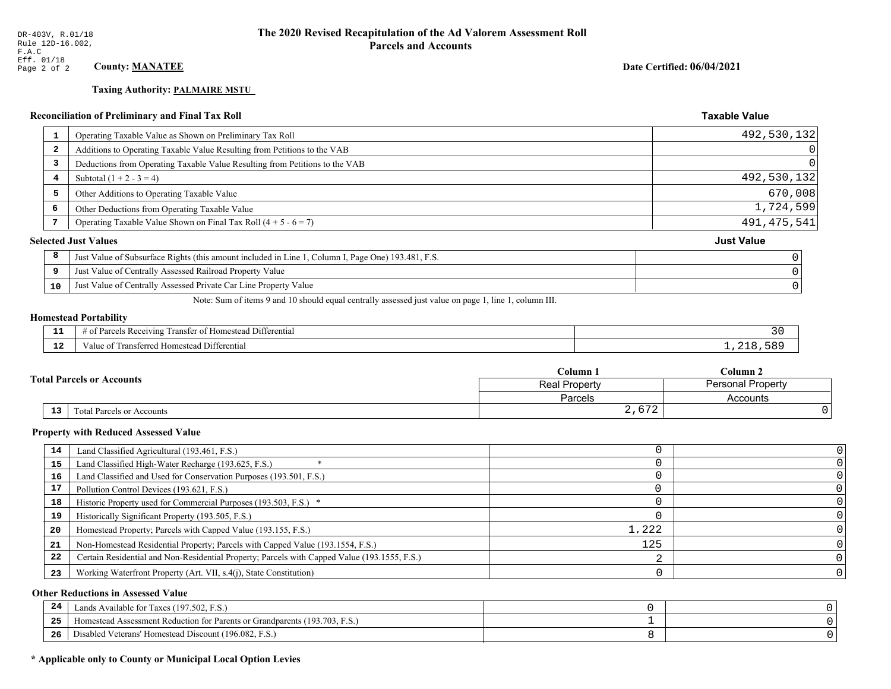DR-403V, R.01/18
Rule 12D-16.002, F.A.C
Eff. 01/18

# The 2020 Revised Recapitulation of the Ad Valorem Assessment Roll
## Parcels and Accounts

**County: MANATEE**

**Date Certified: 06/04/2021**

**Taxing Authority: PALMAIRE MSTU**

### Reconciliation of Preliminary and Final Tax Roll

| | | Taxable Value |
|---|---|---|
| 1 | Operating Taxable Value as Shown on Preliminary Tax Roll | 492,530,132 |
| 2 | Additions to Operating Taxable Value Resulting from Petitions to the VAB | 0 |
| 3 | Deductions from Operating Taxable Value Resulting from Petitions to the VAB | 0 |
| 4 | Subtotal (1 + 2 - 3 = 4) | 492,530,132 |
| 5 | Other Additions to Operating Taxable Value | 670,008 |
| 6 | Other Deductions from Operating Taxable Value | 1,724,599 |
| 7 | Operating Taxable Value Shown on Final Tax Roll (4 + 5 - 6 = 7) | 491,475,541 |

### Selected Just Values

| | | Just Value |
|---|---|---|
| 8 | Just Value of Subsurface Rights (this amount included in Line 1, Column I, Page One) 193.481, F.S. | 0 |
| 9 | Just Value of Centrally Assessed Railroad Property Value | 0 |
| 10 | Just Value of Centrally Assessed Private Car Line Property Value | 0 |

Note: Sum of items 9 and 10 should equal centrally assessed just value on page 1, line 1, column III.

### Homestead Portability

| | | |
|---|---|---|
| 11 | # of Parcels Receiving Transfer of Homestead Differential | 30 |
| 12 | Value of Transferred Homestead Differential | 1,218,589 |

### Total Parcels or Accounts

| | | Column 1 Real Property Parcels | Column 2 Personal Property Accounts |
|---|---|---|---|
| 13 | Total Parcels or Accounts | 2,672 | 0 |

### Property with Reduced Assessed Value

| | | Column 1 | Column 2 |
|---|---|---|---|
| 14 | Land Classified Agricultural (193.461, F.S.) | 0 | 0 |
| 15 | Land Classified High-Water Recharge (193.625, F.S.) * | 0 | 0 |
| 16 | Land Classified and Used for Conservation Purposes (193.501, F.S.) | 0 | 0 |
| 17 | Pollution Control Devices (193.621, F.S.) | 0 | 0 |
| 18 | Historic Property used for Commercial Purposes (193.503, F.S.) * | 0 | 0 |
| 19 | Historically Significant Property (193.505, F.S.) | 0 | 0 |
| 20 | Homestead Property; Parcels with Capped Value (193.155, F.S.) | 1,222 | 0 |
| 21 | Non-Homestead Residential Property; Parcels with Capped Value (193.1554, F.S.) | 125 | 0 |
| 22 | Certain Residential and Non-Residential Property; Parcels with Capped Value (193.1555, F.S.) | 2 | 0 |
| 23 | Working Waterfront Property (Art. VII, s.4(j), State Constitution) | 0 | 0 |

### Other Reductions in Assessed Value

| | | Column 1 | Column 2 |
|---|---|---|---|
| 24 | Lands Available for Taxes (197.502, F.S.) | 0 | 0 |
| 25 | Homestead Assessment Reduction for Parents or Grandparents (193.703, F.S.) | 1 | 0 |
| 26 | Disabled Veterans' Homestead Discount (196.082, F.S.) | 8 | 0 |

**\* Applicable only to County or Municipal Local Option Levies**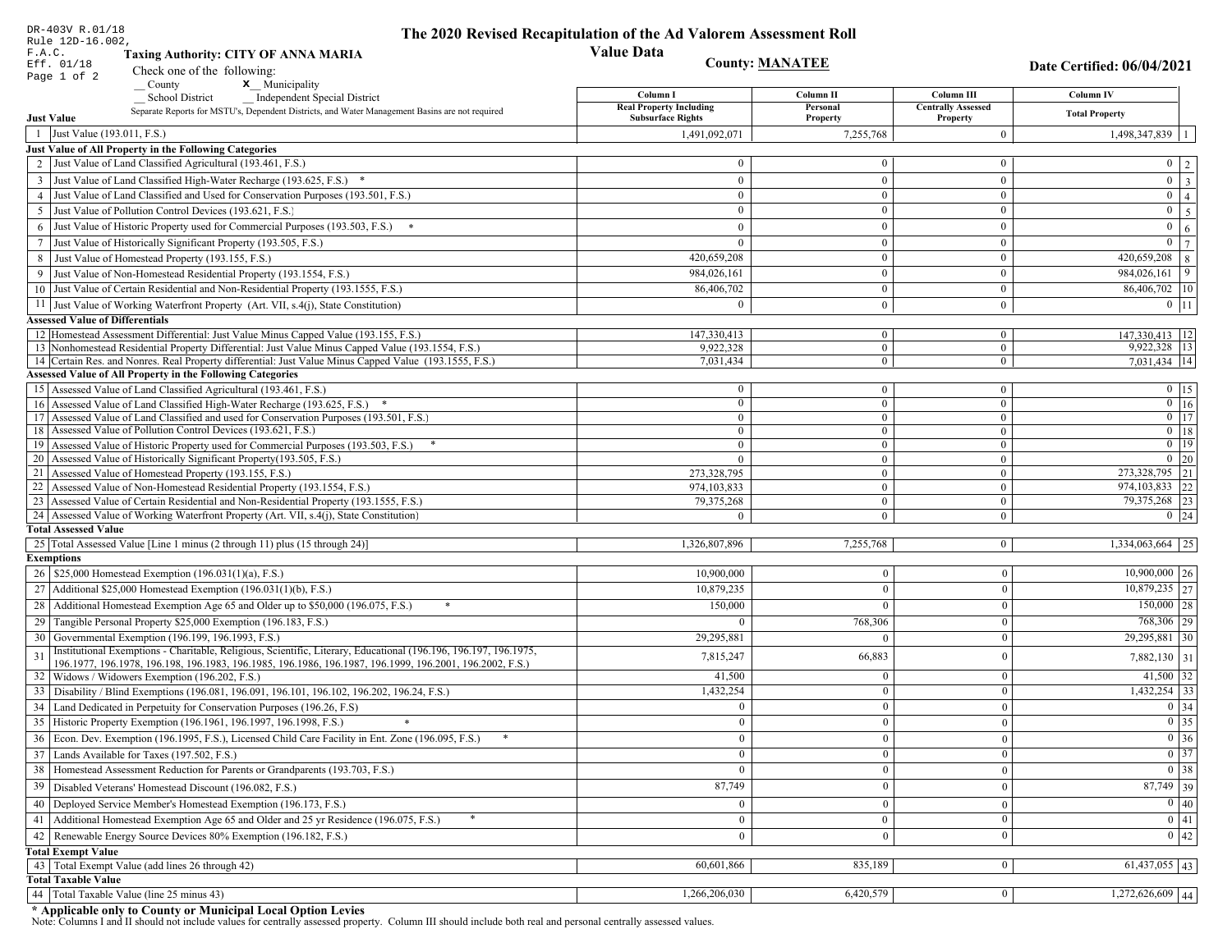DR-403V R.01/18
Rule 12D-16.002,
F.A.C.
Eff. 01/18

# The 2020 Revised Recapitulation of the Ad Valorem Assessment Roll

## Value Data

**Taxing Authority: CITY OF ANNA MARIA**

**County: MANATEE**

**Date Certified: 06/04/2021**

Check one of the following:
__ County   **x**__ Municipality
__ School District   __ Independent Special District

Separate Reports for MSTU's, Dependent Districts, and Water Management Basins are not required

| | Column I Real Property Including Subsurface Rights | Column II Personal Property | Column III Centrally Assessed Property | Column IV Total Property | |
|---|---|---|---|---|---|
| **Just Value** | | | | | |
| 1 Just Value (193.011, F.S.) | 1,491,092,071 | 7,255,768 | 0 | 1,498,347,839 | 1 |
| **Just Value of All Property in the Following Categories** | | | | | |
| 2 Just Value of Land Classified Agricultural (193.461, F.S.) | 0 | 0 | 0 | 0 | 2 |
| 3 Just Value of Land Classified High-Water Recharge (193.625, F.S.) * | 0 | 0 | 0 | 0 | 3 |
| 4 Just Value of Land Classified and Used for Conservation Purposes (193.501, F.S.) | 0 | 0 | 0 | 0 | 4 |
| 5 Just Value of Pollution Control Devices (193.621, F.S.) | 0 | 0 | 0 | 0 | 5 |
| 6 Just Value of Historic Property used for Commercial Purposes (193.503, F.S.) * | 0 | 0 | 0 | 0 | 6 |
| 7 Just Value of Historically Significant Property (193.505, F.S.) | 0 | 0 | 0 | 0 | 7 |
| 8 Just Value of Homestead Property (193.155, F.S.) | 420,659,208 | 0 | 0 | 420,659,208 | 8 |
| 9 Just Value of Non-Homestead Residential Property (193.1554, F.S.) | 984,026,161 | 0 | 0 | 984,026,161 | 9 |
| 10 Just Value of Certain Residential and Non-Residential Property (193.1555, F.S.) | 86,406,702 | 0 | 0 | 86,406,702 | 10 |
| 11 Just Value of Working Waterfront Property (Art. VII, s.4(j), State Constitution) | 0 | 0 | 0 | 0 | 11 |
| **Assessed Value of Differentials** | | | | | |
| 12 Homestead Assessment Differential: Just Value Minus Capped Value (193.155, F.S.) | 147,330,413 | 0 | 0 | 147,330,413 | 12 |
| 13 Nonhomestead Residential Property Differential: Just Value Minus Capped Value (193.1554, F.S.) | 9,922,328 | 0 | 0 | 9,922,328 | 13 |
| 14 Certain Res. and Nonres. Real Property differential: Just Value Minus Capped Value (193.1555, F.S.) | 7,031,434 | 0 | 0 | 7,031,434 | 14 |
| **Assessed Value of All Property in the Following Categories** | | | | | |
| 15 Assessed Value of Land Classified Agricultural (193.461, F.S.) | 0 | 0 | 0 | 0 | 15 |
| 16 Assessed Value of Land Classified High-Water Recharge (193.625, F.S.) * | 0 | 0 | 0 | 0 | 16 |
| 17 Assessed Value of Land Classified and used for Conservation Purposes (193.501, F.S.) | 0 | 0 | 0 | 0 | 17 |
| 18 Assessed Value of Pollution Control Devices (193.621, F.S.) | 0 | 0 | 0 | 0 | 18 |
| 19 Assessed Value of Historic Property used for Commercial Purposes (193.503, F.S.) * | 0 | 0 | 0 | 0 | 19 |
| 20 Assessed Value of Historically Significant Property(193.505, F.S.) | 0 | 0 | 0 | 0 | 20 |
| 21 Assessed Value of Homestead Property (193.155, F.S.) | 273,328,795 | 0 | 0 | 273,328,795 | 21 |
| 22 Assessed Value of Non-Homestead Residential Property (193.1554, F.S.) | 974,103,833 | 0 | 0 | 974,103,833 | 22 |
| 23 Assessed Value of Certain Residential and Non-Residential Property (193.1555, F.S.) | 79,375,268 | 0 | 0 | 79,375,268 | 23 |
| 24 Assessed Value of Working Waterfront Property (Art. VII, s.4(j), State Constitution) | 0 | 0 | 0 | 0 | 24 |
| **Total Assessed Value** | | | | | |
| 25 Total Assessed Value [Line 1 minus (2 through 11) plus (15 through 24)] | 1,326,807,896 | 7,255,768 | 0 | 1,334,063,664 | 25 |
| **Exemptions** | | | | | |
| 26 $25,000 Homestead Exemption (196.031(1)(a), F.S.) | 10,900,000 | 0 | 0 | 10,900,000 | 26 |
| 27 Additional $25,000 Homestead Exemption (196.031(1)(b), F.S.) | 10,879,235 | 0 | 0 | 10,879,235 | 27 |
| 28 Additional Homestead Exemption Age 65 and Older up to $50,000 (196.075, F.S.) * | 150,000 | 0 | 0 | 150,000 | 28 |
| 29 Tangible Personal Property $25,000 Exemption (196.183, F.S.) | 0 | 768,306 | 0 | 768,306 | 29 |
| 30 Governmental Exemption (196.199, 196.1993, F.S.) | 29,295,881 | 0 | 0 | 29,295,881 | 30 |
| 31 Institutional Exemptions - Charitable, Religious, Scientific, Literary, Educational (196.196, 196.197, 196.1975, 196.1977, 196.1978, 196.198, 196.1983, 196.1985, 196.1986, 196.1987, 196.1999, 196.2001, 196.2002, F.S.) | 7,815,247 | 66,883 | 0 | 7,882,130 | 31 |
| 32 Widows / Widowers Exemption (196.202, F.S.) | 41,500 | 0 | 0 | 41,500 | 32 |
| 33 Disability / Blind Exemptions (196.081, 196.091, 196.101, 196.102, 196.202, 196.24, F.S.) | 1,432,254 | 0 | 0 | 1,432,254 | 33 |
| 34 Land Dedicated in Perpetuity for Conservation Purposes (196.26, F.S) | 0 | 0 | 0 | 0 | 34 |
| 35 Historic Property Exemption (196.1961, 196.1997, 196.1998, F.S.) * | 0 | 0 | 0 | 0 | 35 |
| 36 Econ. Dev. Exemption (196.1995, F.S.), Licensed Child Care Facility in Ent. Zone (196.095, F.S.) * | 0 | 0 | 0 | 0 | 36 |
| 37 Lands Available for Taxes (197.502, F.S.) | 0 | 0 | 0 | 0 | 37 |
| 38 Homestead Assessment Reduction for Parents or Grandparents (193.703, F.S.) | 0 | 0 | 0 | 0 | 38 |
| 39 Disabled Veterans' Homestead Discount (196.082, F.S.) | 87,749 | 0 | 0 | 87,749 | 39 |
| 40 Deployed Service Member's Homestead Exemption (196.173, F.S.) | 0 | 0 | 0 | 0 | 40 |
| 41 Additional Homestead Exemption Age 65 and Older and 25 yr Residence (196.075, F.S.) * | 0 | 0 | 0 | 0 | 41 |
| 42 Renewable Energy Source Devices 80% Exemption (196.182, F.S.) | 0 | 0 | 0 | 0 | 42 |
| **Total Exempt Value** | | | | | |
| 43 Total Exempt Value (add lines 26 through 42) | 60,601,866 | 835,189 | 0 | 61,437,055 | 43 |
| **Total Taxable Value** | | | | | |
| 44 Total Taxable Value (line 25 minus 43) | 1,266,206,030 | 6,420,579 | 0 | 1,272,626,609 | 44 |

**\* Applicable only to County or Municipal Local Option Levies**

Note: Columns I and II should not include values for centrally assessed property. Column III should include both real and personal centrally assessed values.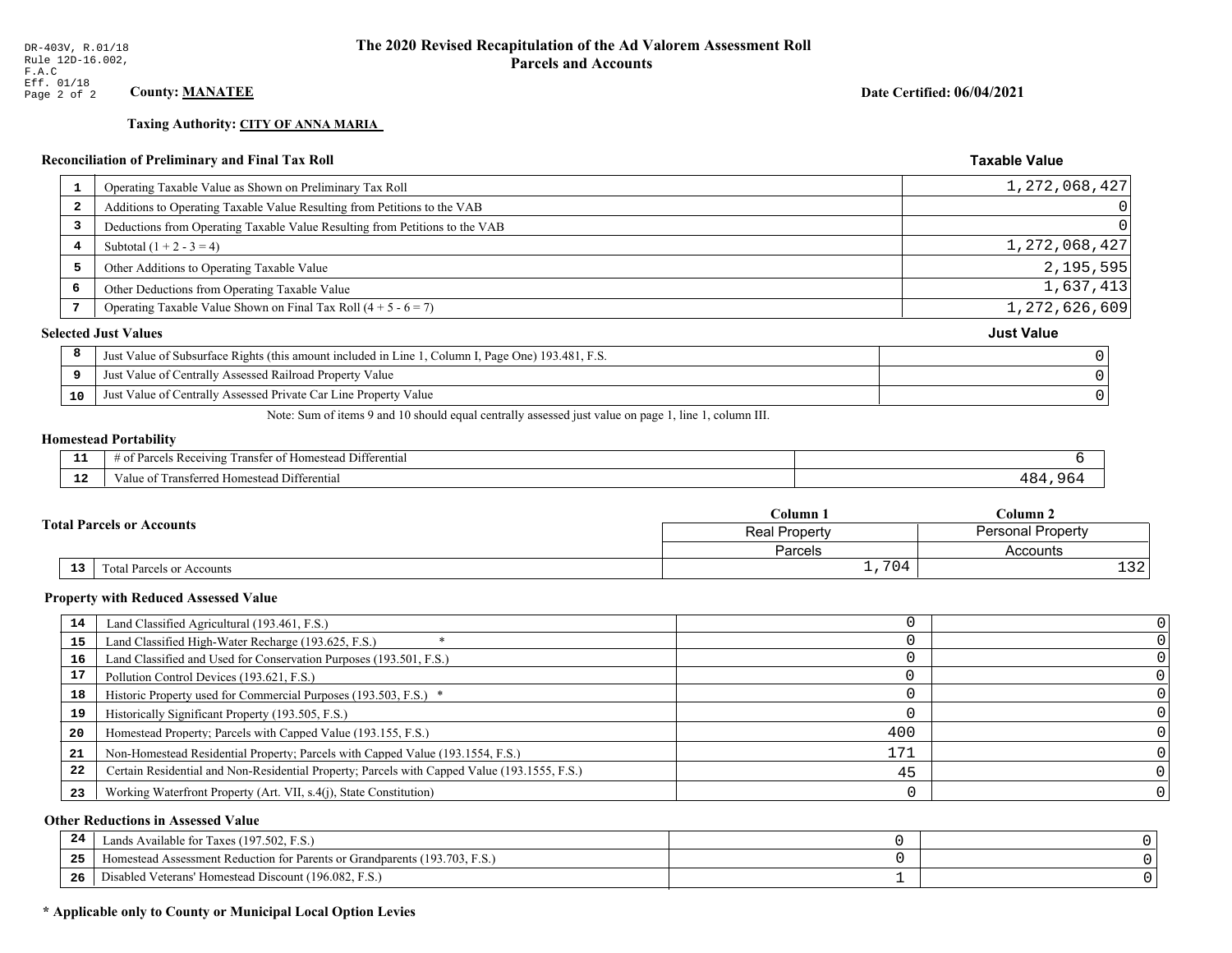DR-403V, R.01/18
Rule 12D-16.002, F.A.C
Eff. 01/18

# The 2020 Revised Recapitulation of the Ad Valorem Assessment Roll
## Parcels and Accounts

**County: MANATEE**

**Date Certified: 06/04/2021**

**Taxing Authority: CITY OF ANNA MARIA**

### Reconciliation of Preliminary and Final Tax Roll

| | | Taxable Value |
|---|---|---|
| 1 | Operating Taxable Value as Shown on Preliminary Tax Roll | 1,272,068,427 |
| 2 | Additions to Operating Taxable Value Resulting from Petitions to the VAB | 0 |
| 3 | Deductions from Operating Taxable Value Resulting from Petitions to the VAB | 0 |
| 4 | Subtotal (1 + 2 - 3 = 4) | 1,272,068,427 |
| 5 | Other Additions to Operating Taxable Value | 2,195,595 |
| 6 | Other Deductions from Operating Taxable Value | 1,637,413 |
| 7 | Operating Taxable Value Shown on Final Tax Roll (4 + 5 - 6 = 7) | 1,272,626,609 |

### Selected Just Values

| | | Just Value |
|---|---|---|
| 8 | Just Value of Subsurface Rights (this amount included in Line 1, Column I, Page One) 193.481, F.S. | 0 |
| 9 | Just Value of Centrally Assessed Railroad Property Value | 0 |
| 10 | Just Value of Centrally Assessed Private Car Line Property Value | 0 |

Note: Sum of items 9 and 10 should equal centrally assessed just value on page 1, line 1, column III.

### Homestead Portability

| | | |
|---|---|---|
| 11 | # of Parcels Receiving Transfer of Homestead Differential | 6 |
| 12 | Value of Transferred Homestead Differential | 484,964 |

### Total Parcels or Accounts

| | | Column 1 Real Property Parcels | Column 2 Personal Property Accounts |
|---|---|---|---|
| 13 | Total Parcels or Accounts | 1,704 | 132 |

### Property with Reduced Assessed Value

| | | Column 1 | Column 2 |
|---|---|---|---|
| 14 | Land Classified Agricultural (193.461, F.S.) | 0 | 0 |
| 15 | Land Classified High-Water Recharge (193.625, F.S.) * | 0 | 0 |
| 16 | Land Classified and Used for Conservation Purposes (193.501, F.S.) | 0 | 0 |
| 17 | Pollution Control Devices (193.621, F.S.) | 0 | 0 |
| 18 | Historic Property used for Commercial Purposes (193.503, F.S.) * | 0 | 0 |
| 19 | Historically Significant Property (193.505, F.S.) | 0 | 0 |
| 20 | Homestead Property; Parcels with Capped Value (193.155, F.S.) | 400 | 0 |
| 21 | Non-Homestead Residential Property; Parcels with Capped Value (193.1554, F.S.) | 171 | 0 |
| 22 | Certain Residential and Non-Residential Property; Parcels with Capped Value (193.1555, F.S.) | 45 | 0 |
| 23 | Working Waterfront Property (Art. VII, s.4(j), State Constitution) | 0 | 0 |

### Other Reductions in Assessed Value

| | | Column 1 | Column 2 |
|---|---|---|---|
| 24 | Lands Available for Taxes (197.502, F.S.) | 0 | 0 |
| 25 | Homestead Assessment Reduction for Parents or Grandparents (193.703, F.S.) | 0 | 0 |
| 26 | Disabled Veterans' Homestead Discount (196.082, F.S.) | 1 | 0 |

**\* Applicable only to County or Municipal Local Option Levies**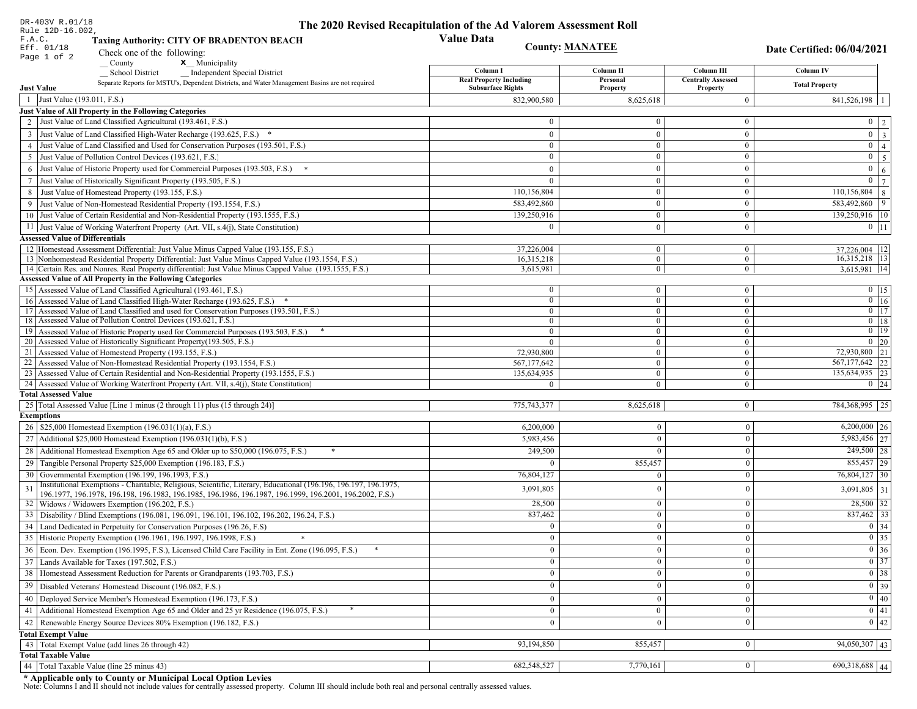DR-403V R.01/18
Rule 12D-16.002, F.A.C.
Eff. 01/18
Page 1 of 2

# The 2020 Revised Recapitulation of the Ad Valorem Assessment Roll

## Value Data

**Taxing Authority: CITY OF BRADENTON BEACH**

**County: MANATEE**

**Date Certified: 06/04/2021**

Check one of the following:
__ County  **x** Municipality
__ School District  __ Independent Special District

Separate Reports for MSTU's, Dependent Districts, and Water Management Basins are not required

| | Column I Real Property Including Subsurface Rights | Column II Personal Property | Column III Centrally Assessed Property | Column IV Total Property | |
|---|---|---|---|---|---|
| **Just Value** | | | | | |
| 1 Just Value (193.011, F.S.) | 832,900,580 | 8,625,618 | 0 | 841,526,198 | 1 |
| **Just Value of All Property in the Following Categories** | | | | | |
| 2 Just Value of Land Classified Agricultural (193.461, F.S.) | 0 | 0 | 0 | 0 | 2 |
| 3 Just Value of Land Classified High-Water Recharge (193.625, F.S.) * | 0 | 0 | 0 | 0 | 3 |
| 4 Just Value of Land Classified and Used for Conservation Purposes (193.501, F.S.) | 0 | 0 | 0 | 0 | 4 |
| 5 Just Value of Pollution Control Devices (193.621, F.S.) | 0 | 0 | 0 | 0 | 5 |
| 6 Just Value of Historic Property used for Commercial Purposes (193.503, F.S.) * | 0 | 0 | 0 | 0 | 6 |
| 7 Just Value of Historically Significant Property (193.505, F.S.) | 0 | 0 | 0 | 0 | 7 |
| 8 Just Value of Homestead Property (193.155, F.S.) | 110,156,804 | 0 | 0 | 110,156,804 | 8 |
| 9 Just Value of Non-Homestead Residential Property (193.1554, F.S.) | 583,492,860 | 0 | 0 | 583,492,860 | 9 |
| 10 Just Value of Certain Residential and Non-Residential Property (193.1555, F.S.) | 139,250,916 | 0 | 0 | 139,250,916 | 10 |
| 11 Just Value of Working Waterfront Property (Art. VII, s.4(j), State Constitution) | 0 | 0 | 0 | 0 | 11 |
| **Assessed Value of Differentials** | | | | | |
| 12 Homestead Assessment Differential: Just Value Minus Capped Value (193.155, F.S.) | 37,226,004 | 0 | 0 | 37,226,004 | 12 |
| 13 Nonhomestead Residential Property Differential: Just Value Minus Capped Value (193.1554, F.S.) | 16,315,218 | 0 | 0 | 16,315,218 | 13 |
| 14 Certain Res. and Nonres. Real Property differential: Just Value Minus Capped Value (193.1555, F.S.) | 3,615,981 | 0 | 0 | 3,615,981 | 14 |
| **Assessed Value of All Property in the Following Categories** | | | | | |
| 15 Assessed Value of Land Classified Agricultural (193.461, F.S.) | 0 | 0 | 0 | 0 | 15 |
| 16 Assessed Value of Land Classified High-Water Recharge (193.625, F.S.) * | 0 | 0 | 0 | 0 | 16 |
| 17 Assessed Value of Land Classified and used for Conservation Purposes (193.501, F.S.) | 0 | 0 | 0 | 0 | 17 |
| 18 Assessed Value of Pollution Control Devices (193.621, F.S.) | 0 | 0 | 0 | 0 | 18 |
| 19 Assessed Value of Historic Property used for Commercial Purposes (193.503, F.S.) * | 0 | 0 | 0 | 0 | 19 |
| 20 Assessed Value of Historically Significant Property(193.505, F.S.) | 0 | 0 | 0 | 0 | 20 |
| 21 Assessed Value of Homestead Property (193.155, F.S.) | 72,930,800 | 0 | 0 | 72,930,800 | 21 |
| 22 Assessed Value of Non-Homestead Residential Property (193.1554, F.S.) | 567,177,642 | 0 | 0 | 567,177,642 | 22 |
| 23 Assessed Value of Certain Residential and Non-Residential Property (193.1555, F.S.) | 135,634,935 | 0 | 0 | 135,634,935 | 23 |
| 24 Assessed Value of Working Waterfront Property (Art. VII, s.4(j), State Constitution) | 0 | 0 | 0 | 0 | 24 |
| **Total Assessed Value** | | | | | |
| 25 Total Assessed Value [Line 1 minus (2 through 11) plus (15 through 24)] | 775,743,377 | 8,625,618 | 0 | 784,368,995 | 25 |
| **Exemptions** | | | | | |
| 26 $25,000 Homestead Exemption (196.031(1)(a), F.S.) | 6,200,000 | 0 | 0 | 6,200,000 | 26 |
| 27 Additional $25,000 Homestead Exemption (196.031(1)(b), F.S.) | 5,983,456 | 0 | 0 | 5,983,456 | 27 |
| 28 Additional Homestead Exemption Age 65 and Older up to $50,000 (196.075, F.S.) * | 249,500 | 0 | 0 | 249,500 | 28 |
| 29 Tangible Personal Property $25,000 Exemption (196.183, F.S.) | 0 | 855,457 | 0 | 855,457 | 29 |
| 30 Governmental Exemption (196.199, 196.1993, F.S.) | 76,804,127 | 0 | 0 | 76,804,127 | 30 |
| 31 Institutional Exemptions - Charitable, Religious, Scientific, Literary, Educational (196.196, 196.197, 196.1975, 196.1977, 196.1978, 196.198, 196.1983, 196.1985, 196.1986, 196.1987, 196.1999, 196.2001, 196.2002, F.S.) | 3,091,805 | 0 | 0 | 3,091,805 | 31 |
| 32 Widows / Widowers Exemption (196.202, F.S.) | 28,500 | 0 | 0 | 28,500 | 32 |
| 33 Disability / Blind Exemptions (196.081, 196.091, 196.101, 196.102, 196.202, 196.24, F.S.) | 837,462 | 0 | 0 | 837,462 | 33 |
| 34 Land Dedicated in Perpetuity for Conservation Purposes (196.26, F.S) | 0 | 0 | 0 | 0 | 34 |
| 35 Historic Property Exemption (196.1961, 196.1997, 196.1998, F.S.) * | 0 | 0 | 0 | 0 | 35 |
| 36 Econ. Dev. Exemption (196.1995, F.S.), Licensed Child Care Facility in Ent. Zone (196.095, F.S.) * | 0 | 0 | 0 | 0 | 36 |
| 37 Lands Available for Taxes (197.502, F.S.) | 0 | 0 | 0 | 0 | 37 |
| 38 Homestead Assessment Reduction for Parents or Grandparents (193.703, F.S.) | 0 | 0 | 0 | 0 | 38 |
| 39 Disabled Veterans' Homestead Discount (196.082, F.S.) | 0 | 0 | 0 | 0 | 39 |
| 40 Deployed Service Member's Homestead Exemption (196.173, F.S.) | 0 | 0 | 0 | 0 | 40 |
| 41 Additional Homestead Exemption Age 65 and Older and 25 yr Residence (196.075, F.S.) * | 0 | 0 | 0 | 0 | 41 |
| 42 Renewable Energy Source Devices 80% Exemption (196.182, F.S.) | 0 | 0 | 0 | 0 | 42 |
| **Total Exempt Value** | | | | | |
| 43 Total Exempt Value (add lines 26 through 42) | 93,194,850 | 855,457 | 0 | 94,050,307 | 43 |
| **Total Taxable Value** | | | | | |
| 44 Total Taxable Value (line 25 minus 43) | 682,548,527 | 7,770,161 | 0 | 690,318,688 | 44 |

**\* Applicable only to County or Municipal Local Option Levies**

Note: Columns I and II should not include values for centrally assessed property. Column III should include both real and personal centrally assessed values.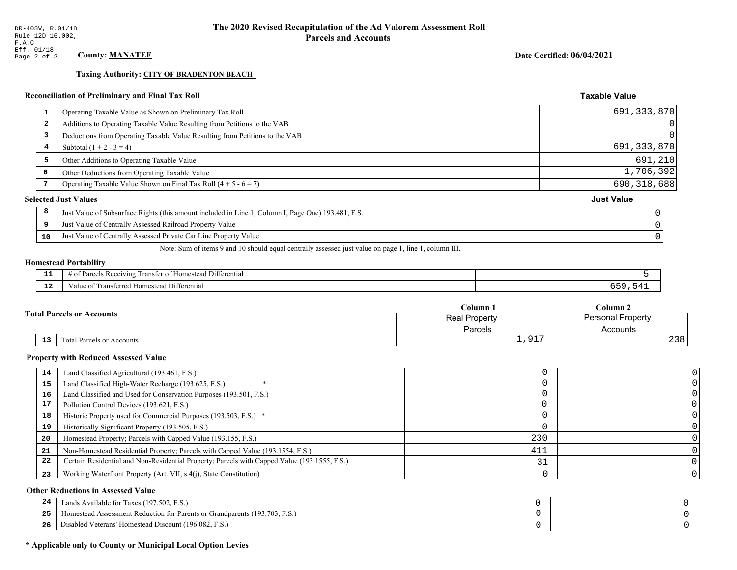DR-403V, R.01/18
Rule 12D-16.002, F.A.C
Eff. 01/18

# The 2020 Revised Recapitulation of the Ad Valorem Assessment Roll
## Parcels and Accounts

**County: MANATEE**

**Date Certified: 06/04/2021**

**Taxing Authority: CITY OF BRADENTON BEACH**

### Reconciliation of Preliminary and Final Tax Roll

| | | Taxable Value |
|---|---|---|
| 1 | Operating Taxable Value as Shown on Preliminary Tax Roll | 691,333,870 |
| 2 | Additions to Operating Taxable Value Resulting from Petitions to the VAB | 0 |
| 3 | Deductions from Operating Taxable Value Resulting from Petitions to the VAB | 0 |
| 4 | Subtotal (1 + 2 - 3 = 4) | 691,333,870 |
| 5 | Other Additions to Operating Taxable Value | 691,210 |
| 6 | Other Deductions from Operating Taxable Value | 1,706,392 |
| 7 | Operating Taxable Value Shown on Final Tax Roll (4 + 5 - 6 = 7) | 690,318,688 |

### Selected Just Values

| | | Just Value |
|---|---|---|
| 8 | Just Value of Subsurface Rights (this amount included in Line 1, Column I, Page One) 193.481, F.S. | 0 |
| 9 | Just Value of Centrally Assessed Railroad Property Value | 0 |
| 10 | Just Value of Centrally Assessed Private Car Line Property Value | 0 |

Note: Sum of items 9 and 10 should equal centrally assessed just value on page 1, line 1, column III.

### Homestead Portability

| | | |
|---|---|---|
| 11 | # of Parcels Receiving Transfer of Homestead Differential | 5 |
| 12 | Value of Transferred Homestead Differential | 659,541 |

### Total Parcels or Accounts

| | | Column 1 | Column 2 |
|---|---|---|---|
| | | Real Property | Personal Property |
| | | Parcels | Accounts |
| 13 | Total Parcels or Accounts | 1,917 | 238 |

### Property with Reduced Assessed Value

| | | Column 1 | Column 2 |
|---|---|---|---|
| 14 | Land Classified Agricultural (193.461, F.S.) | 0 | 0 |
| 15 | Land Classified High-Water Recharge (193.625, F.S.) * | 0 | 0 |
| 16 | Land Classified and Used for Conservation Purposes (193.501, F.S.) | 0 | 0 |
| 17 | Pollution Control Devices (193.621, F.S.) | 0 | 0 |
| 18 | Historic Property used for Commercial Purposes (193.503, F.S.) * | 0 | 0 |
| 19 | Historically Significant Property (193.505, F.S.) | 0 | 0 |
| 20 | Homestead Property; Parcels with Capped Value (193.155, F.S.) | 230 | 0 |
| 21 | Non-Homestead Residential Property; Parcels with Capped Value (193.1554, F.S.) | 411 | 0 |
| 22 | Certain Residential and Non-Residential Property; Parcels with Capped Value (193.1555, F.S.) | 31 | 0 |
| 23 | Working Waterfront Property (Art. VII, s.4(j), State Constitution) | 0 | 0 |

### Other Reductions in Assessed Value

| | | Column 1 | Column 2 |
|---|---|---|---|
| 24 | Lands Available for Taxes (197.502, F.S.) | 0 | 0 |
| 25 | Homestead Assessment Reduction for Parents or Grandparents (193.703, F.S.) | 0 | 0 |
| 26 | Disabled Veterans' Homestead Discount (196.082, F.S.) | 0 | 0 |

**\* Applicable only to County or Municipal Local Option Levies**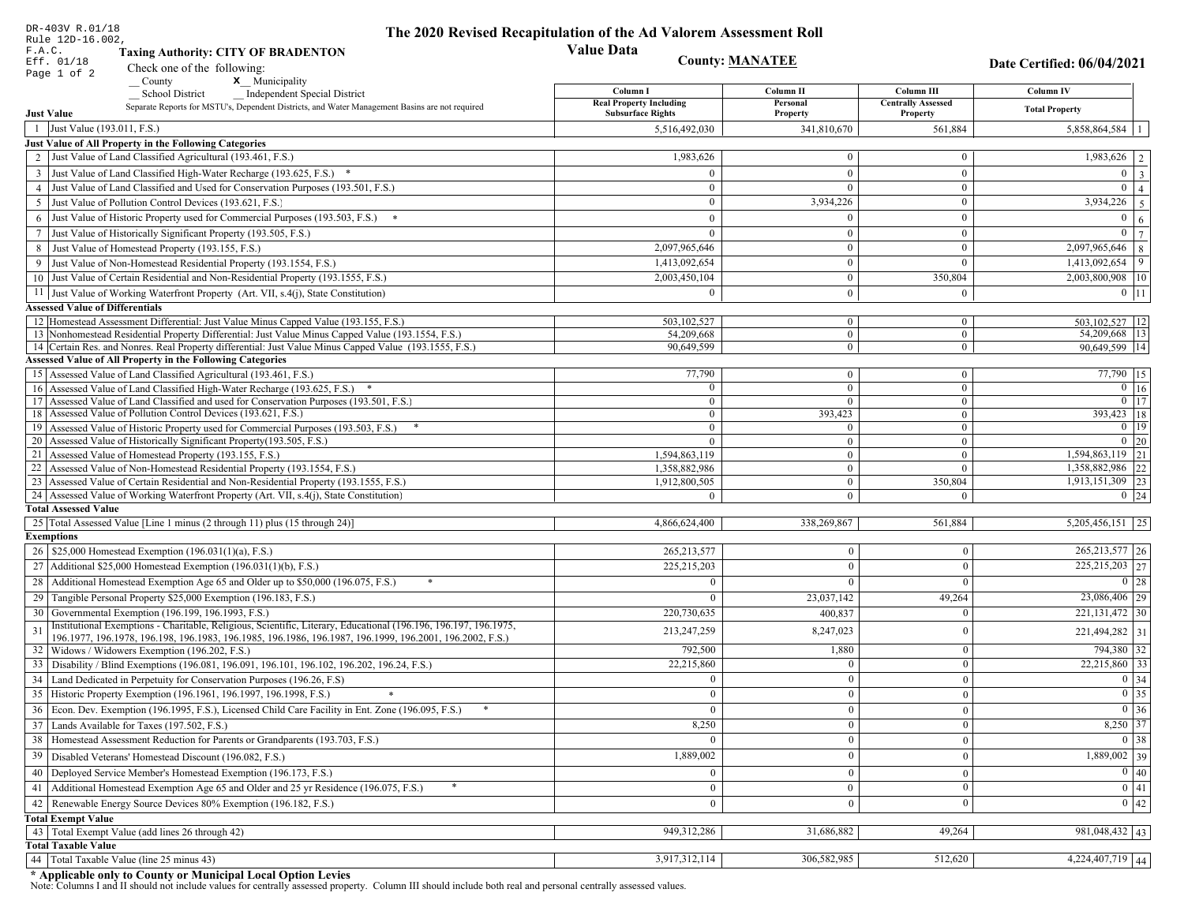DR-403V R.01/18
Rule 12D-16.002, F.A.C.
Eff. 01/18
Page 1 of 2

# The 2020 Revised Recapitulation of the Ad Valorem Assessment Roll
## Value Data

**Taxing Authority: CITY OF BRADENTON**

**County: MANATEE**

**Date Certified: 06/04/2021**

Check one of the following:
__ County
X__ Municipality
__ School District
__ Independent Special District

Separate Reports for MSTU's, Dependent Districts, and Water Management Basins are not required

| | | Column I Real Property Including Subsurface Rights | Column II Personal Property | Column III Centrally Assessed Property | Column IV Total Property | |
|---|---|---|---|---|---|---|
| **Just Value** | | | | | | |
| 1 | Just Value (193.011, F.S.) | 5,516,492,030 | 341,810,670 | 561,884 | 5,858,864,584 | 1 |
| **Just Value of All Property in the Following Categories** | | | | | | |
| 2 | Just Value of Land Classified Agricultural (193.461, F.S.) | 1,983,626 | 0 | 0 | 1,983,626 | 2 |
| 3 | Just Value of Land Classified High-Water Recharge (193.625, F.S.) * | 0 | 0 | 0 | 0 | 3 |
| 4 | Just Value of Land Classified and Used for Conservation Purposes (193.501, F.S.) | 0 | 0 | 0 | 0 | 4 |
| 5 | Just Value of Pollution Control Devices (193.621, F.S.) | 0 | 3,934,226 | 0 | 3,934,226 | 5 |
| 6 | Just Value of Historic Property used for Commercial Purposes (193.503, F.S.) * | 0 | 0 | 0 | 0 | 6 |
| 7 | Just Value of Historically Significant Property (193.505, F.S.) | 0 | 0 | 0 | 0 | 7 |
| 8 | Just Value of Homestead Property (193.155, F.S.) | 2,097,965,646 | 0 | 0 | 2,097,965,646 | 8 |
| 9 | Just Value of Non-Homestead Residential Property (193.1554, F.S.) | 1,413,092,654 | 0 | 0 | 1,413,092,654 | 9 |
| 10 | Just Value of Certain Residential and Non-Residential Property (193.1555, F.S.) | 2,003,450,104 | 0 | 350,804 | 2,003,800,908 | 10 |
| 11 | Just Value of Working Waterfront Property (Art. VII, s.4(j), State Constitution) | 0 | 0 | 0 | 0 | 11 |
| **Assessed Value of Differentials** | | | | | | |
| 12 | Homestead Assessment Differential: Just Value Minus Capped Value (193.155, F.S.) | 503,102,527 | 0 | 0 | 503,102,527 | 12 |
| 13 | Nonhomestead Residential Property Differential: Just Value Minus Capped Value (193.1554, F.S.) | 54,209,668 | 0 | 0 | 54,209,668 | 13 |
| 14 | Certain Res. and Nonres. Real Property differential: Just Value Minus Capped Value (193.1555, F.S.) | 90,649,599 | 0 | 0 | 90,649,599 | 14 |
| **Assessed Value of All Property in the Following Categories** | | | | | | |
| 15 | Assessed Value of Land Classified Agricultural (193.461, F.S.) | 77,790 | 0 | 0 | 77,790 | 15 |
| 16 | Assessed Value of Land Classified High-Water Recharge (193.625, F.S.) * | 0 | 0 | 0 | 0 | 16 |
| 17 | Assessed Value of Land Classified and used for Conservation Purposes (193.501, F.S.) | 0 | 0 | 0 | 0 | 17 |
| 18 | Assessed Value of Pollution Control Devices (193.621, F.S.) | 0 | 393,423 | 0 | 393,423 | 18 |
| 19 | Assessed Value of Historic Property used for Commercial Purposes (193.503, F.S.) * | 0 | 0 | 0 | 0 | 19 |
| 20 | Assessed Value of Historically Significant Property(193.505, F.S.) | 0 | 0 | 0 | 0 | 20 |
| 21 | Assessed Value of Homestead Property (193.155, F.S.) | 1,594,863,119 | 0 | 0 | 1,594,863,119 | 21 |
| 22 | Assessed Value of Non-Homestead Residential Property (193.1554, F.S.) | 1,358,882,986 | 0 | 0 | 1,358,882,986 | 22 |
| 23 | Assessed Value of Certain Residential and Non-Residential Property (193.1555, F.S.) | 1,912,800,505 | 0 | 350,804 | 1,913,151,309 | 23 |
| 24 | Assessed Value of Working Waterfront Property (Art. VII, s.4(j), State Constitution) | 0 | 0 | 0 | 0 | 24 |
| **Total Assessed Value** | | | | | | |
| 25 | Total Assessed Value [Line 1 minus (2 through 11) plus (15 through 24)] | 4,866,624,400 | 338,269,867 | 561,884 | 5,205,456,151 | 25 |
| **Exemptions** | | | | | | |
| 26 | $25,000 Homestead Exemption (196.031(1)(a), F.S.) | 265,213,577 | 0 | 0 | 265,213,577 | 26 |
| 27 | Additional $25,000 Homestead Exemption (196.031(1)(b), F.S.) | 225,215,203 | 0 | 0 | 225,215,203 | 27 |
| 28 | Additional Homestead Exemption Age 65 and Older up to $50,000 (196.075, F.S.) * | 0 | 0 | 0 | 0 | 28 |
| 29 | Tangible Personal Property $25,000 Exemption (196.183, F.S.) | 0 | 23,037,142 | 49,264 | 23,086,406 | 29 |
| 30 | Governmental Exemption (196.199, 196.1993, F.S.) | 220,730,635 | 400,837 | 0 | 221,131,472 | 30 |
| 31 | Institutional Exemptions - Charitable, Religious, Scientific, Literary, Educational (196.196, 196.197, 196.1975, 196.1977, 196.1978, 196.198, 196.1983, 196.1985, 196.1986, 196.1987, 196.1999, 196.2001, 196.2002, F.S.) | 213,247,259 | 8,247,023 | 0 | 221,494,282 | 31 |
| 32 | Widows / Widowers Exemption (196.202, F.S.) | 792,500 | 1,880 | 0 | 794,380 | 32 |
| 33 | Disability / Blind Exemptions (196.081, 196.091, 196.101, 196.102, 196.202, 196.24, F.S.) | 22,215,860 | 0 | 0 | 22,215,860 | 33 |
| 34 | Land Dedicated in Perpetuity for Conservation Purposes (196.26, F.S) | 0 | 0 | 0 | 0 | 34 |
| 35 | Historic Property Exemption (196.1961, 196.1997, 196.1998, F.S.) * | 0 | 0 | 0 | 0 | 35 |
| 36 | Econ. Dev. Exemption (196.1995, F.S.), Licensed Child Care Facility in Ent. Zone (196.095, F.S.) * | 0 | 0 | 0 | 0 | 36 |
| 37 | Lands Available for Taxes (197.502, F.S.) | 8,250 | 0 | 0 | 8,250 | 37 |
| 38 | Homestead Assessment Reduction for Parents or Grandparents (193.703, F.S.) | 0 | 0 | 0 | 0 | 38 |
| 39 | Disabled Veterans' Homestead Discount (196.082, F.S.) | 1,889,002 | 0 | 0 | 1,889,002 | 39 |
| 40 | Deployed Service Member's Homestead Exemption (196.173, F.S.) | 0 | 0 | 0 | 0 | 40 |
| 41 | Additional Homestead Exemption Age 65 and Older and 25 yr Residence (196.075, F.S.) * | 0 | 0 | 0 | 0 | 41 |
| 42 | Renewable Energy Source Devices 80% Exemption (196.182, F.S.) | 0 | 0 | 0 | 0 | 42 |
| **Total Exempt Value** | | | | | | |
| 43 | Total Exempt Value (add lines 26 through 42) | 949,312,286 | 31,686,882 | 49,264 | 981,048,432 | 43 |
| **Total Taxable Value** | | | | | | |
| 44 | Total Taxable Value (line 25 minus 43) | 3,917,312,114 | 306,582,985 | 512,620 | 4,224,407,719 | 44 |

**\* Applicable only to County or Municipal Local Option Levies**

Note: Columns I and II should not include values for centrally assessed property. Column III should include both real and personal centrally assessed values.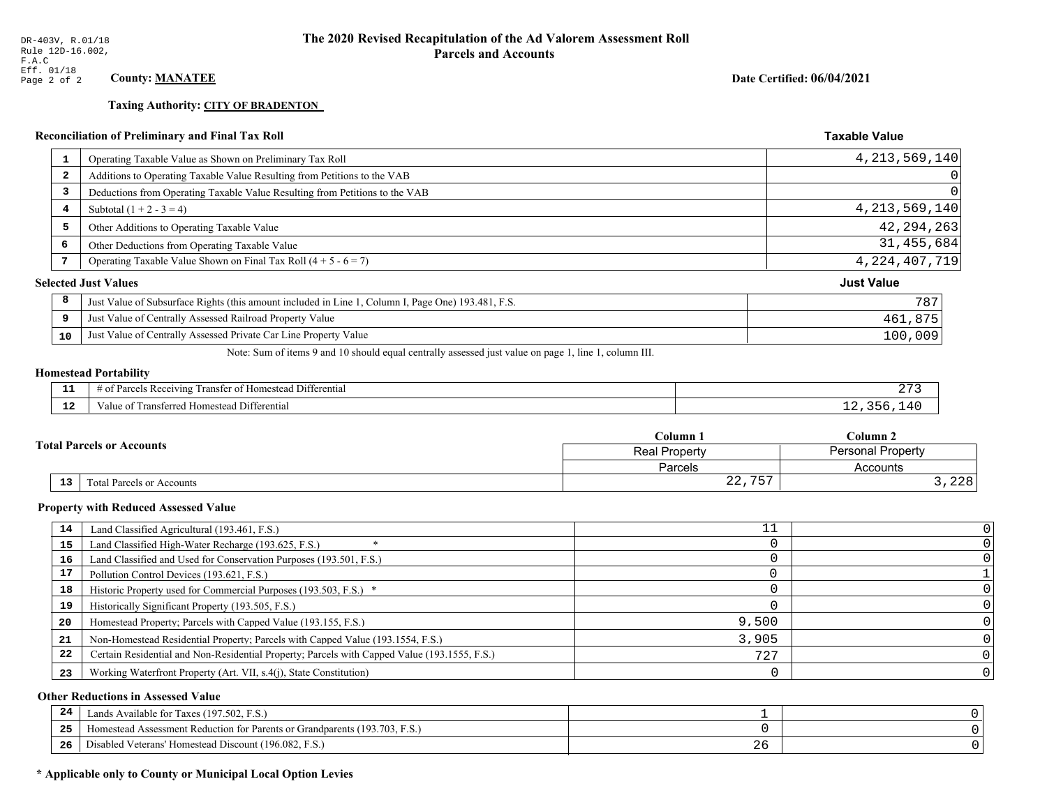DR-403V, R.01/18
Rule 12D-16.002, F.A.C
Eff. 01/18

# The 2020 Revised Recapitulation of the Ad Valorem Assessment Roll
## Parcels and Accounts

**County: MANATEE** **Date Certified: 06/04/2021**

**Taxing Authority: CITY OF BRADENTON**

### Reconciliation of Preliminary and Final Tax Roll

| | | Taxable Value |
|---|---|---|
| 1 | Operating Taxable Value as Shown on Preliminary Tax Roll | 4,213,569,140 |
| 2 | Additions to Operating Taxable Value Resulting from Petitions to the VAB | 0 |
| 3 | Deductions from Operating Taxable Value Resulting from Petitions to the VAB | 0 |
| 4 | Subtotal (1 + 2 - 3 = 4) | 4,213,569,140 |
| 5 | Other Additions to Operating Taxable Value | 42,294,263 |
| 6 | Other Deductions from Operating Taxable Value | 31,455,684 |
| 7 | Operating Taxable Value Shown on Final Tax Roll (4 + 5 - 6 = 7) | 4,224,407,719 |

### Selected Just Values

| | | Just Value |
|---|---|---|
| 8 | Just Value of Subsurface Rights (this amount included in Line 1, Column I, Page One) 193.481, F.S. | 787 |
| 9 | Just Value of Centrally Assessed Railroad Property Value | 461,875 |
| 10 | Just Value of Centrally Assessed Private Car Line Property Value | 100,009 |

Note: Sum of items 9 and 10 should equal centrally assessed just value on page 1, line 1, column III.

### Homestead Portability

| | | |
|---|---|---|
| 11 | # of Parcels Receiving Transfer of Homestead Differential | 273 |
| 12 | Value of Transferred Homestead Differential | 12,356,140 |

### Total Parcels or Accounts

| | | Column 1 | Column 2 |
|---|---|---|---|
| | | Real Property | Personal Property |
| | | Parcels | Accounts |
| 13 | Total Parcels or Accounts | 22,757 | 3,228 |

### Property with Reduced Assessed Value

| | | Column 1 | Column 2 |
|---|---|---|---|
| 14 | Land Classified Agricultural (193.461, F.S.) | 11 | 0 |
| 15 | Land Classified High-Water Recharge (193.625, F.S.) * | 0 | 0 |
| 16 | Land Classified and Used for Conservation Purposes (193.501, F.S.) | 0 | 0 |
| 17 | Pollution Control Devices (193.621, F.S.) | 0 | 1 |
| 18 | Historic Property used for Commercial Purposes (193.503, F.S.) * | 0 | 0 |
| 19 | Historically Significant Property (193.505, F.S.) | 0 | 0 |
| 20 | Homestead Property; Parcels with Capped Value (193.155, F.S.) | 9,500 | 0 |
| 21 | Non-Homestead Residential Property; Parcels with Capped Value (193.1554, F.S.) | 3,905 | 0 |
| 22 | Certain Residential and Non-Residential Property; Parcels with Capped Value (193.1555, F.S.) | 727 | 0 |
| 23 | Working Waterfront Property (Art. VII, s.4(j), State Constitution) | 0 | 0 |

### Other Reductions in Assessed Value

| | | Column 1 | Column 2 |
|---|---|---|---|
| 24 | Lands Available for Taxes (197.502, F.S.) | 1 | 0 |
| 25 | Homestead Assessment Reduction for Parents or Grandparents (193.703, F.S.) | 0 | 0 |
| 26 | Disabled Veterans' Homestead Discount (196.082, F.S.) | 26 | 0 |

**\* Applicable only to County or Municipal Local Option Levies**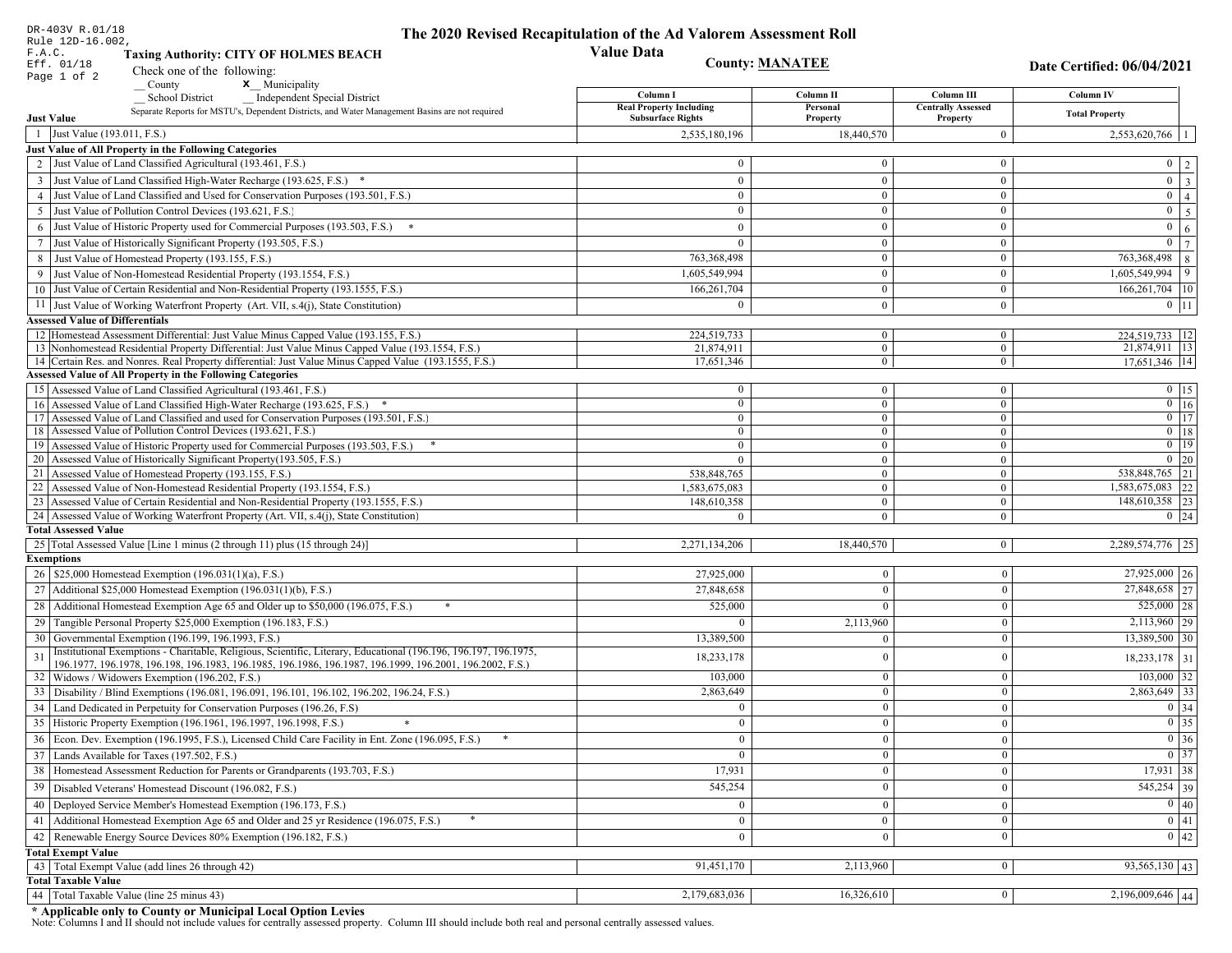DR-403V R.01/18
Rule 12D-16.002, F.A.C.
Eff. 01/18

# The 2020 Revised Recapitulation of the Ad Valorem Assessment Roll
## Value Data

**Taxing Authority: CITY OF HOLMES BEACH**

**County: MANATEE**

**Date Certified: 06/04/2021**

Check one of the following:
__ County
x__ Municipality
__ School District
__ Independent Special District

Separate Reports for MSTU's, Dependent Districts, and Water Management Basins are not required

| | | Column I Real Property Including Subsurface Rights | Column II Personal Property | Column III Centrally Assessed Property | Column IV Total Property | |
|---|---|---|---|---|---|---|
| **Just Value** | | | | | | |
| 1 | Just Value (193.011, F.S.) | 2,535,180,196 | 18,440,570 | 0 | 2,553,620,766 | 1 |
| **Just Value of All Property in the Following Categories** | | | | | | |
| 2 | Just Value of Land Classified Agricultural (193.461, F.S.) | 0 | 0 | 0 | 0 | 2 |
| 3 | Just Value of Land Classified High-Water Recharge (193.625, F.S.) * | 0 | 0 | 0 | 0 | 3 |
| 4 | Just Value of Land Classified and Used for Conservation Purposes (193.501, F.S.) | 0 | 0 | 0 | 0 | 4 |
| 5 | Just Value of Pollution Control Devices (193.621, F.S.) | 0 | 0 | 0 | 0 | 5 |
| 6 | Just Value of Historic Property used for Commercial Purposes (193.503, F.S.) * | 0 | 0 | 0 | 0 | 6 |
| 7 | Just Value of Historically Significant Property (193.505, F.S.) | 0 | 0 | 0 | 0 | 7 |
| 8 | Just Value of Homestead Property (193.155, F.S.) | 763,368,498 | 0 | 0 | 763,368,498 | 8 |
| 9 | Just Value of Non-Homestead Residential Property (193.1554, F.S.) | 1,605,549,994 | 0 | 0 | 1,605,549,994 | 9 |
| 10 | Just Value of Certain Residential and Non-Residential Property (193.1555, F.S.) | 166,261,704 | 0 | 0 | 166,261,704 | 10 |
| 11 | Just Value of Working Waterfront Property (Art. VII, s.4(j), State Constitution) | 0 | 0 | 0 | 0 | 11 |
| **Assessed Value of Differentials** | | | | | | |
| 12 | Homestead Assessment Differential: Just Value Minus Capped Value (193.155, F.S.) | 224,519,733 | 0 | 0 | 224,519,733 | 12 |
| 13 | Nonhomestead Residential Property Differential: Just Value Minus Capped Value (193.1554, F.S.) | 21,874,911 | 0 | 0 | 21,874,911 | 13 |
| 14 | Certain Res. and Nonres. Real Property differential: Just Value Minus Capped Value (193.1555, F.S.) | 17,651,346 | 0 | 0 | 17,651,346 | 14 |
| **Assessed Value of All Property in the Following Categories** | | | | | | |
| 15 | Assessed Value of Land Classified Agricultural (193.461, F.S.) | 0 | 0 | 0 | 0 | 15 |
| 16 | Assessed Value of Land Classified High-Water Recharge (193.625, F.S.) * | 0 | 0 | 0 | 0 | 16 |
| 17 | Assessed Value of Land Classified and used for Conservation Purposes (193.501, F.S.) | 0 | 0 | 0 | 0 | 17 |
| 18 | Assessed Value of Pollution Control Devices (193.621, F.S.) | 0 | 0 | 0 | 0 | 18 |
| 19 | Assessed Value of Historic Property used for Commercial Purposes (193.503, F.S.) * | 0 | 0 | 0 | 0 | 19 |
| 20 | Assessed Value of Historically Significant Property(193.505, F.S.) | 0 | 0 | 0 | 0 | 20 |
| 21 | Assessed Value of Homestead Property (193.155, F.S.) | 538,848,765 | 0 | 0 | 538,848,765 | 21 |
| 22 | Assessed Value of Non-Homestead Residential Property (193.1554, F.S.) | 1,583,675,083 | 0 | 0 | 1,583,675,083 | 22 |
| 23 | Assessed Value of Certain Residential and Non-Residential Property (193.1555, F.S.) | 148,610,358 | 0 | 0 | 148,610,358 | 23 |
| 24 | Assessed Value of Working Waterfront Property (Art. VII, s.4(j), State Constitution) | 0 | 0 | 0 | 0 | 24 |
| **Total Assessed Value** | | | | | | |
| 25 | Total Assessed Value [Line 1 minus (2 through 11) plus (15 through 24)] | 2,271,134,206 | 18,440,570 | 0 | 2,289,574,776 | 25 |
| **Exemptions** | | | | | | |
| 26 | $25,000 Homestead Exemption (196.031(1)(a), F.S.) | 27,925,000 | 0 | 0 | 27,925,000 | 26 |
| 27 | Additional $25,000 Homestead Exemption (196.031(1)(b), F.S.) | 27,848,658 | 0 | 0 | 27,848,658 | 27 |
| 28 | Additional Homestead Exemption Age 65 and Older up to $50,000 (196.075, F.S.) * | 525,000 | 0 | 0 | 525,000 | 28 |
| 29 | Tangible Personal Property $25,000 Exemption (196.183, F.S.) | 0 | 2,113,960 | 0 | 2,113,960 | 29 |
| 30 | Governmental Exemption (196.199, 196.1993, F.S.) | 13,389,500 | 0 | 0 | 13,389,500 | 30 |
| 31 | Institutional Exemptions - Charitable, Religious, Scientific, Literary, Educational (196.196, 196.197, 196.1975, 196.1977, 196.1978, 196.198, 196.1983, 196.1985, 196.1986, 196.1987, 196.1999, 196.2001, 196.2002, F.S.) | 18,233,178 | 0 | 0 | 18,233,178 | 31 |
| 32 | Widows / Widowers Exemption (196.202, F.S.) | 103,000 | 0 | 0 | 103,000 | 32 |
| 33 | Disability / Blind Exemptions (196.081, 196.091, 196.101, 196.102, 196.202, 196.24, F.S.) | 2,863,649 | 0 | 0 | 2,863,649 | 33 |
| 34 | Land Dedicated in Perpetuity for Conservation Purposes (196.26, F.S) | 0 | 0 | 0 | 0 | 34 |
| 35 | Historic Property Exemption (196.1961, 196.1997, 196.1998, F.S.) * | 0 | 0 | 0 | 0 | 35 |
| 36 | Econ. Dev. Exemption (196.1995, F.S.), Licensed Child Care Facility in Ent. Zone (196.095, F.S.) * | 0 | 0 | 0 | 0 | 36 |
| 37 | Lands Available for Taxes (197.502, F.S.) | 0 | 0 | 0 | 0 | 37 |
| 38 | Homestead Assessment Reduction for Parents or Grandparents (193.703, F.S.) | 17,931 | 0 | 0 | 17,931 | 38 |
| 39 | Disabled Veterans' Homestead Discount (196.082, F.S.) | 545,254 | 0 | 0 | 545,254 | 39 |
| 40 | Deployed Service Member's Homestead Exemption (196.173, F.S.) | 0 | 0 | 0 | 0 | 40 |
| 41 | Additional Homestead Exemption Age 65 and Older and 25 yr Residence (196.075, F.S.) * | 0 | 0 | 0 | 0 | 41 |
| 42 | Renewable Energy Source Devices 80% Exemption (196.182, F.S.) | 0 | 0 | 0 | 0 | 42 |
| **Total Exempt Value** | | | | | | |
| 43 | Total Exempt Value (add lines 26 through 42) | 91,451,170 | 2,113,960 | 0 | 93,565,130 | 43 |
| **Total Taxable Value** | | | | | | |
| 44 | Total Taxable Value (line 25 minus 43) | 2,179,683,036 | 16,326,610 | 0 | 2,196,009,646 | 44 |

**\* Applicable only to County or Municipal Local Option Levies**

Note: Columns I and II should not include values for centrally assessed property. Column III should include both real and personal centrally assessed values.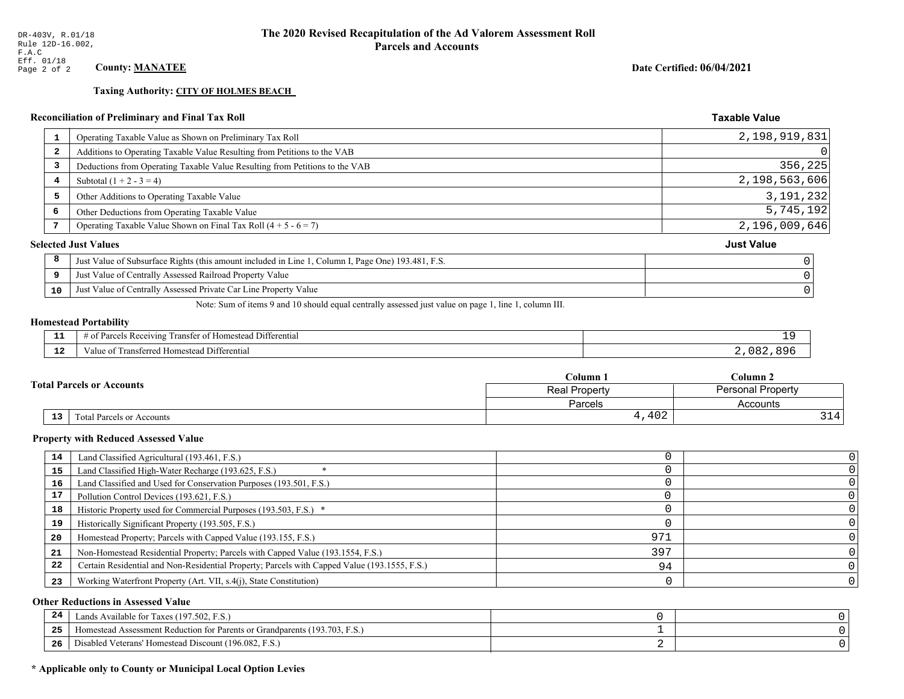DR-403V, R.01/18
Rule 12D-16.002,
F.A.C
Eff. 01/18

# The 2020 Revised Recapitulation of the Ad Valorem Assessment Roll
## Parcels and Accounts

**County: MANATEE**

**Date Certified: 06/04/2021**

**Taxing Authority: CITY OF HOLMES BEACH**

### Reconciliation of Preliminary and Final Tax Roll

| | | Taxable Value |
|---|---|---|
| 1 | Operating Taxable Value as Shown on Preliminary Tax Roll | 2,198,919,831 |
| 2 | Additions to Operating Taxable Value Resulting from Petitions to the VAB | 0 |
| 3 | Deductions from Operating Taxable Value Resulting from Petitions to the VAB | 356,225 |
| 4 | Subtotal (1 + 2 - 3 = 4) | 2,198,563,606 |
| 5 | Other Additions to Operating Taxable Value | 3,191,232 |
| 6 | Other Deductions from Operating Taxable Value | 5,745,192 |
| 7 | Operating Taxable Value Shown on Final Tax Roll (4 + 5 - 6 = 7) | 2,196,009,646 |

### Selected Just Values

| | | Just Value |
|---|---|---|
| 8 | Just Value of Subsurface Rights (this amount included in Line 1, Column I, Page One) 193.481, F.S. | 0 |
| 9 | Just Value of Centrally Assessed Railroad Property Value | 0 |
| 10 | Just Value of Centrally Assessed Private Car Line Property Value | 0 |

Note: Sum of items 9 and 10 should equal centrally assessed just value on page 1, line 1, column III.

### Homestead Portability

| | | |
|---|---|---|
| 11 | # of Parcels Receiving Transfer of Homestead Differential | 19 |
| 12 | Value of Transferred Homestead Differential | 2,082,896 |

### Total Parcels or Accounts

| | | Column 1<br>Real Property<br>Parcels | Column 2<br>Personal Property<br>Accounts |
|---|---|---|---|
| 13 | Total Parcels or Accounts | 4,402 | 314 |

### Property with Reduced Assessed Value

| | | Column 1 | Column 2 |
|---|---|---|---|
| 14 | Land Classified Agricultural (193.461, F.S.) | 0 | 0 |
| 15 | Land Classified High-Water Recharge (193.625, F.S.) * | 0 | 0 |
| 16 | Land Classified and Used for Conservation Purposes (193.501, F.S.) | 0 | 0 |
| 17 | Pollution Control Devices (193.621, F.S.) | 0 | 0 |
| 18 | Historic Property used for Commercial Purposes (193.503, F.S.) * | 0 | 0 |
| 19 | Historically Significant Property (193.505, F.S.) | 0 | 0 |
| 20 | Homestead Property; Parcels with Capped Value (193.155, F.S.) | 971 | 0 |
| 21 | Non-Homestead Residential Property; Parcels with Capped Value (193.1554, F.S.) | 397 | 0 |
| 22 | Certain Residential and Non-Residential Property; Parcels with Capped Value (193.1555, F.S.) | 94 | 0 |
| 23 | Working Waterfront Property (Art. VII, s.4(j), State Constitution) | 0 | 0 |

### Other Reductions in Assessed Value

| | | Column 1 | Column 2 |
|---|---|---|---|
| 24 | Lands Available for Taxes (197.502, F.S.) | 0 | 0 |
| 25 | Homestead Assessment Reduction for Parents or Grandparents (193.703, F.S.) | 1 | 0 |
| 26 | Disabled Veterans' Homestead Discount (196.082, F.S.) | 2 | 0 |

**\* Applicable only to County or Municipal Local Option Levies**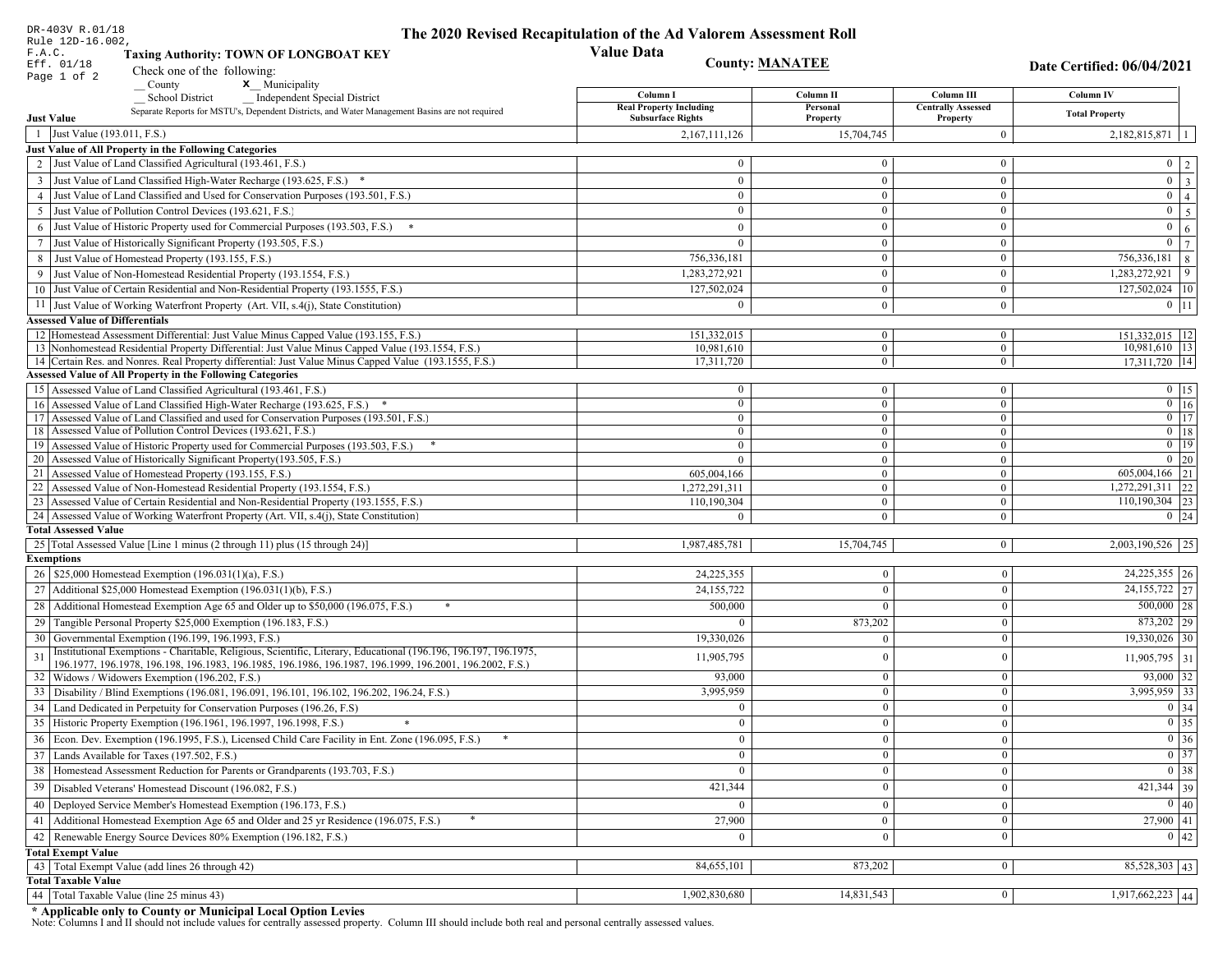DR-403V R.01/18
Rule 12D-16.002, F.A.C.
Eff. 01/18

# The 2020 Revised Recapitulation of the Ad Valorem Assessment Roll

## Value Data

**Taxing Authority: TOWN OF LONGBOAT KEY**

**County: MANATEE**

**Date Certified: 06/04/2021**

Check one of the following:
__ County　　**X**__ Municipality
__ School District　　__ Independent Special District

Separate Reports for MSTU's, Dependent Districts, and Water Management Basins are not required

| | | Column I<br>Real Property Including Subsurface Rights | Column II<br>Personal Property | Column III<br>Centrally Assessed Property | Column IV<br>Total Property | |
|---|---|---|---|---|---|---|
| **Just Value** | | | | | | |
| 1 | Just Value (193.011, F.S.) | 2,167,111,126 | 15,704,745 | 0 | 2,182,815,871 | 1 |
| **Just Value of All Property in the Following Categories** | | | | | | |
| 2 | Just Value of Land Classified Agricultural (193.461, F.S.) | 0 | 0 | 0 | 0 | 2 |
| 3 | Just Value of Land Classified High-Water Recharge (193.625, F.S.) * | 0 | 0 | 0 | 0 | 3 |
| 4 | Just Value of Land Classified and Used for Conservation Purposes (193.501, F.S.) | 0 | 0 | 0 | 0 | 4 |
| 5 | Just Value of Pollution Control Devices (193.621, F.S.) | 0 | 0 | 0 | 0 | 5 |
| 6 | Just Value of Historic Property used for Commercial Purposes (193.503, F.S.) * | 0 | 0 | 0 | 0 | 6 |
| 7 | Just Value of Historically Significant Property (193.505, F.S.) | 0 | 0 | 0 | 0 | 7 |
| 8 | Just Value of Homestead Property (193.155, F.S.) | 756,336,181 | 0 | 0 | 756,336,181 | 8 |
| 9 | Just Value of Non-Homestead Residential Property (193.1554, F.S.) | 1,283,272,921 | 0 | 0 | 1,283,272,921 | 9 |
| 10 | Just Value of Certain Residential and Non-Residential Property (193.1555, F.S.) | 127,502,024 | 0 | 0 | 127,502,024 | 10 |
| 11 | Just Value of Working Waterfront Property (Art. VII, s.4(j), State Constitution) | 0 | 0 | 0 | 0 | 11 |
| **Assessed Value of Differentials** | | | | | | |
| 12 | Homestead Assessment Differential: Just Value Minus Capped Value (193.155, F.S.) | 151,332,015 | 0 | 0 | 151,332,015 | 12 |
| 13 | Nonhomestead Residential Property Differential: Just Value Minus Capped Value (193.1554, F.S.) | 10,981,610 | 0 | 0 | 10,981,610 | 13 |
| 14 | Certain Res. and Nonres. Real Property differential: Just Value Minus Capped Value (193.1555, F.S.) | 17,311,720 | 0 | 0 | 17,311,720 | 14 |
| **Assessed Value of All Property in the Following Categories** | | | | | | |
| 15 | Assessed Value of Land Classified Agricultural (193.461, F.S.) | 0 | 0 | 0 | 0 | 15 |
| 16 | Assessed Value of Land Classified High-Water Recharge (193.625, F.S.) * | 0 | 0 | 0 | 0 | 16 |
| 17 | Assessed Value of Land Classified and used for Conservation Purposes (193.501, F.S.) | 0 | 0 | 0 | 0 | 17 |
| 18 | Assessed Value of Pollution Control Devices (193.621, F.S.) | 0 | 0 | 0 | 0 | 18 |
| 19 | Assessed Value of Historic Property used for Commercial Purposes (193.503, F.S.) * | 0 | 0 | 0 | 0 | 19 |
| 20 | Assessed Value of Historically Significant Property(193.505, F.S.) | 0 | 0 | 0 | 0 | 20 |
| 21 | Assessed Value of Homestead Property (193.155, F.S.) | 605,004,166 | 0 | 0 | 605,004,166 | 21 |
| 22 | Assessed Value of Non-Homestead Residential Property (193.1554, F.S.) | 1,272,291,311 | 0 | 0 | 1,272,291,311 | 22 |
| 23 | Assessed Value of Certain Residential and Non-Residential Property (193.1555, F.S.) | 110,190,304 | 0 | 0 | 110,190,304 | 23 |
| 24 | Assessed Value of Working Waterfront Property (Art. VII, s.4(j), State Constitution) | 0 | 0 | 0 | 0 | 24 |
| **Total Assessed Value** | | | | | | |
| 25 | Total Assessed Value [Line 1 minus (2 through 11) plus (15 through 24)] | 1,987,485,781 | 15,704,745 | 0 | 2,003,190,526 | 25 |
| **Exemptions** | | | | | | |
| 26 | $25,000 Homestead Exemption (196.031(1)(a), F.S.) | 24,225,355 | 0 | 0 | 24,225,355 | 26 |
| 27 | Additional $25,000 Homestead Exemption (196.031(1)(b), F.S.) | 24,155,722 | 0 | 0 | 24,155,722 | 27 |
| 28 | Additional Homestead Exemption Age 65 and Older up to $50,000 (196.075, F.S.) * | 500,000 | 0 | 0 | 500,000 | 28 |
| 29 | Tangible Personal Property $25,000 Exemption (196.183, F.S.) | 0 | 873,202 | 0 | 873,202 | 29 |
| 30 | Governmental Exemption (196.199, 196.1993, F.S.) | 19,330,026 | 0 | 0 | 19,330,026 | 30 |
| 31 | Institutional Exemptions - Charitable, Religious, Scientific, Literary, Educational (196.196, 196.197, 196.1975, 196.1977, 196.1978, 196.198, 196.1983, 196.1985, 196.1986, 196.1987, 196.1999, 196.2001, 196.2002, F.S.) | 11,905,795 | 0 | 0 | 11,905,795 | 31 |
| 32 | Widows / Widowers Exemption (196.202, F.S.) | 93,000 | 0 | 0 | 93,000 | 32 |
| 33 | Disability / Blind Exemptions (196.081, 196.091, 196.101, 196.102, 196.202, 196.24, F.S.) | 3,995,959 | 0 | 0 | 3,995,959 | 33 |
| 34 | Land Dedicated in Perpetuity for Conservation Purposes (196.26, F.S) | 0 | 0 | 0 | 0 | 34 |
| 35 | Historic Property Exemption (196.1961, 196.1997, 196.1998, F.S.) * | 0 | 0 | 0 | 0 | 35 |
| 36 | Econ. Dev. Exemption (196.1995, F.S.), Licensed Child Care Facility in Ent. Zone (196.095, F.S.) * | 0 | 0 | 0 | 0 | 36 |
| 37 | Lands Available for Taxes (197.502, F.S.) | 0 | 0 | 0 | 0 | 37 |
| 38 | Homestead Assessment Reduction for Parents or Grandparents (193.703, F.S.) | 0 | 0 | 0 | 0 | 38 |
| 39 | Disabled Veterans' Homestead Discount (196.082, F.S.) | 421,344 | 0 | 0 | 421,344 | 39 |
| 40 | Deployed Service Member's Homestead Exemption (196.173, F.S.) | 0 | 0 | 0 | 0 | 40 |
| 41 | Additional Homestead Exemption Age 65 and Older and 25 yr Residence (196.075, F.S.) * | 27,900 | 0 | 0 | 27,900 | 41 |
| 42 | Renewable Energy Source Devices 80% Exemption (196.182, F.S.) | 0 | 0 | 0 | 0 | 42 |
| **Total Exempt Value** | | | | | | |
| 43 | Total Exempt Value (add lines 26 through 42) | 84,655,101 | 873,202 | 0 | 85,528,303 | 43 |
| **Total Taxable Value** | | | | | | |
| 44 | Total Taxable Value (line 25 minus 43) | 1,902,830,680 | 14,831,543 | 0 | 1,917,662,223 | 44 |

**\* Applicable only to County or Municipal Local Option Levies**

Note: Columns I and II should not include values for centrally assessed property. Column III should include both real and personal centrally assessed values.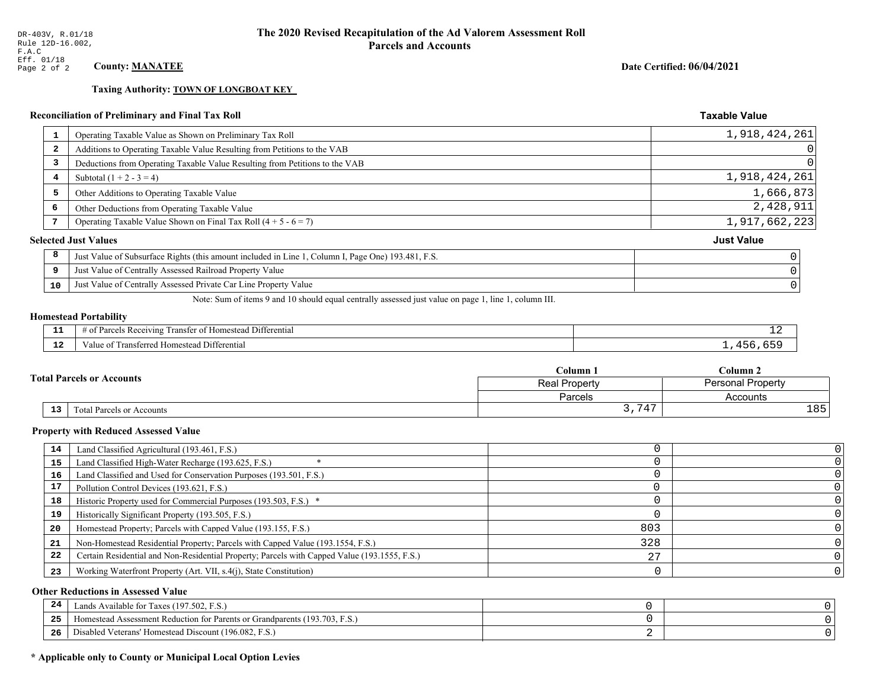DR-403V, R.01/18
Rule 12D-16.002,
F.A.C
Eff. 01/18
Page 2 of 2

# The 2020 Revised Recapitulation of the Ad Valorem Assessment Roll
## Parcels and Accounts

**County:** **MANATEE**

**Date Certified: 06/04/2021**

**Taxing Authority:** **TOWN OF LONGBOAT KEY**

### Reconciliation of Preliminary and Final Tax Roll

| | | Taxable Value |
|---|---|---|
| 1 | Operating Taxable Value as Shown on Preliminary Tax Roll | 1,918,424,261 |
| 2 | Additions to Operating Taxable Value Resulting from Petitions to the VAB | 0 |
| 3 | Deductions from Operating Taxable Value Resulting from Petitions to the VAB | 0 |
| 4 | Subtotal (1 + 2 - 3 = 4) | 1,918,424,261 |
| 5 | Other Additions to Operating Taxable Value | 1,666,873 |
| 6 | Other Deductions from Operating Taxable Value | 2,428,911 |
| 7 | Operating Taxable Value Shown on Final Tax Roll (4 + 5 - 6 = 7) | 1,917,662,223 |

### Selected Just Values

| | | Just Value |
|---|---|---|
| 8 | Just Value of Subsurface Rights (this amount included in Line 1, Column I, Page One) 193.481, F.S. | 0 |
| 9 | Just Value of Centrally Assessed Railroad Property Value | 0 |
| 10 | Just Value of Centrally Assessed Private Car Line Property Value | 0 |

Note: Sum of items 9 and 10 should equal centrally assessed just value on page 1, line 1, column III.

### Homestead Portability

| | | |
|---|---|---|
| 11 | # of Parcels Receiving Transfer of Homestead Differential | 12 |
| 12 | Value of Transferred Homestead Differential | 1,456,659 |

### Total Parcels or Accounts

| | | Column 1 | Column 2 |
|---|---|---|---|
| | | Real Property | Personal Property |
| | | Parcels | Accounts |
| 13 | Total Parcels or Accounts | 3,747 | 185 |

### Property with Reduced Assessed Value

| | | Column 1 | Column 2 |
|---|---|---|---|
| 14 | Land Classified Agricultural (193.461, F.S.) | 0 | 0 |
| 15 | Land Classified High-Water Recharge (193.625, F.S.) * | 0 | 0 |
| 16 | Land Classified and Used for Conservation Purposes (193.501, F.S.) | 0 | 0 |
| 17 | Pollution Control Devices (193.621, F.S.) | 0 | 0 |
| 18 | Historic Property used for Commercial Purposes (193.503, F.S.) * | 0 | 0 |
| 19 | Historically Significant Property (193.505, F.S.) | 0 | 0 |
| 20 | Homestead Property; Parcels with Capped Value (193.155, F.S.) | 803 | 0 |
| 21 | Non-Homestead Residential Property; Parcels with Capped Value (193.1554, F.S.) | 328 | 0 |
| 22 | Certain Residential and Non-Residential Property; Parcels with Capped Value (193.1555, F.S.) | 27 | 0 |
| 23 | Working Waterfront Property (Art. VII, s.4(j), State Constitution) | 0 | 0 |

### Other Reductions in Assessed Value

| | | Column 1 | Column 2 |
|---|---|---|---|
| 24 | Lands Available for Taxes (197.502, F.S.) | 0 | 0 |
| 25 | Homestead Assessment Reduction for Parents or Grandparents (193.703, F.S.) | 0 | 0 |
| 26 | Disabled Veterans' Homestead Discount (196.082, F.S.) | 2 | 0 |

**\* Applicable only to County or Municipal Local Option Levies**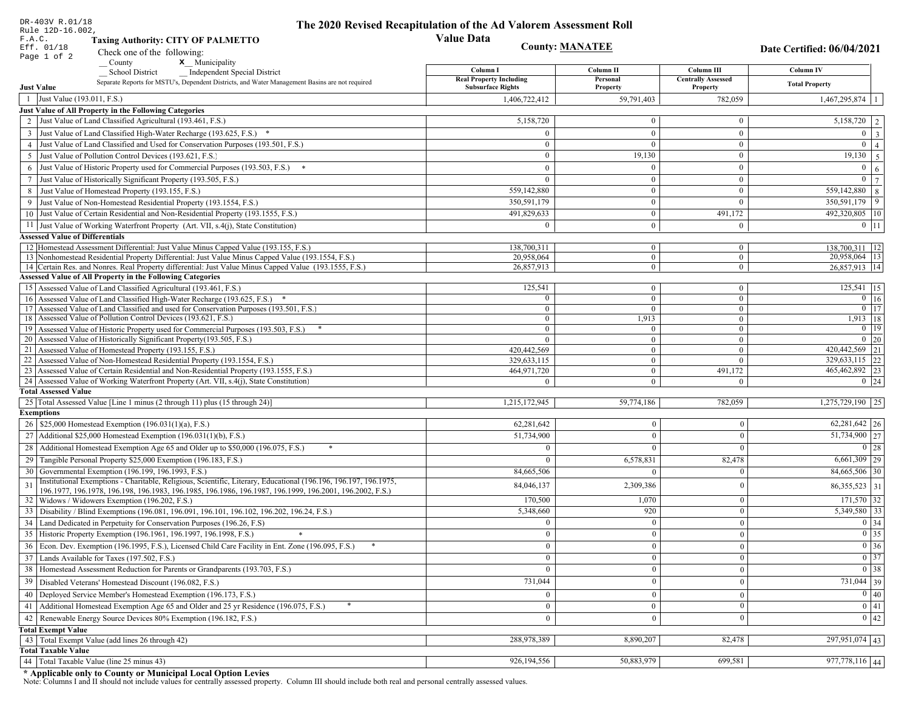DR-403V R.01/18
Rule 12D-16.002,
F.A.C.
Eff. 01/18
Page 1 of 2

# The 2020 Revised Recapitulation of the Ad Valorem Assessment Roll Value Data

**Taxing Authority: CITY OF PALMETTO**

**County: MANATEE**

**Date Certified: 06/04/2021**

Check one of the following:
__ County
x__ Municipality
__ School District
__ Independent Special District

Separate Reports for MSTU's, Dependent Districts, and Water Management Basins are not required

| | | Column I<br>Real Property Including Subsurface Rights | Column II<br>Personal Property | Column III<br>Centrally Assessed Property | Column IV<br>Total Property | |
|---|---|---|---|---|---|---|
| **Just Value** | | | | | | |
| 1 | Just Value (193.011, F.S.) | 1,406,722,412 | 59,791,403 | 782,059 | 1,467,295,874 | 1 |
| **Just Value of All Property in the Following Categories** | | | | | | |
| 2 | Just Value of Land Classified Agricultural (193.461, F.S.) | 5,158,720 | 0 | 0 | 5,158,720 | 2 |
| 3 | Just Value of Land Classified High-Water Recharge (193.625, F.S.) * | 0 | 0 | 0 | 0 | 3 |
| 4 | Just Value of Land Classified and Used for Conservation Purposes (193.501, F.S.) | 0 | 0 | 0 | 0 | 4 |
| 5 | Just Value of Pollution Control Devices (193.621, F.S.) | 0 | 19,130 | 0 | 19,130 | 5 |
| 6 | Just Value of Historic Property used for Commercial Purposes (193.503, F.S.) * | 0 | 0 | 0 | 0 | 6 |
| 7 | Just Value of Historically Significant Property (193.505, F.S.) | 0 | 0 | 0 | 0 | 7 |
| 8 | Just Value of Homestead Property (193.155, F.S.) | 559,142,880 | 0 | 0 | 559,142,880 | 8 |
| 9 | Just Value of Non-Homestead Residential Property (193.1554, F.S.) | 350,591,179 | 0 | 0 | 350,591,179 | 9 |
| 10 | Just Value of Certain Residential and Non-Residential Property (193.1555, F.S.) | 491,829,633 | 0 | 491,172 | 492,320,805 | 10 |
| 11 | Just Value of Working Waterfront Property (Art. VII, s.4(j), State Constitution) | 0 | 0 | 0 | 0 | 11 |
| **Assessed Value of Differentials** | | | | | | |
| 12 | Homestead Assessment Differential: Just Value Minus Capped Value (193.155, F.S.) | 138,700,311 | 0 | 0 | 138,700,311 | 12 |
| 13 | Nonhomestead Residential Property Differential: Just Value Minus Capped Value (193.1554, F.S.) | 20,958,064 | 0 | 0 | 20,958,064 | 13 |
| 14 | Certain Res. and Nonres. Real Property differential: Just Value Minus Capped Value (193.1555, F.S.) | 26,857,913 | 0 | 0 | 26,857,913 | 14 |
| **Assessed Value of All Property in the Following Categories** | | | | | | |
| 15 | Assessed Value of Land Classified Agricultural (193.461, F.S.) | 125,541 | 0 | 0 | 125,541 | 15 |
| 16 | Assessed Value of Land Classified High-Water Recharge (193.625, F.S.) * | 0 | 0 | 0 | 0 | 16 |
| 17 | Assessed Value of Land Classified and used for Conservation Purposes (193.501, F.S.) | 0 | 0 | 0 | 0 | 17 |
| 18 | Assessed Value of Pollution Control Devices (193.621, F.S.) | 0 | 1,913 | 0 | 1,913 | 18 |
| 19 | Assessed Value of Historic Property used for Commercial Purposes (193.503, F.S.) * | 0 | 0 | 0 | 0 | 19 |
| 20 | Assessed Value of Historically Significant Property(193.505, F.S.) | 0 | 0 | 0 | 0 | 20 |
| 21 | Assessed Value of Homestead Property (193.155, F.S.) | 420,442,569 | 0 | 0 | 420,442,569 | 21 |
| 22 | Assessed Value of Non-Homestead Residential Property (193.1554, F.S.) | 329,633,115 | 0 | 0 | 329,633,115 | 22 |
| 23 | Assessed Value of Certain Residential and Non-Residential Property (193.1555, F.S.) | 464,971,720 | 0 | 491,172 | 465,462,892 | 23 |
| 24 | Assessed Value of Working Waterfront Property (Art. VII, s.4(j), State Constitution) | 0 | 0 | 0 | 0 | 24 |
| **Total Assessed Value** | | | | | | |
| 25 | Total Assessed Value [Line 1 minus (2 through 11) plus (15 through 24)] | 1,215,172,945 | 59,774,186 | 782,059 | 1,275,729,190 | 25 |
| **Exemptions** | | | | | | |
| 26 | $25,000 Homestead Exemption (196.031(1)(a), F.S.) | 62,281,642 | 0 | 0 | 62,281,642 | 26 |
| 27 | Additional $25,000 Homestead Exemption (196.031(1)(b), F.S.) | 51,734,900 | 0 | 0 | 51,734,900 | 27 |
| 28 | Additional Homestead Exemption Age 65 and Older up to $50,000 (196.075, F.S.) * | 0 | 0 | 0 | 0 | 28 |
| 29 | Tangible Personal Property $25,000 Exemption (196.183, F.S.) | 0 | 6,578,831 | 82,478 | 6,661,309 | 29 |
| 30 | Governmental Exemption (196.199, 196.1993, F.S.) | 84,665,506 | 0 | 0 | 84,665,506 | 30 |
| 31 | Institutional Exemptions - Charitable, Religious, Scientific, Literary, Educational (196.196, 196.197, 196.1975, 196.1977, 196.1978, 196.198, 196.1983, 196.1985, 196.1986, 196.1987, 196.1999, 196.2001, 196.2002, F.S.) | 84,046,137 | 2,309,386 | 0 | 86,355,523 | 31 |
| 32 | Widows / Widowers Exemption (196.202, F.S.) | 170,500 | 1,070 | 0 | 171,570 | 32 |
| 33 | Disability / Blind Exemptions (196.081, 196.091, 196.101, 196.102, 196.202, 196.24, F.S.) | 5,348,660 | 920 | 0 | 5,349,580 | 33 |
| 34 | Land Dedicated in Perpetuity for Conservation Purposes (196.26, F.S) | 0 | 0 | 0 | 0 | 34 |
| 35 | Historic Property Exemption (196.1961, 196.1997, 196.1998, F.S.) * | 0 | 0 | 0 | 0 | 35 |
| 36 | Econ. Dev. Exemption (196.1995, F.S.), Licensed Child Care Facility in Ent. Zone (196.095, F.S.) * | 0 | 0 | 0 | 0 | 36 |
| 37 | Lands Available for Taxes (197.502, F.S.) | 0 | 0 | 0 | 0 | 37 |
| 38 | Homestead Assessment Reduction for Parents or Grandparents (193.703, F.S.) | 0 | 0 | 0 | 0 | 38 |
| 39 | Disabled Veterans' Homestead Discount (196.082, F.S.) | 731,044 | 0 | 0 | 731,044 | 39 |
| 40 | Deployed Service Member's Homestead Exemption (196.173, F.S.) | 0 | 0 | 0 | 0 | 40 |
| 41 | Additional Homestead Exemption Age 65 and Older and 25 yr Residence (196.075, F.S.) * | 0 | 0 | 0 | 0 | 41 |
| 42 | Renewable Energy Source Devices 80% Exemption (196.182, F.S.) | 0 | 0 | 0 | 0 | 42 |
| **Total Exempt Value** | | | | | | |
| 43 | Total Exempt Value (add lines 26 through 42) | 288,978,389 | 8,890,207 | 82,478 | 297,951,074 | 43 |
| **Total Taxable Value** | | | | | | |
| 44 | Total Taxable Value (line 25 minus 43) | 926,194,556 | 50,883,979 | 699,581 | 977,778,116 | 44 |

**\* Applicable only to County or Municipal Local Option Levies**

Note: Columns I and II should not include values for centrally assessed property. Column III should include both real and personal centrally assessed values.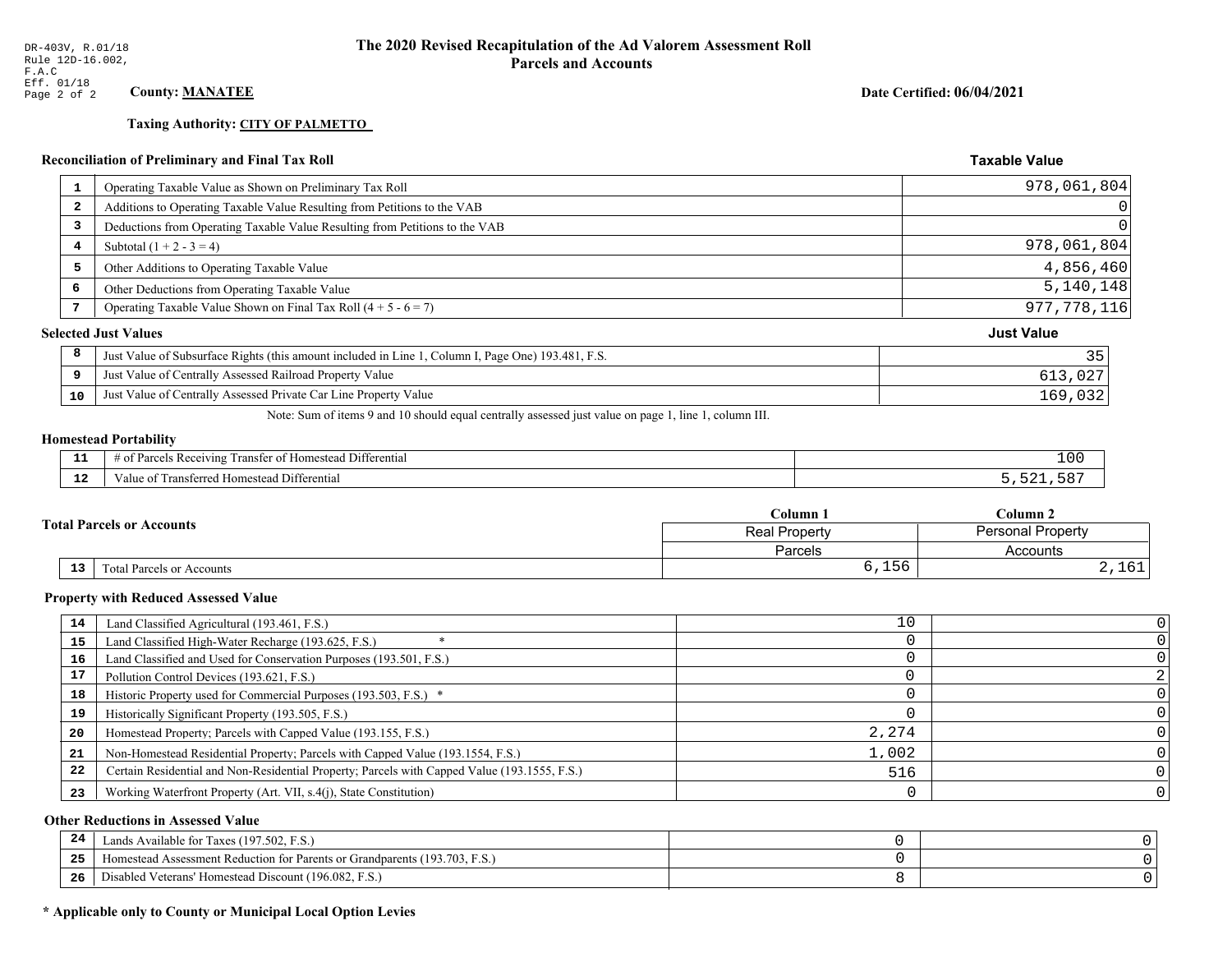DR-403V, R.01/18
Rule 12D-16.002, F.A.C
Eff. 01/18
Page 2 of 2

# The 2020 Revised Recapitulation of the Ad Valorem Assessment Roll
## Parcels and Accounts

**County: MANATEE**

**Date Certified: 06/04/2021**

**Taxing Authority: CITY OF PALMETTO**

### Reconciliation of Preliminary and Final Tax Roll

| # | Description | Taxable Value |
|---|---|---|
| 1 | Operating Taxable Value as Shown on Preliminary Tax Roll | 978,061,804 |
| 2 | Additions to Operating Taxable Value Resulting from Petitions to the VAB | 0 |
| 3 | Deductions from Operating Taxable Value Resulting from Petitions to the VAB | 0 |
| 4 | Subtotal (1 + 2 - 3 = 4) | 978,061,804 |
| 5 | Other Additions to Operating Taxable Value | 4,856,460 |
| 6 | Other Deductions from Operating Taxable Value | 5,140,148 |
| 7 | Operating Taxable Value Shown on Final Tax Roll (4 + 5 - 6 = 7) | 977,778,116 |

### Selected Just Values

| # | Description | Just Value |
|---|---|---|
| 8 | Just Value of Subsurface Rights (this amount included in Line 1, Column I, Page One) 193.481, F.S. | 35 |
| 9 | Just Value of Centrally Assessed Railroad Property Value | 613,027 |
| 10 | Just Value of Centrally Assessed Private Car Line Property Value | 169,032 |

Note: Sum of items 9 and 10 should equal centrally assessed just value on page 1, line 1, column III.

### Homestead Portability

| # | Description | Value |
|---|---|---|
| 11 | # of Parcels Receiving Transfer of Homestead Differential | 100 |
| 12 | Value of Transferred Homestead Differential | 5,521,587 |

### Total Parcels or Accounts

| # | Description | Column 1 Real Property Parcels | Column 2 Personal Property Accounts |
|---|---|---|---|
| 13 | Total Parcels or Accounts | 6,156 | 2,161 |

### Property with Reduced Assessed Value

| # | Description | Column 1 | Column 2 |
|---|---|---|---|
| 14 | Land Classified Agricultural (193.461, F.S.) | 10 | 0 |
| 15 | Land Classified High-Water Recharge (193.625, F.S.) * | 0 | 0 |
| 16 | Land Classified and Used for Conservation Purposes (193.501, F.S.) | 0 | 0 |
| 17 | Pollution Control Devices (193.621, F.S.) | 0 | 2 |
| 18 | Historic Property used for Commercial Purposes (193.503, F.S.) * | 0 | 0 |
| 19 | Historically Significant Property (193.505, F.S.) | 0 | 0 |
| 20 | Homestead Property; Parcels with Capped Value (193.155, F.S.) | 2,274 | 0 |
| 21 | Non-Homestead Residential Property; Parcels with Capped Value (193.1554, F.S.) | 1,002 | 0 |
| 22 | Certain Residential and Non-Residential Property; Parcels with Capped Value (193.1555, F.S.) | 516 | 0 |
| 23 | Working Waterfront Property (Art. VII, s.4(j), State Constitution) | 0 | 0 |

### Other Reductions in Assessed Value

| # | Description | Column 1 | Column 2 |
|---|---|---|---|
| 24 | Lands Available for Taxes (197.502, F.S.) | 0 | 0 |
| 25 | Homestead Assessment Reduction for Parents or Grandparents (193.703, F.S.) | 0 | 0 |
| 26 | Disabled Veterans' Homestead Discount (196.082, F.S.) | 8 | 0 |

**\* Applicable only to County or Municipal Local Option Levies**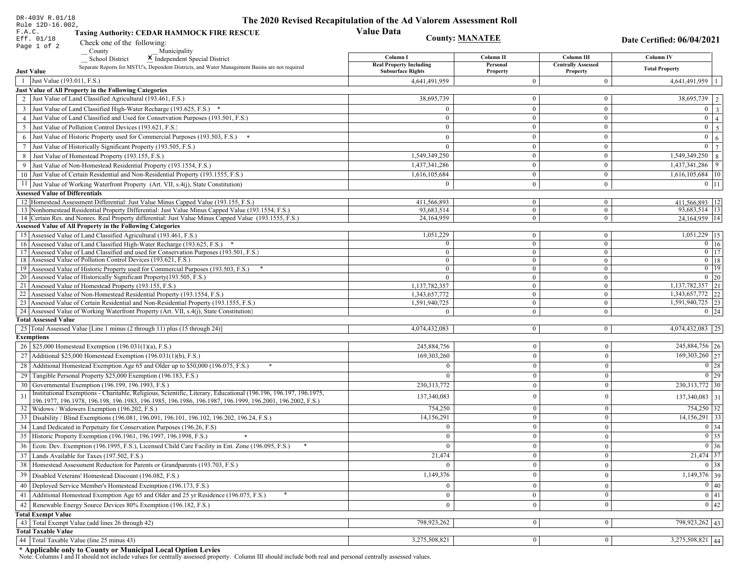DR-403V R.01/18
Rule 12D-16.002,
F.A.C.
Eff. 01/18
Page 1 of 2

# The 2020 Revised Recapitulation of the Ad Valorem Assessment Roll

## Value Data

**Taxing Authority: CEDAR HAMMOCK FIRE RESCUE**

**County: MANATEE**

**Date Certified: 06/04/2021**

Check one of the following:
__ County
__ Municipality
__ School District
X Independent Special District

Separate Reports for MSTU's, Dependent Districts, and Water Management Basins are not required

| | | Column I Real Property Including Subsurface Rights | Column II Personal Property | Column III Centrally Assessed Property | Column IV Total Property | |
|---|---|---|---|---|---|---|
| **Just Value** | | | | | | |
| 1 | Just Value (193.011, F.S.) | 4,641,491,959 | 0 | 0 | 4,641,491,959 | 1 |
| **Just Value of All Property in the Following Categories** | | | | | | |
| 2 | Just Value of Land Classified Agricultural (193.461, F.S.) | 38,695,739 | 0 | 0 | 38,695,739 | 2 |
| 3 | Just Value of Land Classified High-Water Recharge (193.625, F.S.) * | 0 | 0 | 0 | 0 | 3 |
| 4 | Just Value of Land Classified and Used for Conservation Purposes (193.501, F.S.) | 0 | 0 | 0 | 0 | 4 |
| 5 | Just Value of Pollution Control Devices (193.621, F.S.) | 0 | 0 | 0 | 0 | 5 |
| 6 | Just Value of Historic Property used for Commercial Purposes (193.503, F.S.) * | 0 | 0 | 0 | 0 | 6 |
| 7 | Just Value of Historically Significant Property (193.505, F.S.) | 0 | 0 | 0 | 0 | 7 |
| 8 | Just Value of Homestead Property (193.155, F.S.) | 1,549,349,250 | 0 | 0 | 1,549,349,250 | 8 |
| 9 | Just Value of Non-Homestead Residential Property (193.1554, F.S.) | 1,437,341,286 | 0 | 0 | 1,437,341,286 | 9 |
| 10 | Just Value of Certain Residential and Non-Residential Property (193.1555, F.S.) | 1,616,105,684 | 0 | 0 | 1,616,105,684 | 10 |
| 11 | Just Value of Working Waterfront Property (Art. VII, s.4(j), State Constitution) | 0 | 0 | 0 | 0 | 11 |
| **Assessed Value of Differentials** | | | | | | |
| 12 | Homestead Assessment Differential: Just Value Minus Capped Value (193.155, F.S.) | 411,566,893 | 0 | 0 | 411,566,893 | 12 |
| 13 | Nonhomestead Residential Property Differential: Just Value Minus Capped Value (193.1554, F.S.) | 93,683,514 | 0 | 0 | 93,683,514 | 13 |
| 14 | Certain Res. and Nonres. Real Property differential: Just Value Minus Capped Value (193.1555, F.S.) | 24,164,959 | 0 | 0 | 24,164,959 | 14 |
| **Assessed Value of All Property in the Following Categories** | | | | | | |
| 15 | Assessed Value of Land Classified Agricultural (193.461, F.S.) | 1,051,229 | 0 | 0 | 1,051,229 | 15 |
| 16 | Assessed Value of Land Classified High-Water Recharge (193.625, F.S.) * | 0 | 0 | 0 | 0 | 16 |
| 17 | Assessed Value of Land Classified and used for Conservation Purposes (193.501, F.S.) | 0 | 0 | 0 | 0 | 17 |
| 18 | Assessed Value of Pollution Control Devices (193.621, F.S.) | 0 | 0 | 0 | 0 | 18 |
| 19 | Assessed Value of Historic Property used for Commercial Purposes (193.503, F.S.) * | 0 | 0 | 0 | 0 | 19 |
| 20 | Assessed Value of Historically Significant Property(193.505, F.S.) | 0 | 0 | 0 | 0 | 20 |
| 21 | Assessed Value of Homestead Property (193.155, F.S.) | 1,137,782,357 | 0 | 0 | 1,137,782,357 | 21 |
| 22 | Assessed Value of Non-Homestead Residential Property (193.1554, F.S.) | 1,343,657,772 | 0 | 0 | 1,343,657,772 | 22 |
| 23 | Assessed Value of Certain Residential and Non-Residential Property (193.1555, F.S.) | 1,591,940,725 | 0 | 0 | 1,591,940,725 | 23 |
| 24 | Assessed Value of Working Waterfront Property (Art. VII, s.4(j), State Constitution) | 0 | 0 | 0 | 0 | 24 |
| **Total Assessed Value** | | | | | | |
| 25 | Total Assessed Value [Line 1 minus (2 through 11) plus (15 through 24)] | 4,074,432,083 | 0 | 0 | 4,074,432,083 | 25 |
| **Exemptions** | | | | | | |
| 26 | $25,000 Homestead Exemption (196.031(1)(a), F.S.) | 245,884,756 | 0 | 0 | 245,884,756 | 26 |
| 27 | Additional $25,000 Homestead Exemption (196.031(1)(b), F.S.) | 169,303,260 | 0 | 0 | 169,303,260 | 27 |
| 28 | Additional Homestead Exemption Age 65 and Older up to $50,000 (196.075, F.S.) * | 0 | 0 | 0 | 0 | 28 |
| 29 | Tangible Personal Property $25,000 Exemption (196.183, F.S.) | 0 | 0 | 0 | 0 | 29 |
| 30 | Governmental Exemption (196.199, 196.1993, F.S.) | 230,313,772 | 0 | 0 | 230,313,772 | 30 |
| 31 | Institutional Exemptions - Charitable, Religious, Scientific, Literary, Educational (196.196, 196.197, 196.1975, 196.1977, 196.1978, 196.198, 196.1983, 196.1985, 196.1986, 196.1987, 196.1999, 196.2001, 196.2002, F.S.) | 137,340,083 | 0 | 0 | 137,340,083 | 31 |
| 32 | Widows / Widowers Exemption (196.202, F.S.) | 754,250 | 0 | 0 | 754,250 | 32 |
| 33 | Disability / Blind Exemptions (196.081, 196.091, 196.101, 196.102, 196.202, 196.24, F.S.) | 14,156,291 | 0 | 0 | 14,156,291 | 33 |
| 34 | Land Dedicated in Perpetuity for Conservation Purposes (196.26, F.S) | 0 | 0 | 0 | 0 | 34 |
| 35 | Historic Property Exemption (196.1961, 196.1997, 196.1998, F.S.) * | 0 | 0 | 0 | 0 | 35 |
| 36 | Econ. Dev. Exemption (196.1995, F.S.), Licensed Child Care Facility in Ent. Zone (196.095, F.S.) * | 0 | 0 | 0 | 0 | 36 |
| 37 | Lands Available for Taxes (197.502, F.S.) | 21,474 | 0 | 0 | 21,474 | 37 |
| 38 | Homestead Assessment Reduction for Parents or Grandparents (193.703, F.S.) | 0 | 0 | 0 | 0 | 38 |
| 39 | Disabled Veterans' Homestead Discount (196.082, F.S.) | 1,149,376 | 0 | 0 | 1,149,376 | 39 |
| 40 | Deployed Service Member's Homestead Exemption (196.173, F.S.) | 0 | 0 | 0 | 0 | 40 |
| 41 | Additional Homestead Exemption Age 65 and Older and 25 yr Residence (196.075, F.S.) * | 0 | 0 | 0 | 0 | 41 |
| 42 | Renewable Energy Source Devices 80% Exemption (196.182, F.S.) | 0 | 0 | 0 | 0 | 42 |
| **Total Exempt Value** | | | | | | |
| 43 | Total Exempt Value (add lines 26 through 42) | 798,923,262 | 0 | 0 | 798,923,262 | 43 |
| **Total Taxable Value** | | | | | | |
| 44 | Total Taxable Value (line 25 minus 43) | 3,275,508,821 | 0 | 0 | 3,275,508,821 | 44 |

**\* Applicable only to County or Municipal Local Option Levies**

Note: Columns I and II should not include values for centrally assessed property. Column III should include both real and personal centrally assessed values.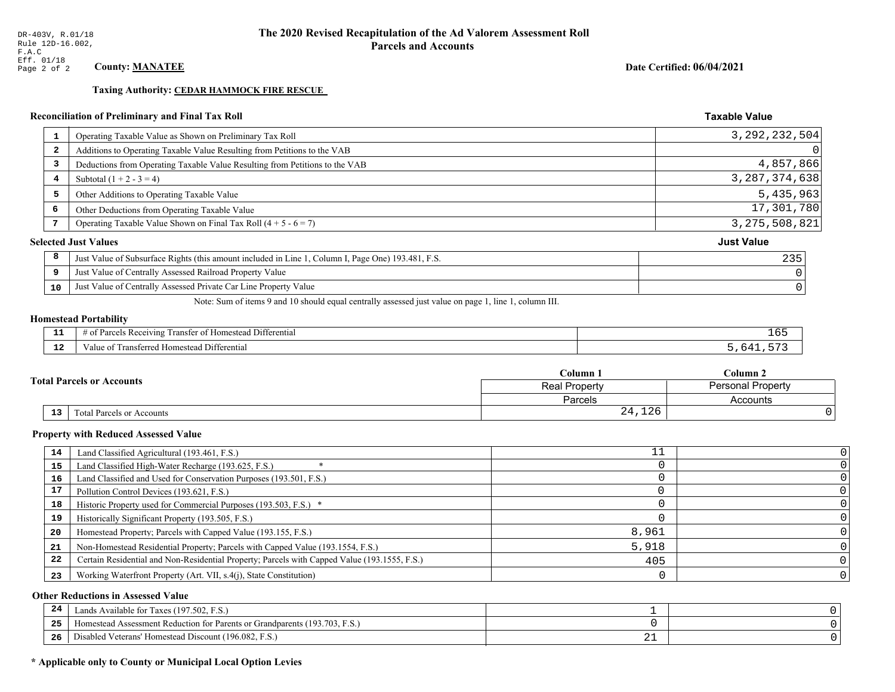DR-403V, R.01/18
Rule 12D-16.002,
F.A.C
Eff. 01/18

# The 2020 Revised Recapitulation of the Ad Valorem Assessment Roll
## Parcels and Accounts

**County: MANATEE**

**Date Certified: 06/04/2021**

**Taxing Authority: CEDAR HAMMOCK FIRE RESCUE**

### Reconciliation of Preliminary and Final Tax Roll

| | | Taxable Value |
|---|---|---|
| 1 | Operating Taxable Value as Shown on Preliminary Tax Roll | 3,292,232,504 |
| 2 | Additions to Operating Taxable Value Resulting from Petitions to the VAB | 0 |
| 3 | Deductions from Operating Taxable Value Resulting from Petitions to the VAB | 4,857,866 |
| 4 | Subtotal (1 + 2 - 3 = 4) | 3,287,374,638 |
| 5 | Other Additions to Operating Taxable Value | 5,435,963 |
| 6 | Other Deductions from Operating Taxable Value | 17,301,780 |
| 7 | Operating Taxable Value Shown on Final Tax Roll (4 + 5 - 6 = 7) | 3,275,508,821 |

### Selected Just Values

| | | Just Value |
|---|---|---|
| 8 | Just Value of Subsurface Rights (this amount included in Line 1, Column I, Page One) 193.481, F.S. | 235 |
| 9 | Just Value of Centrally Assessed Railroad Property Value | 0 |
| 10 | Just Value of Centrally Assessed Private Car Line Property Value | 0 |

Note: Sum of items 9 and 10 should equal centrally assessed just value on page 1, line 1, column III.

### Homestead Portability

| | | |
|---|---|---|
| 11 | # of Parcels Receiving Transfer of Homestead Differential | 165 |
| 12 | Value of Transferred Homestead Differential | 5,641,573 |

### Total Parcels or Accounts

| | | Column 1 | Column 2 |
|---|---|---|---|
| | | Real Property | Personal Property |
| | | Parcels | Accounts |
| 13 | Total Parcels or Accounts | 24,126 | 0 |

### Property with Reduced Assessed Value

| | | Column 1 | Column 2 |
|---|---|---|---|
| 14 | Land Classified Agricultural (193.461, F.S.) | 11 | 0 |
| 15 | Land Classified High-Water Recharge (193.625, F.S.) * | 0 | 0 |
| 16 | Land Classified and Used for Conservation Purposes (193.501, F.S.) | 0 | 0 |
| 17 | Pollution Control Devices (193.621, F.S.) | 0 | 0 |
| 18 | Historic Property used for Commercial Purposes (193.503, F.S.) * | 0 | 0 |
| 19 | Historically Significant Property (193.505, F.S.) | 0 | 0 |
| 20 | Homestead Property; Parcels with Capped Value (193.155, F.S.) | 8,961 | 0 |
| 21 | Non-Homestead Residential Property; Parcels with Capped Value (193.1554, F.S.) | 5,918 | 0 |
| 22 | Certain Residential and Non-Residential Property; Parcels with Capped Value (193.1555, F.S.) | 405 | 0 |
| 23 | Working Waterfront Property (Art. VII, s.4(j), State Constitution) | 0 | 0 |

### Other Reductions in Assessed Value

| | | Column 1 | Column 2 |
|---|---|---|---|
| 24 | Lands Available for Taxes (197.502, F.S.) | 1 | 0 |
| 25 | Homestead Assessment Reduction for Parents or Grandparents (193.703, F.S.) | 0 | 0 |
| 26 | Disabled Veterans' Homestead Discount (196.082, F.S.) | 21 | 0 |

**\* Applicable only to County or Municipal Local Option Levies**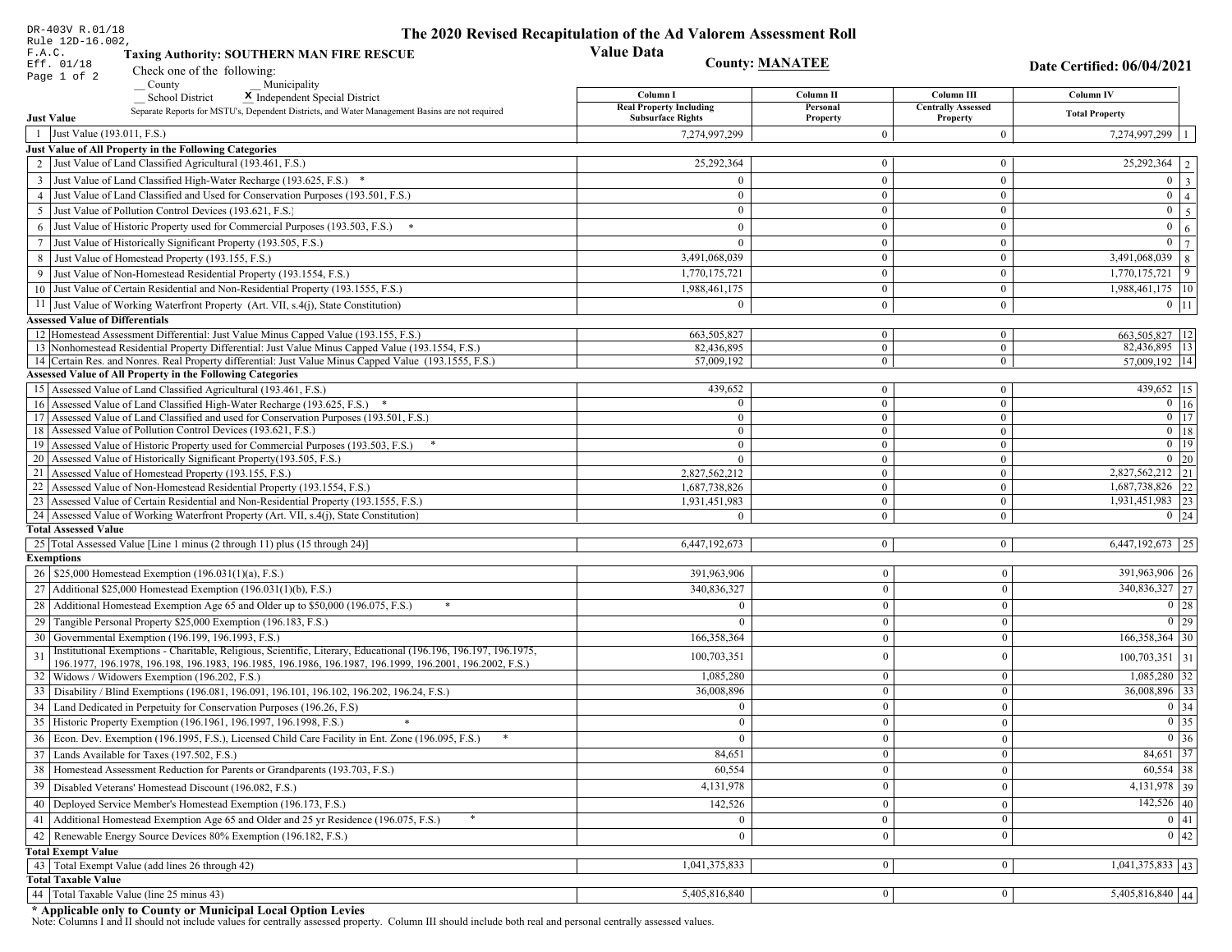DR-403V R.01/18
Rule 12D-16.002,
F.A.C.
Eff. 01/18
Page 1 of 2

# The 2020 Revised Recapitulation of the Ad Valorem Assessment Roll

## Value Data

**Taxing Authority: SOUTHERN MAN FIRE RESCUE**

**County: MANATEE**

**Date Certified: 06/04/2021**

Check one of the following:
__ County __ Municipality
__ School District **X** Independent Special District

Separate Reports for MSTU's, Dependent Districts, and Water Management Basins are not required

| | | Column I Real Property Including Subsurface Rights | Column II Personal Property | Column III Centrally Assessed Property | Column IV Total Property | |
|---|---|---|---|---|---|---|
| **Just Value** | | | | | | |
| 1 | Just Value (193.011, F.S.) | 7,274,997,299 | 0 | 0 | 7,274,997,299 | 1 |
| **Just Value of All Property in the Following Categories** | | | | | | |
| 2 | Just Value of Land Classified Agricultural (193.461, F.S.) | 25,292,364 | 0 | 0 | 25,292,364 | 2 |
| 3 | Just Value of Land Classified High-Water Recharge (193.625, F.S.) * | 0 | 0 | 0 | 0 | 3 |
| 4 | Just Value of Land Classified and Used for Conservation Purposes (193.501, F.S.) | 0 | 0 | 0 | 0 | 4 |
| 5 | Just Value of Pollution Control Devices (193.621, F.S.) | 0 | 0 | 0 | 0 | 5 |
| 6 | Just Value of Historic Property used for Commercial Purposes (193.503, F.S.) * | 0 | 0 | 0 | 0 | 6 |
| 7 | Just Value of Historically Significant Property (193.505, F.S.) | 0 | 0 | 0 | 0 | 7 |
| 8 | Just Value of Homestead Property (193.155, F.S.) | 3,491,068,039 | 0 | 0 | 3,491,068,039 | 8 |
| 9 | Just Value of Non-Homestead Residential Property (193.1554, F.S.) | 1,770,175,721 | 0 | 0 | 1,770,175,721 | 9 |
| 10 | Just Value of Certain Residential and Non-Residential Property (193.1555, F.S.) | 1,988,461,175 | 0 | 0 | 1,988,461,175 | 10 |
| 11 | Just Value of Working Waterfront Property (Art. VII, s.4(j), State Constitution) | 0 | 0 | 0 | 0 | 11 |
| **Assessed Value of Differentials** | | | | | | |
| 12 | Homestead Assessment Differential: Just Value Minus Capped Value (193.155, F.S.) | 663,505,827 | 0 | 0 | 663,505,827 | 12 |
| 13 | Nonhomestead Residential Property Differential: Just Value Minus Capped Value (193.1554, F.S.) | 82,436,895 | 0 | 0 | 82,436,895 | 13 |
| 14 | Certain Res. and Nonres. Real Property differential: Just Value Minus Capped Value (193.1555, F.S.) | 57,009,192 | 0 | 0 | 57,009,192 | 14 |
| **Assessed Value of All Property in the Following Categories** | | | | | | |
| 15 | Assessed Value of Land Classified Agricultural (193.461, F.S.) | 439,652 | 0 | 0 | 439,652 | 15 |
| 16 | Assessed Value of Land Classified High-Water Recharge (193.625, F.S.) * | 0 | 0 | 0 | 0 | 16 |
| 17 | Assessed Value of Land Classified and used for Conservation Purposes (193.501, F.S.) | 0 | 0 | 0 | 0 | 17 |
| 18 | Assessed Value of Pollution Control Devices (193.621, F.S.) | 0 | 0 | 0 | 0 | 18 |
| 19 | Assessed Value of Historic Property used for Commercial Purposes (193.503, F.S.) * | 0 | 0 | 0 | 0 | 19 |
| 20 | Assessed Value of Historically Significant Property(193.505, F.S.) | 0 | 0 | 0 | 0 | 20 |
| 21 | Assessed Value of Homestead Property (193.155, F.S.) | 2,827,562,212 | 0 | 0 | 2,827,562,212 | 21 |
| 22 | Assessed Value of Non-Homestead Residential Property (193.1554, F.S.) | 1,687,738,826 | 0 | 0 | 1,687,738,826 | 22 |
| 23 | Assessed Value of Certain Residential and Non-Residential Property (193.1555, F.S.) | 1,931,451,983 | 0 | 0 | 1,931,451,983 | 23 |
| 24 | Assessed Value of Working Waterfront Property (Art. VII, s.4(j), State Constitution) | 0 | 0 | 0 | 0 | 24 |
| **Total Assessed Value** | | | | | | |
| 25 | Total Assessed Value [Line 1 minus (2 through 11) plus (15 through 24)] | 6,447,192,673 | 0 | 0 | 6,447,192,673 | 25 |
| **Exemptions** | | | | | | |
| 26 | $25,000 Homestead Exemption (196.031(1)(a), F.S.) | 391,963,906 | 0 | 0 | 391,963,906 | 26 |
| 27 | Additional $25,000 Homestead Exemption (196.031(1)(b), F.S.) | 340,836,327 | 0 | 0 | 340,836,327 | 27 |
| 28 | Additional Homestead Exemption Age 65 and Older up to $50,000 (196.075, F.S.) * | 0 | 0 | 0 | 0 | 28 |
| 29 | Tangible Personal Property $25,000 Exemption (196.183, F.S.) | 0 | 0 | 0 | 0 | 29 |
| 30 | Governmental Exemption (196.199, 196.1993, F.S.) | 166,358,364 | 0 | 0 | 166,358,364 | 30 |
| 31 | Institutional Exemptions - Charitable, Religious, Scientific, Literary, Educational (196.196, 196.197, 196.1975, 196.1977, 196.1978, 196.198, 196.1983, 196.1985, 196.1986, 196.1987, 196.1999, 196.2001, 196.2002, F.S.) | 100,703,351 | 0 | 0 | 100,703,351 | 31 |
| 32 | Widows / Widowers Exemption (196.202, F.S.) | 1,085,280 | 0 | 0 | 1,085,280 | 32 |
| 33 | Disability / Blind Exemptions (196.081, 196.091, 196.101, 196.102, 196.202, 196.24, F.S.) | 36,008,896 | 0 | 0 | 36,008,896 | 33 |
| 34 | Land Dedicated in Perpetuity for Conservation Purposes (196.26, F.S) | 0 | 0 | 0 | 0 | 34 |
| 35 | Historic Property Exemption (196.1961, 196.1997, 196.1998, F.S.) * | 0 | 0 | 0 | 0 | 35 |
| 36 | Econ. Dev. Exemption (196.1995, F.S.), Licensed Child Care Facility in Ent. Zone (196.095, F.S.) * | 0 | 0 | 0 | 0 | 36 |
| 37 | Lands Available for Taxes (197.502, F.S.) | 84,651 | 0 | 0 | 84,651 | 37 |
| 38 | Homestead Assessment Reduction for Parents or Grandparents (193.703, F.S.) | 60,554 | 0 | 0 | 60,554 | 38 |
| 39 | Disabled Veterans' Homestead Discount (196.082, F.S.) | 4,131,978 | 0 | 0 | 4,131,978 | 39 |
| 40 | Deployed Service Member's Homestead Exemption (196.173, F.S.) | 142,526 | 0 | 0 | 142,526 | 40 |
| 41 | Additional Homestead Exemption Age 65 and Older and 25 yr Residence (196.075, F.S.) * | 0 | 0 | 0 | 0 | 41 |
| 42 | Renewable Energy Source Devices 80% Exemption (196.182, F.S.) | 0 | 0 | 0 | 0 | 42 |
| **Total Exempt Value** | | | | | | |
| 43 | Total Exempt Value (add lines 26 through 42) | 1,041,375,833 | 0 | 0 | 1,041,375,833 | 43 |
| **Total Taxable Value** | | | | | | |
| 44 | Total Taxable Value (line 25 minus 43) | 5,405,816,840 | 0 | 0 | 5,405,816,840 | 44 |

**\* Applicable only to County or Municipal Local Option Levies**

Note: Columns I and II should not include values for centrally assessed property. Column III should include both real and personal centrally assessed values.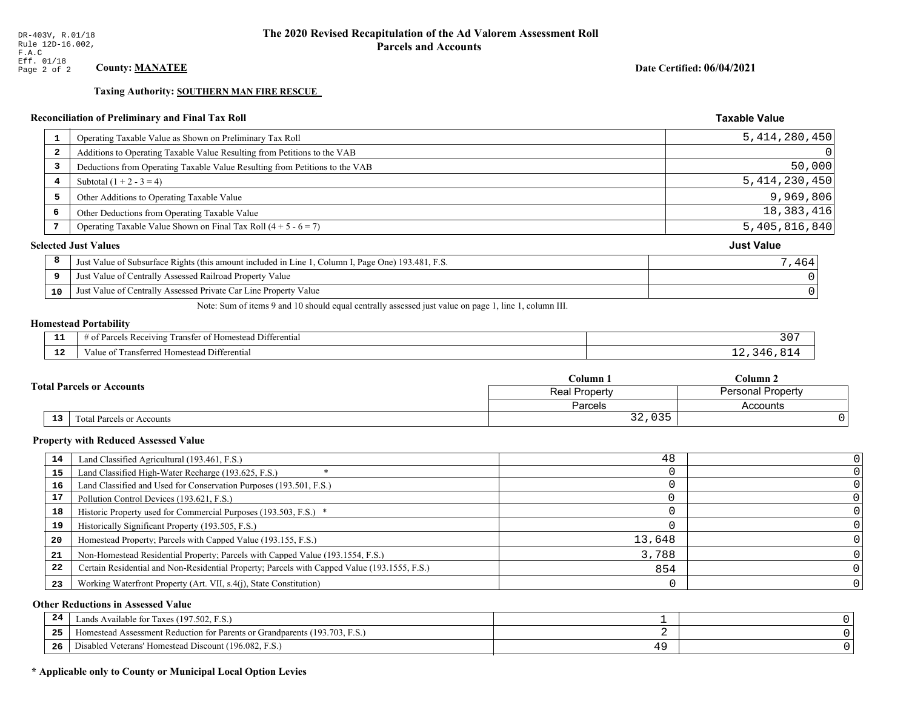DR-403V, R.01/18
Rule 12D-16.002, F.A.C
Eff. 01/18

# The 2020 Revised Recapitulation of the Ad Valorem Assessment Roll
## Parcels and Accounts

**County: MANATEE**

**Date Certified: 06/04/2021**

**Taxing Authority: SOUTHERN MAN FIRE RESCUE**

### Reconciliation of Preliminary and Final Tax Roll

| # | Description | Taxable Value |
|---|---|---|
| 1 | Operating Taxable Value as Shown on Preliminary Tax Roll | 5,414,280,450 |
| 2 | Additions to Operating Taxable Value Resulting from Petitions to the VAB | 0 |
| 3 | Deductions from Operating Taxable Value Resulting from Petitions to the VAB | 50,000 |
| 4 | Subtotal (1 + 2 - 3 = 4) | 5,414,230,450 |
| 5 | Other Additions to Operating Taxable Value | 9,969,806 |
| 6 | Other Deductions from Operating Taxable Value | 18,383,416 |
| 7 | Operating Taxable Value Shown on Final Tax Roll (4 + 5 - 6 = 7) | 5,405,816,840 |

### Selected Just Values

| # | Description | Just Value |
|---|---|---|
| 8 | Just Value of Subsurface Rights (this amount included in Line 1, Column I, Page One) 193.481, F.S. | 7,464 |
| 9 | Just Value of Centrally Assessed Railroad Property Value | 0 |
| 10 | Just Value of Centrally Assessed Private Car Line Property Value | 0 |

Note: Sum of items 9 and 10 should equal centrally assessed just value on page 1, line 1, column III.

### Homestead Portability

| # | Description | Value |
|---|---|---|
| 11 | # of Parcels Receiving Transfer of Homestead Differential | 307 |
| 12 | Value of Transferred Homestead Differential | 12,346,814 |

### Total Parcels or Accounts

| # | Description | Column 1 Real Property Parcels | Column 2 Personal Property Accounts |
|---|---|---|---|
| 13 | Total Parcels or Accounts | 32,035 | 0 |

### Property with Reduced Assessed Value

| # | Description | Column 1 | Column 2 |
|---|---|---|---|
| 14 | Land Classified Agricultural (193.461, F.S.) | 48 | 0 |
| 15 | Land Classified High-Water Recharge (193.625, F.S.) * | 0 | 0 |
| 16 | Land Classified and Used for Conservation Purposes (193.501, F.S.) | 0 | 0 |
| 17 | Pollution Control Devices (193.621, F.S.) | 0 | 0 |
| 18 | Historic Property used for Commercial Purposes (193.503, F.S.) * | 0 | 0 |
| 19 | Historically Significant Property (193.505, F.S.) | 0 | 0 |
| 20 | Homestead Property; Parcels with Capped Value (193.155, F.S.) | 13,648 | 0 |
| 21 | Non-Homestead Residential Property; Parcels with Capped Value (193.1554, F.S.) | 3,788 | 0 |
| 22 | Certain Residential and Non-Residential Property; Parcels with Capped Value (193.1555, F.S.) | 854 | 0 |
| 23 | Working Waterfront Property (Art. VII, s.4(j), State Constitution) | 0 | 0 |

### Other Reductions in Assessed Value

| # | Description | Column 1 | Column 2 |
|---|---|---|---|
| 24 | Lands Available for Taxes (197.502, F.S.) | 1 | 0 |
| 25 | Homestead Assessment Reduction for Parents or Grandparents (193.703, F.S.) | 2 | 0 |
| 26 | Disabled Veterans' Homestead Discount (196.082, F.S.) | 49 | 0 |

**\* Applicable only to County or Municipal Local Option Levies**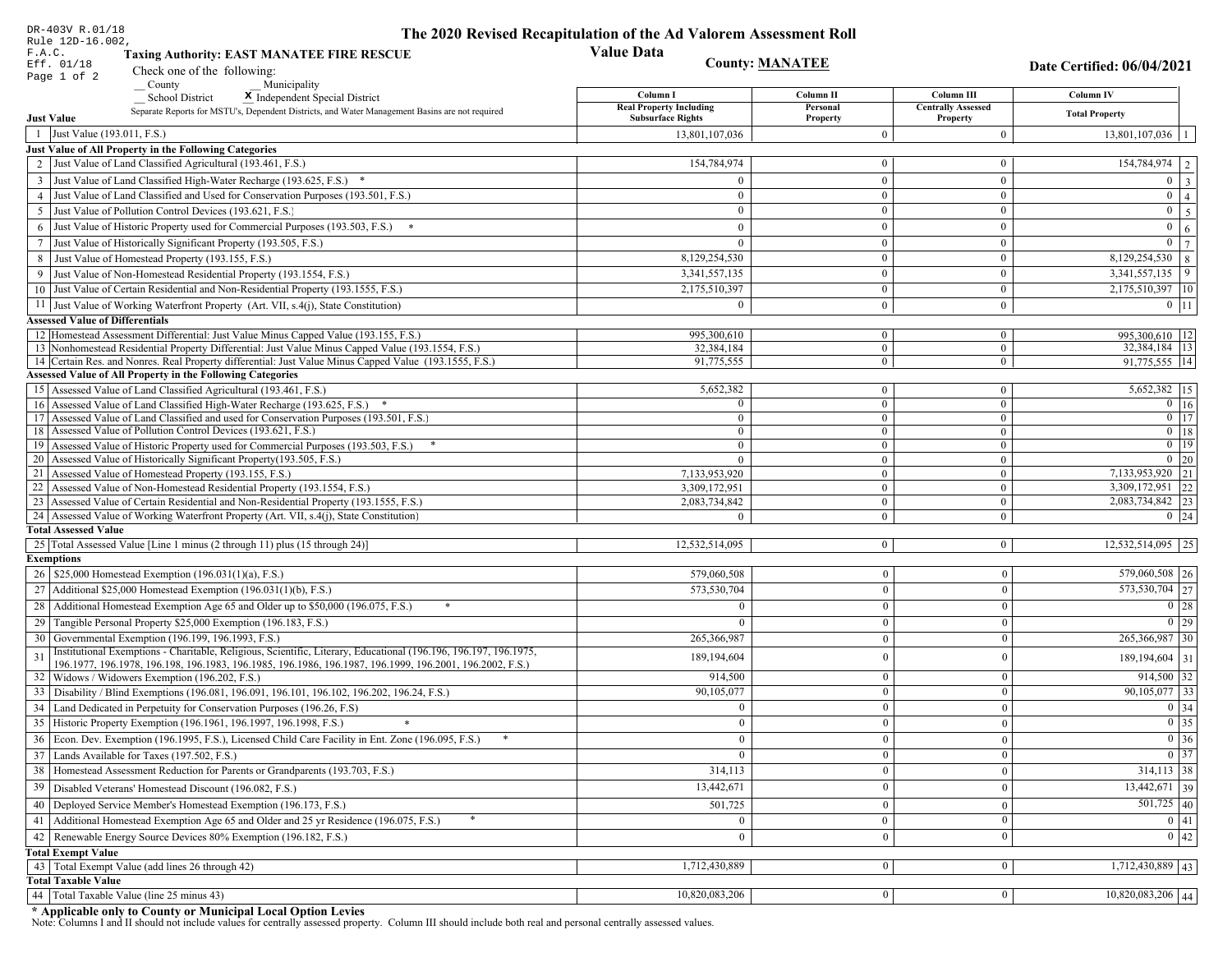DR-403V R.01/18
Rule 12D-16.002, F.A.C.
Eff. 01/18
Page 1 of 2

# The 2020 Revised Recapitulation of the Ad Valorem Assessment Roll

## Value Data

**Taxing Authority: EAST MANATEE FIRE RESCUE**

**County: MANATEE**

**Date Certified: 06/04/2021**

Check one of the following:
__ County
__ Municipality
__ School District
X Independent Special District

Separate Reports for MSTU's, Dependent Districts, and Water Management Basins are not required

| | | Column I Real Property Including Subsurface Rights | Column II Personal Property | Column III Centrally Assessed Property | Column IV Total Property | |
|---|---|---|---|---|---|---|
| **Just Value** | | | | | | |
| 1 | Just Value (193.011, F.S.) | 13,801,107,036 | 0 | 0 | 13,801,107,036 | 1 |
| **Just Value of All Property in the Following Categories** | | | | | | |
| 2 | Just Value of Land Classified Agricultural (193.461, F.S.) | 154,784,974 | 0 | 0 | 154,784,974 | 2 |
| 3 | Just Value of Land Classified High-Water Recharge (193.625, F.S.) * | 0 | 0 | 0 | 0 | 3 |
| 4 | Just Value of Land Classified and Used for Conservation Purposes (193.501, F.S.) | 0 | 0 | 0 | 0 | 4 |
| 5 | Just Value of Pollution Control Devices (193.621, F.S.) | 0 | 0 | 0 | 0 | 5 |
| 6 | Just Value of Historic Property used for Commercial Purposes (193.503, F.S.) * | 0 | 0 | 0 | 0 | 6 |
| 7 | Just Value of Historically Significant Property (193.505, F.S.) | 0 | 0 | 0 | 0 | 7 |
| 8 | Just Value of Homestead Property (193.155, F.S.) | 8,129,254,530 | 0 | 0 | 8,129,254,530 | 8 |
| 9 | Just Value of Non-Homestead Residential Property (193.1554, F.S.) | 3,341,557,135 | 0 | 0 | 3,341,557,135 | 9 |
| 10 | Just Value of Certain Residential and Non-Residential Property (193.1555, F.S.) | 2,175,510,397 | 0 | 0 | 2,175,510,397 | 10 |
| 11 | Just Value of Working Waterfront Property (Art. VII, s.4(j), State Constitution) | 0 | 0 | 0 | 0 | 11 |
| **Assessed Value of Differentials** | | | | | | |
| 12 | Homestead Assessment Differential: Just Value Minus Capped Value (193.155, F.S.) | 995,300,610 | 0 | 0 | 995,300,610 | 12 |
| 13 | Nonhomestead Residential Property Differential: Just Value Minus Capped Value (193.1554, F.S.) | 32,384,184 | 0 | 0 | 32,384,184 | 13 |
| 14 | Certain Res. and Nonres. Real Property differential: Just Value Minus Capped Value (193.1555, F.S.) | 91,775,555 | 0 | 0 | 91,775,555 | 14 |
| **Assessed Value of All Property in the Following Categories** | | | | | | |
| 15 | Assessed Value of Land Classified Agricultural (193.461, F.S.) | 5,652,382 | 0 | 0 | 5,652,382 | 15 |
| 16 | Assessed Value of Land Classified High-Water Recharge (193.625, F.S.) * | 0 | 0 | 0 | 0 | 16 |
| 17 | Assessed Value of Land Classified and used for Conservation Purposes (193.501, F.S.) | 0 | 0 | 0 | 0 | 17 |
| 18 | Assessed Value of Pollution Control Devices (193.621, F.S.) | 0 | 0 | 0 | 0 | 18 |
| 19 | Assessed Value of Historic Property used for Commercial Purposes (193.503, F.S.) * | 0 | 0 | 0 | 0 | 19 |
| 20 | Assessed Value of Historically Significant Property(193.505, F.S.) | 0 | 0 | 0 | 0 | 20 |
| 21 | Assessed Value of Homestead Property (193.155, F.S.) | 7,133,953,920 | 0 | 0 | 7,133,953,920 | 21 |
| 22 | Assessed Value of Non-Homestead Residential Property (193.1554, F.S.) | 3,309,172,951 | 0 | 0 | 3,309,172,951 | 22 |
| 23 | Assessed Value of Certain Residential and Non-Residential Property (193.1555, F.S.) | 2,083,734,842 | 0 | 0 | 2,083,734,842 | 23 |
| 24 | Assessed Value of Working Waterfront Property (Art. VII, s.4(j), State Constitution) | 0 | 0 | 0 | 0 | 24 |
| **Total Assessed Value** | | | | | | |
| 25 | Total Assessed Value [Line 1 minus (2 through 11) plus (15 through 24)] | 12,532,514,095 | 0 | 0 | 12,532,514,095 | 25 |
| **Exemptions** | | | | | | |
| 26 | $25,000 Homestead Exemption (196.031(1)(a), F.S.) | 579,060,508 | 0 | 0 | 579,060,508 | 26 |
| 27 | Additional $25,000 Homestead Exemption (196.031(1)(b), F.S.) | 573,530,704 | 0 | 0 | 573,530,704 | 27 |
| 28 | Additional Homestead Exemption Age 65 and Older up to $50,000 (196.075, F.S.) * | 0 | 0 | 0 | 0 | 28 |
| 29 | Tangible Personal Property $25,000 Exemption (196.183, F.S.) | 0 | 0 | 0 | 0 | 29 |
| 30 | Governmental Exemption (196.199, 196.1993, F.S.) | 265,366,987 | 0 | 0 | 265,366,987 | 30 |
| 31 | Institutional Exemptions - Charitable, Religious, Scientific, Literary, Educational (196.196, 196.197, 196.1975, 196.1977, 196.1978, 196.198, 196.1983, 196.1985, 196.1986, 196.1987, 196.1999, 196.2001, 196.2002, F.S.) | 189,194,604 | 0 | 0 | 189,194,604 | 31 |
| 32 | Widows / Widowers Exemption (196.202, F.S.) | 914,500 | 0 | 0 | 914,500 | 32 |
| 33 | Disability / Blind Exemptions (196.081, 196.091, 196.101, 196.102, 196.202, 196.24, F.S.) | 90,105,077 | 0 | 0 | 90,105,077 | 33 |
| 34 | Land Dedicated in Perpetuity for Conservation Purposes (196.26, F.S) | 0 | 0 | 0 | 0 | 34 |
| 35 | Historic Property Exemption (196.1961, 196.1997, 196.1998, F.S.) * | 0 | 0 | 0 | 0 | 35 |
| 36 | Econ. Dev. Exemption (196.1995, F.S.), Licensed Child Care Facility in Ent. Zone (196.095, F.S.) * | 0 | 0 | 0 | 0 | 36 |
| 37 | Lands Available for Taxes (197.502, F.S.) | 0 | 0 | 0 | 0 | 37 |
| 38 | Homestead Assessment Reduction for Parents or Grandparents (193.703, F.S.) | 314,113 | 0 | 0 | 314,113 | 38 |
| 39 | Disabled Veterans' Homestead Discount (196.082, F.S.) | 13,442,671 | 0 | 0 | 13,442,671 | 39 |
| 40 | Deployed Service Member's Homestead Exemption (196.173, F.S.) | 501,725 | 0 | 0 | 501,725 | 40 |
| 41 | Additional Homestead Exemption Age 65 and Older and 25 yr Residence (196.075, F.S.) * | 0 | 0 | 0 | 0 | 41 |
| 42 | Renewable Energy Source Devices 80% Exemption (196.182, F.S.) | 0 | 0 | 0 | 0 | 42 |
| **Total Exempt Value** | | | | | | |
| 43 | Total Exempt Value (add lines 26 through 42) | 1,712,430,889 | 0 | 0 | 1,712,430,889 | 43 |
| **Total Taxable Value** | | | | | | |
| 44 | Total Taxable Value (line 25 minus 43) | 10,820,083,206 | 0 | 0 | 10,820,083,206 | 44 |

**\* Applicable only to County or Municipal Local Option Levies**

Note: Columns I and II should not include values for centrally assessed property. Column III should include both real and personal centrally assessed values.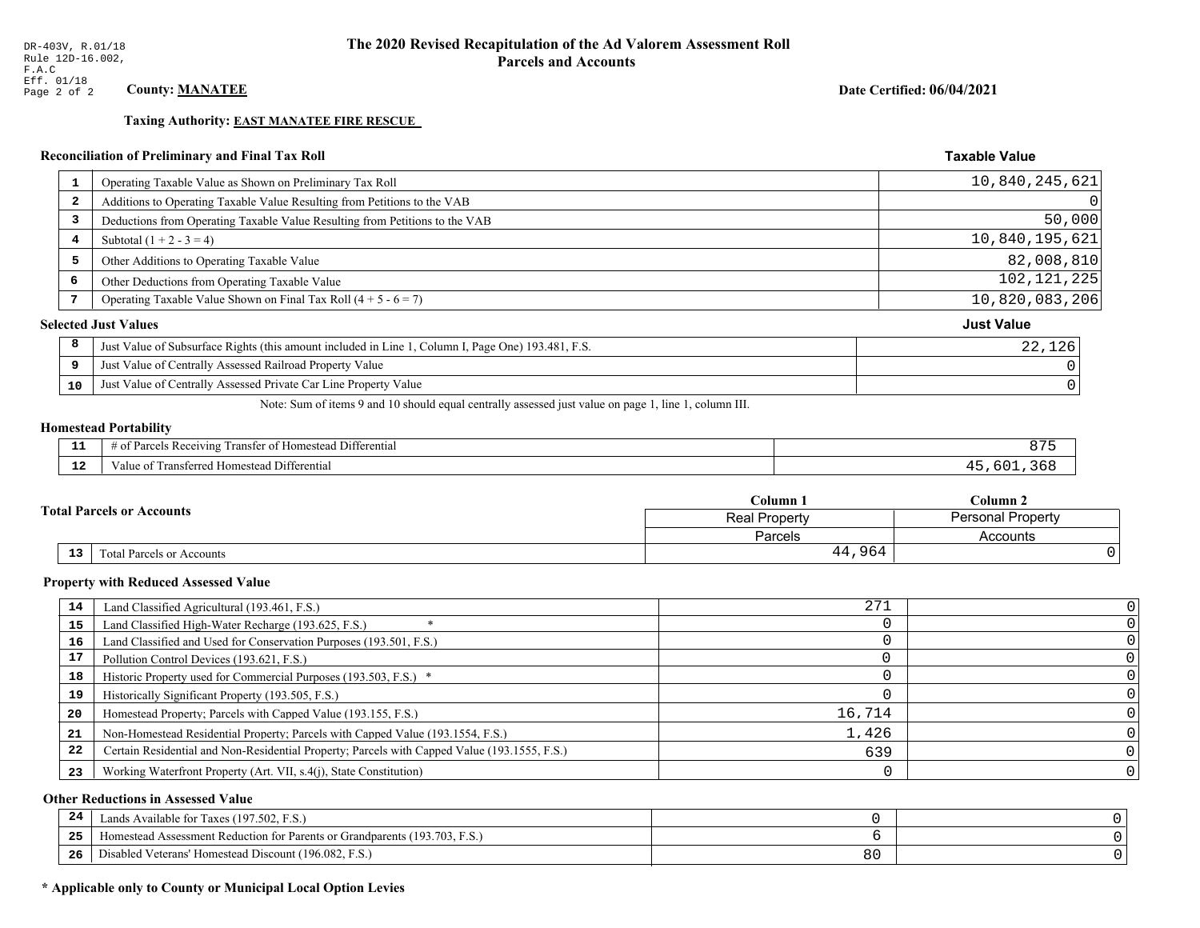DR-403V, R.01/18
Rule 12D-16.002, F.A.C
Eff. 01/18

# The 2020 Revised Recapitulation of the Ad Valorem Assessment Roll
## Parcels and Accounts

**County: MANATEE**

**Date Certified: 06/04/2021**

**Taxing Authority: EAST MANATEE FIRE RESCUE**

### Reconciliation of Preliminary and Final Tax Roll

| | | Taxable Value |
|---|---|---|
| 1 | Operating Taxable Value as Shown on Preliminary Tax Roll | 10,840,245,621 |
| 2 | Additions to Operating Taxable Value Resulting from Petitions to the VAB | 0 |
| 3 | Deductions from Operating Taxable Value Resulting from Petitions to the VAB | 50,000 |
| 4 | Subtotal (1 + 2 - 3 = 4) | 10,840,195,621 |
| 5 | Other Additions to Operating Taxable Value | 82,008,810 |
| 6 | Other Deductions from Operating Taxable Value | 102,121,225 |
| 7 | Operating Taxable Value Shown on Final Tax Roll (4 + 5 - 6 = 7) | 10,820,083,206 |

### Selected Just Values

| | | Just Value |
|---|---|---|
| 8 | Just Value of Subsurface Rights (this amount included in Line 1, Column I, Page One) 193.481, F.S. | 22,126 |
| 9 | Just Value of Centrally Assessed Railroad Property Value | 0 |
| 10 | Just Value of Centrally Assessed Private Car Line Property Value | 0 |

Note: Sum of items 9 and 10 should equal centrally assessed just value on page 1, line 1, column III.

### Homestead Portability

| | | |
|---|---|---|
| 11 | # of Parcels Receiving Transfer of Homestead Differential | 875 |
| 12 | Value of Transferred Homestead Differential | 45,601,368 |

### Total Parcels or Accounts

| | | Column 1 | Column 2 |
|---|---|---|---|
| | | Real Property | Personal Property |
| | | Parcels | Accounts |
| 13 | Total Parcels or Accounts | 44,964 | 0 |

### Property with Reduced Assessed Value

| | | Column 1 | Column 2 |
|---|---|---|---|
| 14 | Land Classified Agricultural (193.461, F.S.) | 271 | 0 |
| 15 | Land Classified High-Water Recharge (193.625, F.S.) * | 0 | 0 |
| 16 | Land Classified and Used for Conservation Purposes (193.501, F.S.) | 0 | 0 |
| 17 | Pollution Control Devices (193.621, F.S.) | 0 | 0 |
| 18 | Historic Property used for Commercial Purposes (193.503, F.S.) * | 0 | 0 |
| 19 | Historically Significant Property (193.505, F.S.) | 0 | 0 |
| 20 | Homestead Property; Parcels with Capped Value (193.155, F.S.) | 16,714 | 0 |
| 21 | Non-Homestead Residential Property; Parcels with Capped Value (193.1554, F.S.) | 1,426 | 0 |
| 22 | Certain Residential and Non-Residential Property; Parcels with Capped Value (193.1555, F.S.) | 639 | 0 |
| 23 | Working Waterfront Property (Art. VII, s.4(j), State Constitution) | 0 | 0 |

### Other Reductions in Assessed Value

| | | Column 1 | Column 2 |
|---|---|---|---|
| 24 | Lands Available for Taxes (197.502, F.S.) | 0 | 0 |
| 25 | Homestead Assessment Reduction for Parents or Grandparents (193.703, F.S.) | 6 | 0 |
| 26 | Disabled Veterans' Homestead Discount (196.082, F.S.) | 80 | 0 |

**\* Applicable only to County or Municipal Local Option Levies**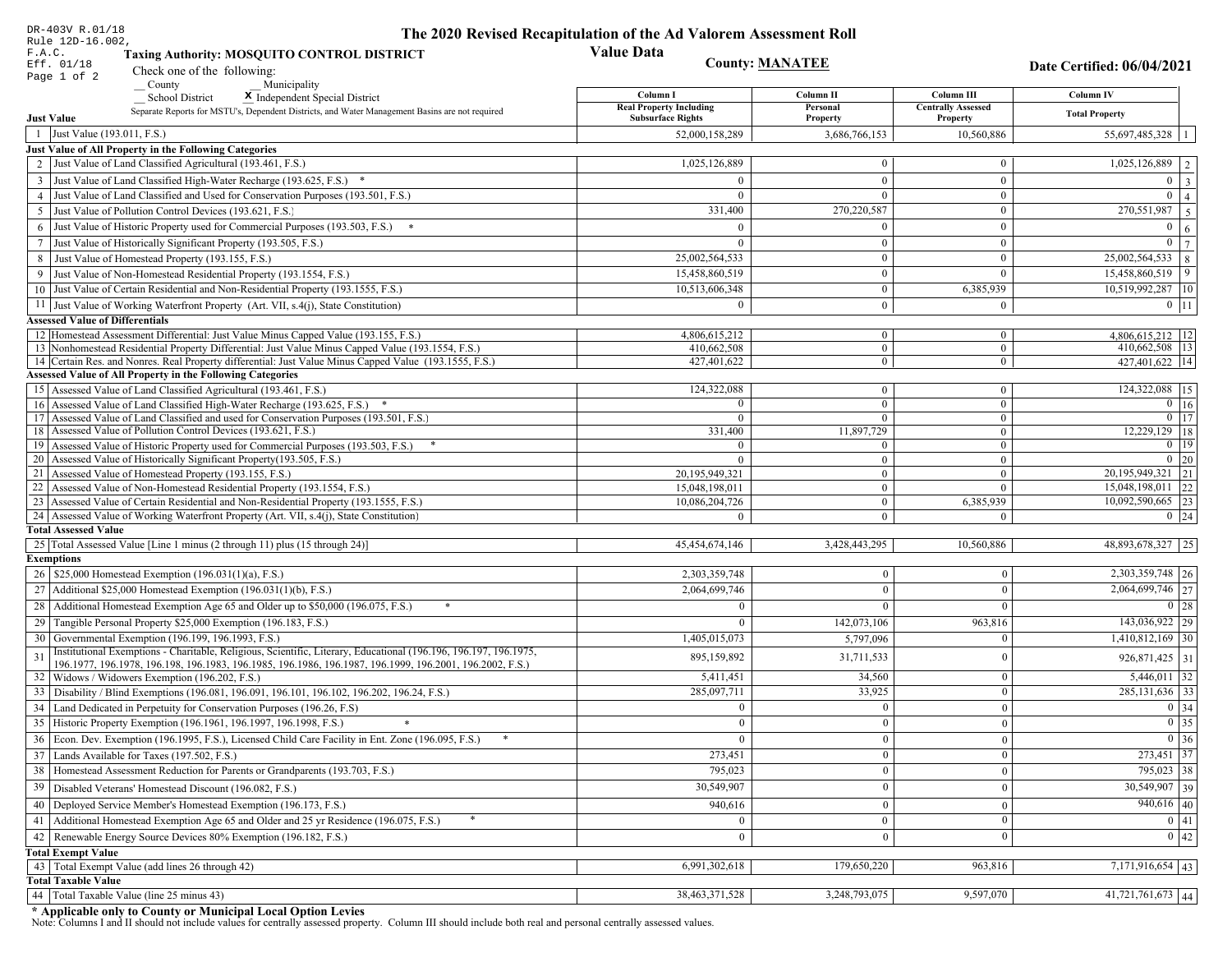DR-403V R.01/18
Rule 12D-16.002, F.A.C.
Eff. 01/18

# The 2020 Revised Recapitulation of the Ad Valorem Assessment Roll

## Value Data

**Taxing Authority: MOSQUITO CONTROL DISTRICT**

**County: MANATEE**

**Date Certified: 06/04/2021**

Check one of the following:
__ County __ Municipality
__ School District **X** Independent Special District

Separate Reports for MSTU's, Dependent Districts, and Water Management Basins are not required

| | | Column I Real Property Including Subsurface Rights | Column II Personal Property | Column III Centrally Assessed Property | Column IV Total Property | |
|---|---|---|---|---|---|---|
| **Just Value** | | | | | | |
| 1 | Just Value (193.011, F.S.) | 52,000,158,289 | 3,686,766,153 | 10,560,886 | 55,697,485,328 | 1 |
| **Just Value of All Property in the Following Categories** | | | | | | |
| 2 | Just Value of Land Classified Agricultural (193.461, F.S.) | 1,025,126,889 | 0 | 0 | 1,025,126,889 | 2 |
| 3 | Just Value of Land Classified High-Water Recharge (193.625, F.S.) * | 0 | 0 | 0 | 0 | 3 |
| 4 | Just Value of Land Classified and Used for Conservation Purposes (193.501, F.S.) | 0 | 0 | 0 | 0 | 4 |
| 5 | Just Value of Pollution Control Devices (193.621, F.S.) | 331,400 | 270,220,587 | 0 | 270,551,987 | 5 |
| 6 | Just Value of Historic Property used for Commercial Purposes (193.503, F.S.) * | 0 | 0 | 0 | 0 | 6 |
| 7 | Just Value of Historically Significant Property (193.505, F.S.) | 0 | 0 | 0 | 0 | 7 |
| 8 | Just Value of Homestead Property (193.155, F.S.) | 25,002,564,533 | 0 | 0 | 25,002,564,533 | 8 |
| 9 | Just Value of Non-Homestead Residential Property (193.1554, F.S.) | 15,458,860,519 | 0 | 0 | 15,458,860,519 | 9 |
| 10 | Just Value of Certain Residential and Non-Residential Property (193.1555, F.S.) | 10,513,606,348 | 0 | 6,385,939 | 10,519,992,287 | 10 |
| 11 | Just Value of Working Waterfront Property (Art. VII, s.4(j), State Constitution) | 0 | 0 | 0 | 0 | 11 |
| **Assessed Value of Differentials** | | | | | | |
| 12 | Homestead Assessment Differential: Just Value Minus Capped Value (193.155, F.S.) | 4,806,615,212 | 0 | 0 | 4,806,615,212 | 12 |
| 13 | Nonhomestead Residential Property Differential: Just Value Minus Capped Value (193.1554, F.S.) | 410,662,508 | 0 | 0 | 410,662,508 | 13 |
| 14 | Certain Res. and Nonres. Real Property differential: Just Value Minus Capped Value (193.1555, F.S.) | 427,401,622 | 0 | 0 | 427,401,622 | 14 |
| **Assessed Value of All Property in the Following Categories** | | | | | | |
| 15 | Assessed Value of Land Classified Agricultural (193.461, F.S.) | 124,322,088 | 0 | 0 | 124,322,088 | 15 |
| 16 | Assessed Value of Land Classified High-Water Recharge (193.625, F.S.) * | 0 | 0 | 0 | 0 | 16 |
| 17 | Assessed Value of Land Classified and used for Conservation Purposes (193.501, F.S.) | 0 | 0 | 0 | 0 | 17 |
| 18 | Assessed Value of Pollution Control Devices (193.621, F.S.) | 331,400 | 11,897,729 | 0 | 12,229,129 | 18 |
| 19 | Assessed Value of Historic Property used for Commercial Purposes (193.503, F.S.) * | 0 | 0 | 0 | 0 | 19 |
| 20 | Assessed Value of Historically Significant Property(193.505, F.S.) | 0 | 0 | 0 | 0 | 20 |
| 21 | Assessed Value of Homestead Property (193.155, F.S.) | 20,195,949,321 | 0 | 0 | 20,195,949,321 | 21 |
| 22 | Assessed Value of Non-Homestead Residential Property (193.1554, F.S.) | 15,048,198,011 | 0 | 0 | 15,048,198,011 | 22 |
| 23 | Assessed Value of Certain Residential and Non-Residential Property (193.1555, F.S.) | 10,086,204,726 | 0 | 6,385,939 | 10,092,590,665 | 23 |
| 24 | Assessed Value of Working Waterfront Property (Art. VII, s.4(j), State Constitution) | 0 | 0 | 0 | 0 | 24 |
| **Total Assessed Value** | | | | | | |
| 25 | Total Assessed Value [Line 1 minus (2 through 11) plus (15 through 24)] | 45,454,674,146 | 3,428,443,295 | 10,560,886 | 48,893,678,327 | 25 |
| **Exemptions** | | | | | | |
| 26 | $25,000 Homestead Exemption (196.031(1)(a), F.S.) | 2,303,359,748 | 0 | 0 | 2,303,359,748 | 26 |
| 27 | Additional $25,000 Homestead Exemption (196.031(1)(b), F.S.) | 2,064,699,746 | 0 | 0 | 2,064,699,746 | 27 |
| 28 | Additional Homestead Exemption Age 65 and Older up to $50,000 (196.075, F.S.) * | 0 | 0 | 0 | 0 | 28 |
| 29 | Tangible Personal Property $25,000 Exemption (196.183, F.S.) | 0 | 142,073,106 | 963,816 | 143,036,922 | 29 |
| 30 | Governmental Exemption (196.199, 196.1993, F.S.) | 1,405,015,073 | 5,797,096 | 0 | 1,410,812,169 | 30 |
| 31 | Institutional Exemptions - Charitable, Religious, Scientific, Literary, Educational (196.196, 196.197, 196.1975, 196.1977, 196.1978, 196.198, 196.1983, 196.1985, 196.1986, 196.1987, 196.1999, 196.2001, 196.2002, F.S.) | 895,159,892 | 31,711,533 | 0 | 926,871,425 | 31 |
| 32 | Widows / Widowers Exemption (196.202, F.S.) | 5,411,451 | 34,560 | 0 | 5,446,011 | 32 |
| 33 | Disability / Blind Exemptions (196.081, 196.091, 196.101, 196.102, 196.202, 196.24, F.S.) | 285,097,711 | 33,925 | 0 | 285,131,636 | 33 |
| 34 | Land Dedicated in Perpetuity for Conservation Purposes (196.26, F.S) | 0 | 0 | 0 | 0 | 34 |
| 35 | Historic Property Exemption (196.1961, 196.1997, 196.1998, F.S.) * | 0 | 0 | 0 | 0 | 35 |
| 36 | Econ. Dev. Exemption (196.1995, F.S.), Licensed Child Care Facility in Ent. Zone (196.095, F.S.) * | 0 | 0 | 0 | 0 | 36 |
| 37 | Lands Available for Taxes (197.502, F.S.) | 273,451 | 0 | 0 | 273,451 | 37 |
| 38 | Homestead Assessment Reduction for Parents or Grandparents (193.703, F.S.) | 795,023 | 0 | 0 | 795,023 | 38 |
| 39 | Disabled Veterans' Homestead Discount (196.082, F.S.) | 30,549,907 | 0 | 0 | 30,549,907 | 39 |
| 40 | Deployed Service Member's Homestead Exemption (196.173, F.S.) | 940,616 | 0 | 0 | 940,616 | 40 |
| 41 | Additional Homestead Exemption Age 65 and Older and 25 yr Residence (196.075, F.S.) * | 0 | 0 | 0 | 0 | 41 |
| 42 | Renewable Energy Source Devices 80% Exemption (196.182, F.S.) | 0 | 0 | 0 | 0 | 42 |
| **Total Exempt Value** | | | | | | |
| 43 | Total Exempt Value (add lines 26 through 42) | 6,991,302,618 | 179,650,220 | 963,816 | 7,171,916,654 | 43 |
| **Total Taxable Value** | | | | | | |
| 44 | Total Taxable Value (line 25 minus 43) | 38,463,371,528 | 3,248,793,075 | 9,597,070 | 41,721,761,673 | 44 |

**\* Applicable only to County or Municipal Local Option Levies**

Note: Columns I and II should not include values for centrally assessed property. Column III should include both real and personal centrally assessed values.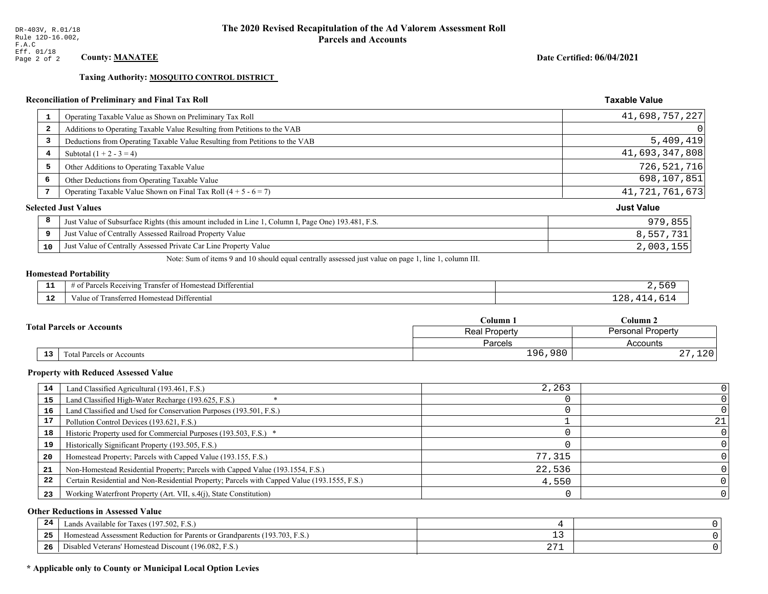DR-403V, R.01/18
Rule 12D-16.002,
F.A.C
Eff. 01/18

# The 2020 Revised Recapitulation of the Ad Valorem Assessment Roll
## Parcels and Accounts

**County: MANATEE**

**Date Certified: 06/04/2021**

**Taxing Authority: MOSQUITO CONTROL DISTRICT**

### Reconciliation of Preliminary and Final Tax Roll

| | | Taxable Value |
|---|---|---|
| 1 | Operating Taxable Value as Shown on Preliminary Tax Roll | 41,698,757,227 |
| 2 | Additions to Operating Taxable Value Resulting from Petitions to the VAB | 0 |
| 3 | Deductions from Operating Taxable Value Resulting from Petitions to the VAB | 5,409,419 |
| 4 | Subtotal (1 + 2 - 3 = 4) | 41,693,347,808 |
| 5 | Other Additions to Operating Taxable Value | 726,521,716 |
| 6 | Other Deductions from Operating Taxable Value | 698,107,851 |
| 7 | Operating Taxable Value Shown on Final Tax Roll (4 + 5 - 6 = 7) | 41,721,761,673 |

### Selected Just Values

| | | Just Value |
|---|---|---|
| 8 | Just Value of Subsurface Rights (this amount included in Line 1, Column I, Page One) 193.481, F.S. | 979,855 |
| 9 | Just Value of Centrally Assessed Railroad Property Value | 8,557,731 |
| 10 | Just Value of Centrally Assessed Private Car Line Property Value | 2,003,155 |

Note: Sum of items 9 and 10 should equal centrally assessed just value on page 1, line 1, column III.

### Homestead Portability

| | | |
|---|---|---|
| 11 | # of Parcels Receiving Transfer of Homestead Differential | 2,569 |
| 12 | Value of Transferred Homestead Differential | 128,414,614 |

### Total Parcels or Accounts

| | | Column 1 | Column 2 |
|---|---|---|---|
| | | Real Property | Personal Property |
| | | Parcels | Accounts |
| 13 | Total Parcels or Accounts | 196,980 | 27,120 |

### Property with Reduced Assessed Value

| | | Column 1 | Column 2 |
|---|---|---|---|
| 14 | Land Classified Agricultural (193.461, F.S.) | 2,263 | 0 |
| 15 | Land Classified High-Water Recharge (193.625, F.S.) * | 0 | 0 |
| 16 | Land Classified and Used for Conservation Purposes (193.501, F.S.) | 0 | 0 |
| 17 | Pollution Control Devices (193.621, F.S.) | 1 | 21 |
| 18 | Historic Property used for Commercial Purposes (193.503, F.S.) * | 0 | 0 |
| 19 | Historically Significant Property (193.505, F.S.) | 0 | 0 |
| 20 | Homestead Property; Parcels with Capped Value (193.155, F.S.) | 77,315 | 0 |
| 21 | Non-Homestead Residential Property; Parcels with Capped Value (193.1554, F.S.) | 22,536 | 0 |
| 22 | Certain Residential and Non-Residential Property; Parcels with Capped Value (193.1555, F.S.) | 4,550 | 0 |
| 23 | Working Waterfront Property (Art. VII, s.4(j), State Constitution) | 0 | 0 |

### Other Reductions in Assessed Value

| | | Column 1 | Column 2 |
|---|---|---|---|
| 24 | Lands Available for Taxes (197.502, F.S.) | 4 | 0 |
| 25 | Homestead Assessment Reduction for Parents or Grandparents (193.703, F.S.) | 13 | 0 |
| 26 | Disabled Veterans' Homestead Discount (196.082, F.S.) | 271 | 0 |

**\* Applicable only to County or Municipal Local Option Levies**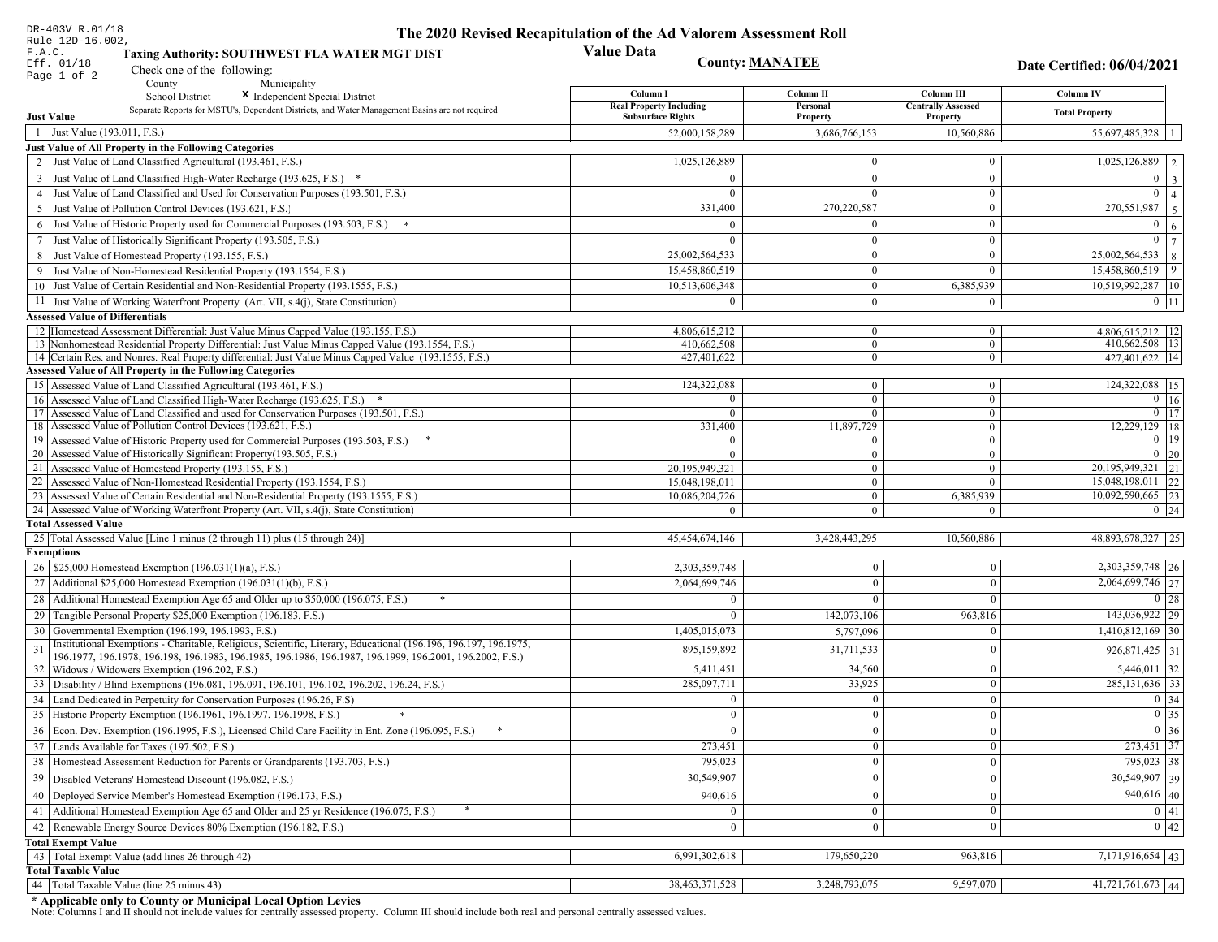DR-403V R.01/18
Rule 12D-16.002, F.A.C.
Eff. 01/18
Page 1 of 2

# The 2020 Revised Recapitulation of the Ad Valorem Assessment Roll
## Value Data

**Taxing Authority: SOUTHWEST FLA WATER MGT DIST**

**County: MANATEE**

**Date Certified: 06/04/2021**

Check one of the following:
__ County __ Municipality
__ School District **X** Independent Special District

Separate Reports for MSTU's, Dependent Districts, and Water Management Basins are not required

| | Column I Real Property Including Subsurface Rights | Column II Personal Property | Column III Centrally Assessed Property | Column IV Total Property | |
|---|---|---|---|---|---|
| **Just Value** | | | | | |
| 1 Just Value (193.011, F.S.) | 52,000,158,289 | 3,686,766,153 | 10,560,886 | 55,697,485,328 | 1 |
| **Just Value of All Property in the Following Categories** | | | | | |
| 2 Just Value of Land Classified Agricultural (193.461, F.S.) | 1,025,126,889 | 0 | 0 | 1,025,126,889 | 2 |
| 3 Just Value of Land Classified High-Water Recharge (193.625, F.S.) * | 0 | 0 | 0 | 0 | 3 |
| 4 Just Value of Land Classified and Used for Conservation Purposes (193.501, F.S.) | 0 | 0 | 0 | 0 | 4 |
| 5 Just Value of Pollution Control Devices (193.621, F.S.) | 331,400 | 270,220,587 | 0 | 270,551,987 | 5 |
| 6 Just Value of Historic Property used for Commercial Purposes (193.503, F.S.) * | 0 | 0 | 0 | 0 | 6 |
| 7 Just Value of Historically Significant Property (193.505, F.S.) | 0 | 0 | 0 | 0 | 7 |
| 8 Just Value of Homestead Property (193.155, F.S.) | 25,002,564,533 | 0 | 0 | 25,002,564,533 | 8 |
| 9 Just Value of Non-Homestead Residential Property (193.1554, F.S.) | 15,458,860,519 | 0 | 0 | 15,458,860,519 | 9 |
| 10 Just Value of Certain Residential and Non-Residential Property (193.1555, F.S.) | 10,513,606,348 | 0 | 6,385,939 | 10,519,992,287 | 10 |
| 11 Just Value of Working Waterfront Property (Art. VII, s.4(j), State Constitution) | 0 | 0 | 0 | 0 | 11 |
| **Assessed Value of Differentials** | | | | | |
| 12 Homestead Assessment Differential: Just Value Minus Capped Value (193.155, F.S.) | 4,806,615,212 | 0 | 0 | 4,806,615,212 | 12 |
| 13 Nonhomestead Residential Property Differential: Just Value Minus Capped Value (193.1554, F.S.) | 410,662,508 | 0 | 0 | 410,662,508 | 13 |
| 14 Certain Res. and Nonres. Real Property differential: Just Value Minus Capped Value (193.1555, F.S.) | 427,401,622 | 0 | 0 | 427,401,622 | 14 |
| **Assessed Value of All Property in the Following Categories** | | | | | |
| 15 Assessed Value of Land Classified Agricultural (193.461, F.S.) | 124,322,088 | 0 | 0 | 124,322,088 | 15 |
| 16 Assessed Value of Land Classified High-Water Recharge (193.625, F.S.) * | 0 | 0 | 0 | 0 | 16 |
| 17 Assessed Value of Land Classified and used for Conservation Purposes (193.501, F.S.) | 0 | 0 | 0 | 0 | 17 |
| 18 Assessed Value of Pollution Control Devices (193.621, F.S.) | 331,400 | 11,897,729 | 0 | 12,229,129 | 18 |
| 19 Assessed Value of Historic Property used for Commercial Purposes (193.503, F.S.) * | 0 | 0 | 0 | 0 | 19 |
| 20 Assessed Value of Historically Significant Property(193.505, F.S.) | 0 | 0 | 0 | 0 | 20 |
| 21 Assessed Value of Homestead Property (193.155, F.S.) | 20,195,949,321 | 0 | 0 | 20,195,949,321 | 21 |
| 22 Assessed Value of Non-Homestead Residential Property (193.1554, F.S.) | 15,048,198,011 | 0 | 0 | 15,048,198,011 | 22 |
| 23 Assessed Value of Certain Residential and Non-Residential Property (193.1555, F.S.) | 10,086,204,726 | 0 | 6,385,939 | 10,092,590,665 | 23 |
| 24 Assessed Value of Working Waterfront Property (Art. VII, s.4(j), State Constitution) | 0 | 0 | 0 | 0 | 24 |
| **Total Assessed Value** | | | | | |
| 25 Total Assessed Value [Line 1 minus (2 through 11) plus (15 through 24)] | 45,454,674,146 | 3,428,443,295 | 10,560,886 | 48,893,678,327 | 25 |
| **Exemptions** | | | | | |
| 26 $25,000 Homestead Exemption (196.031(1)(a), F.S.) | 2,303,359,748 | 0 | 0 | 2,303,359,748 | 26 |
| 27 Additional $25,000 Homestead Exemption (196.031(1)(b), F.S.) | 2,064,699,746 | 0 | 0 | 2,064,699,746 | 27 |
| 28 Additional Homestead Exemption Age 65 and Older up to $50,000 (196.075, F.S.) * | 0 | 0 | 0 | 0 | 28 |
| 29 Tangible Personal Property $25,000 Exemption (196.183, F.S.) | 0 | 142,073,106 | 963,816 | 143,036,922 | 29 |
| 30 Governmental Exemption (196.199, 196.1993, F.S.) | 1,405,015,073 | 5,797,096 | 0 | 1,410,812,169 | 30 |
| 31 Institutional Exemptions - Charitable, Religious, Scientific, Literary, Educational (196.196, 196.197, 196.1975, 196.1977, 196.1978, 196.198, 196.1983, 196.1985, 196.1986, 196.1987, 196.1999, 196.2001, 196.2002, F.S.) | 895,159,892 | 31,711,533 | 0 | 926,871,425 | 31 |
| 32 Widows / Widowers Exemption (196.202, F.S.) | 5,411,451 | 34,560 | 0 | 5,446,011 | 32 |
| 33 Disability / Blind Exemptions (196.081, 196.091, 196.101, 196.102, 196.202, 196.24, F.S.) | 285,097,711 | 33,925 | 0 | 285,131,636 | 33 |
| 34 Land Dedicated in Perpetuity for Conservation Purposes (196.26, F.S) | 0 | 0 | 0 | 0 | 34 |
| 35 Historic Property Exemption (196.1961, 196.1997, 196.1998, F.S.) * | 0 | 0 | 0 | 0 | 35 |
| 36 Econ. Dev. Exemption (196.1995, F.S.), Licensed Child Care Facility in Ent. Zone (196.095, F.S.) * | 0 | 0 | 0 | 0 | 36 |
| 37 Lands Available for Taxes (197.502, F.S.) | 273,451 | 0 | 0 | 273,451 | 37 |
| 38 Homestead Assessment Reduction for Parents or Grandparents (193.703, F.S.) | 795,023 | 0 | 0 | 795,023 | 38 |
| 39 Disabled Veterans' Homestead Discount (196.082, F.S.) | 30,549,907 | 0 | 0 | 30,549,907 | 39 |
| 40 Deployed Service Member's Homestead Exemption (196.173, F.S.) | 940,616 | 0 | 0 | 940,616 | 40 |
| 41 Additional Homestead Exemption Age 65 and Older and 25 yr Residence (196.075, F.S.) * | 0 | 0 | 0 | 0 | 41 |
| 42 Renewable Energy Source Devices 80% Exemption (196.182, F.S.) | 0 | 0 | 0 | 0 | 42 |
| **Total Exempt Value** | | | | | |
| 43 Total Exempt Value (add lines 26 through 42) | 6,991,302,618 | 179,650,220 | 963,816 | 7,171,916,654 | 43 |
| **Total Taxable Value** | | | | | |
| 44 Total Taxable Value (line 25 minus 43) | 38,463,371,528 | 3,248,793,075 | 9,597,070 | 41,721,761,673 | 44 |

**\* Applicable only to County or Municipal Local Option Levies**

Note: Columns I and II should not include values for centrally assessed property. Column III should include both real and personal centrally assessed values.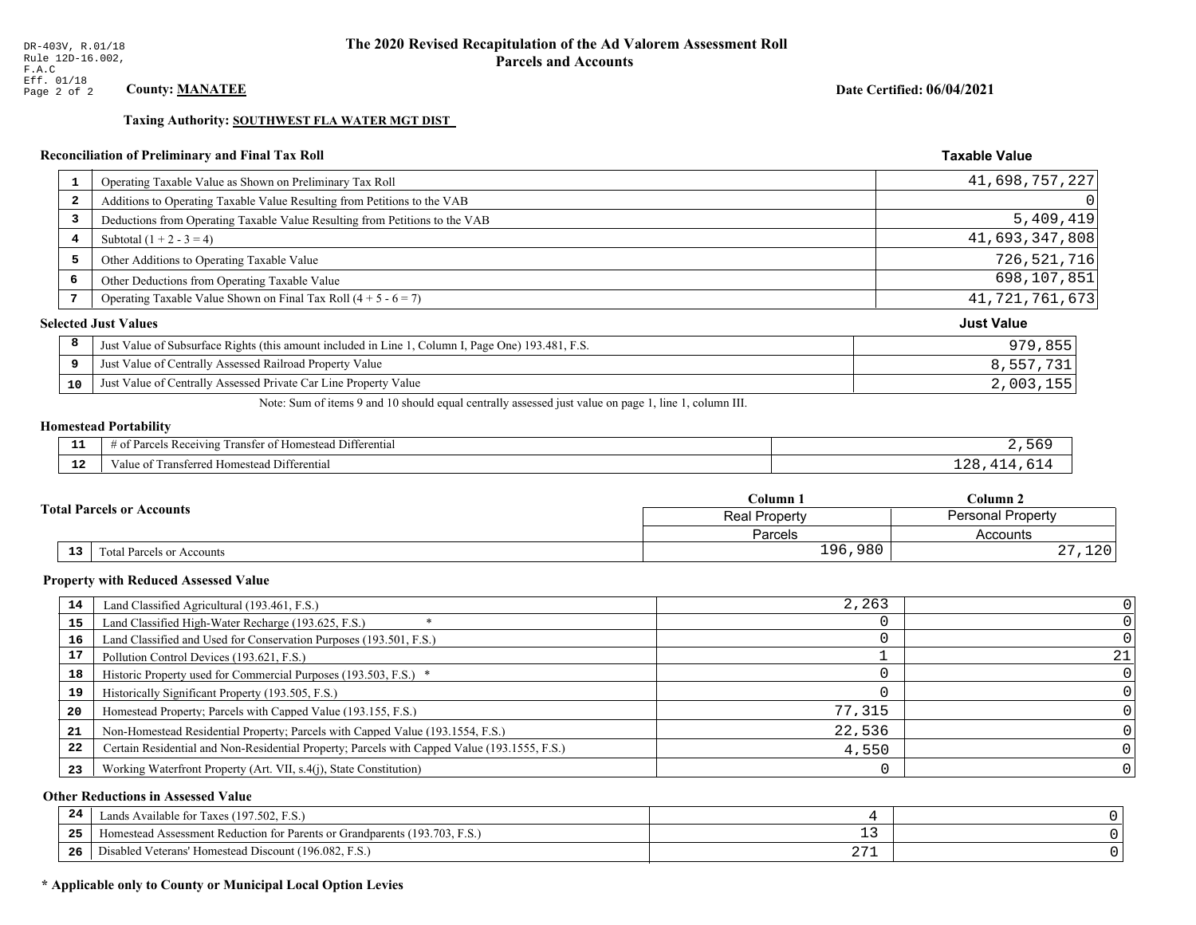DR-403V, R.01/18
Rule 12D-16.002, F.A.C
Eff. 01/18

# The 2020 Revised Recapitulation of the Ad Valorem Assessment Roll
## Parcels and Accounts

**County: MANATEE**

**Date Certified: 06/04/2021**

**Taxing Authority: SOUTHWEST FLA WATER MGT DIST**

### Reconciliation of Preliminary and Final Tax Roll

| | | Taxable Value |
|---|---|---|
| 1 | Operating Taxable Value as Shown on Preliminary Tax Roll | 41,698,757,227 |
| 2 | Additions to Operating Taxable Value Resulting from Petitions to the VAB | 0 |
| 3 | Deductions from Operating Taxable Value Resulting from Petitions to the VAB | 5,409,419 |
| 4 | Subtotal (1 + 2 - 3 = 4) | 41,693,347,808 |
| 5 | Other Additions to Operating Taxable Value | 726,521,716 |
| 6 | Other Deductions from Operating Taxable Value | 698,107,851 |
| 7 | Operating Taxable Value Shown on Final Tax Roll (4 + 5 - 6 = 7) | 41,721,761,673 |

### Selected Just Values

| | | Just Value |
|---|---|---|
| 8 | Just Value of Subsurface Rights (this amount included in Line 1, Column I, Page One) 193.481, F.S. | 979,855 |
| 9 | Just Value of Centrally Assessed Railroad Property Value | 8,557,731 |
| 10 | Just Value of Centrally Assessed Private Car Line Property Value | 2,003,155 |

Note: Sum of items 9 and 10 should equal centrally assessed just value on page 1, line 1, column III.

### Homestead Portability

| | | |
|---|---|---|
| 11 | # of Parcels Receiving Transfer of Homestead Differential | 2,569 |
| 12 | Value of Transferred Homestead Differential | 128,414,614 |

### Total Parcels or Accounts

| | | Column 1 | Column 2 |
|---|---|---|---|
| | | Real Property | Personal Property |
| | | Parcels | Accounts |
| 13 | Total Parcels or Accounts | 196,980 | 27,120 |

### Property with Reduced Assessed Value

| | | Column 1 | Column 2 |
|---|---|---|---|
| 14 | Land Classified Agricultural (193.461, F.S.) | 2,263 | 0 |
| 15 | Land Classified High-Water Recharge (193.625, F.S.) * | 0 | 0 |
| 16 | Land Classified and Used for Conservation Purposes (193.501, F.S.) | 0 | 0 |
| 17 | Pollution Control Devices (193.621, F.S.) | 1 | 21 |
| 18 | Historic Property used for Commercial Purposes (193.503, F.S.) * | 0 | 0 |
| 19 | Historically Significant Property (193.505, F.S.) | 0 | 0 |
| 20 | Homestead Property; Parcels with Capped Value (193.155, F.S.) | 77,315 | 0 |
| 21 | Non-Homestead Residential Property; Parcels with Capped Value (193.1554, F.S.) | 22,536 | 0 |
| 22 | Certain Residential and Non-Residential Property; Parcels with Capped Value (193.1555, F.S.) | 4,550 | 0 |
| 23 | Working Waterfront Property (Art. VII, s.4(j), State Constitution) | 0 | 0 |

### Other Reductions in Assessed Value

| | | Column 1 | Column 2 |
|---|---|---|---|
| 24 | Lands Available for Taxes (197.502, F.S.) | 4 | 0 |
| 25 | Homestead Assessment Reduction for Parents or Grandparents (193.703, F.S.) | 13 | 0 |
| 26 | Disabled Veterans' Homestead Discount (196.082, F.S.) | 271 | 0 |

**\* Applicable only to County or Municipal Local Option Levies**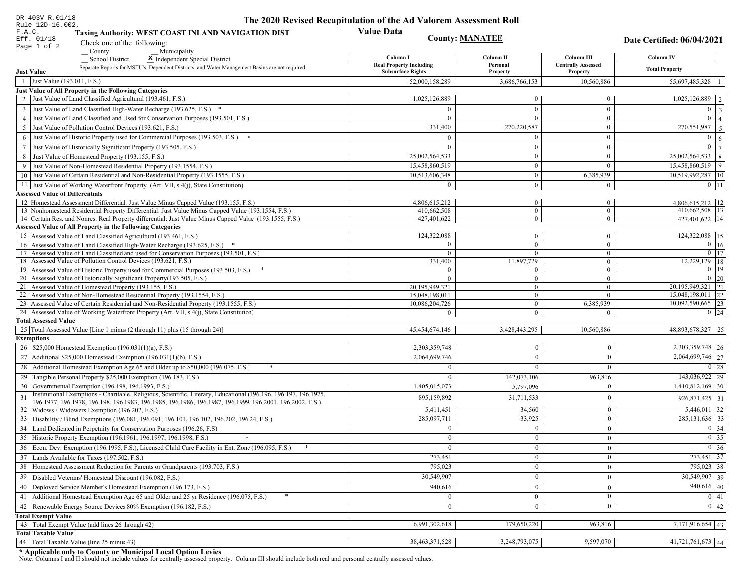DR-403V R.01/18
Rule 12D-16.002, F.A.C.
Eff. 01/18

# The 2020 Revised Recapitulation of the Ad Valorem Assessment Roll

## Value Data

**Taxing Authority: WEST COAST INLAND NAVIGATION DIST**

**County: MANATEE**

**Date Certified: 06/04/2021**

Check one of the following:
__ County    __ Municipality
__ School District    **X** Independent Special District

Separate Reports for MSTU's, Dependent Districts, and Water Management Basins are not required

| | Just Value | Column I Real Property Including Subsurface Rights | Column II Personal Property | Column III Centrally Assessed Property | Column IV Total Property | |
|---|---|---|---|---|---|---|
| 1 | Just Value (193.011, F.S.) | 52,000,158,289 | 3,686,766,153 | 10,560,886 | 55,697,485,328 | 1 |
| | **Just Value of All Property in the Following Categories** | | | | | |
| 2 | Just Value of Land Classified Agricultural (193.461, F.S.) | 1,025,126,889 | 0 | 0 | 1,025,126,889 | 2 |
| 3 | Just Value of Land Classified High-Water Recharge (193.625, F.S.) * | 0 | 0 | 0 | 0 | 3 |
| 4 | Just Value of Land Classified and Used for Conservation Purposes (193.501, F.S.) | 0 | 0 | 0 | 0 | 4 |
| 5 | Just Value of Pollution Control Devices (193.621, F.S.) | 331,400 | 270,220,587 | 0 | 270,551,987 | 5 |
| 6 | Just Value of Historic Property used for Commercial Purposes (193.503, F.S.) * | 0 | 0 | 0 | 0 | 6 |
| 7 | Just Value of Historically Significant Property (193.505, F.S.) | 0 | 0 | 0 | 0 | 7 |
| 8 | Just Value of Homestead Property (193.155, F.S.) | 25,002,564,533 | 0 | 0 | 25,002,564,533 | 8 |
| 9 | Just Value of Non-Homestead Residential Property (193.1554, F.S.) | 15,458,860,519 | 0 | 0 | 15,458,860,519 | 9 |
| 10 | Just Value of Certain Residential and Non-Residential Property (193.1555, F.S.) | 10,513,606,348 | 0 | 6,385,939 | 10,519,992,287 | 10 |
| 11 | Just Value of Working Waterfront Property (Art. VII, s.4(j), State Constitution) | 0 | 0 | 0 | 0 | 11 |
| | **Assessed Value of Differentials** | | | | | |
| 12 | Homestead Assessment Differential: Just Value Minus Capped Value (193.155, F.S.) | 4,806,615,212 | 0 | 0 | 4,806,615,212 | 12 |
| 13 | Nonhomestead Residential Property Differential: Just Value Minus Capped Value (193.1554, F.S.) | 410,662,508 | 0 | 0 | 410,662,508 | 13 |
| 14 | Certain Res. and Nonres. Real Property differential: Just Value Minus Capped Value (193.1555, F.S.) | 427,401,622 | 0 | 0 | 427,401,622 | 14 |
| | **Assessed Value of All Property in the Following Categories** | | | | | |
| 15 | Assessed Value of Land Classified Agricultural (193.461, F.S.) | 124,322,088 | 0 | 0 | 124,322,088 | 15 |
| 16 | Assessed Value of Land Classified High-Water Recharge (193.625, F.S.) * | 0 | 0 | 0 | 0 | 16 |
| 17 | Assessed Value of Land Classified and used for Conservation Purposes (193.501, F.S.) | 0 | 0 | 0 | 0 | 17 |
| 18 | Assessed Value of Pollution Control Devices (193.621, F.S.) | 331,400 | 11,897,729 | 0 | 12,229,129 | 18 |
| 19 | Assessed Value of Historic Property used for Commercial Purposes (193.503, F.S.) * | 0 | 0 | 0 | 0 | 19 |
| 20 | Assessed Value of Historically Significant Property(193.505, F.S.) | 0 | 0 | 0 | 0 | 20 |
| 21 | Assessed Value of Homestead Property (193.155, F.S.) | 20,195,949,321 | 0 | 0 | 20,195,949,321 | 21 |
| 22 | Assessed Value of Non-Homestead Residential Property (193.1554, F.S.) | 15,048,198,011 | 0 | 0 | 15,048,198,011 | 22 |
| 23 | Assessed Value of Certain Residential and Non-Residential Property (193.1555, F.S.) | 10,086,204,726 | 0 | 6,385,939 | 10,092,590,665 | 23 |
| 24 | Assessed Value of Working Waterfront Property (Art. VII, s.4(j), State Constitution) | 0 | 0 | 0 | 0 | 24 |
| | **Total Assessed Value** | | | | | |
| 25 | Total Assessed Value [Line 1 minus (2 through 11) plus (15 through 24)] | 45,454,674,146 | 3,428,443,295 | 10,560,886 | 48,893,678,327 | 25 |
| | **Exemptions** | | | | | |
| 26 | $25,000 Homestead Exemption (196.031(1)(a), F.S.) | 2,303,359,748 | 0 | 0 | 2,303,359,748 | 26 |
| 27 | Additional $25,000 Homestead Exemption (196.031(1)(b), F.S.) | 2,064,699,746 | 0 | 0 | 2,064,699,746 | 27 |
| 28 | Additional Homestead Exemption Age 65 and Older up to $50,000 (196.075, F.S.) * | 0 | 0 | 0 | 0 | 28 |
| 29 | Tangible Personal Property $25,000 Exemption (196.183, F.S.) | 0 | 142,073,106 | 963,816 | 143,036,922 | 29 |
| 30 | Governmental Exemption (196.199, 196.1993, F.S.) | 1,405,015,073 | 5,797,096 | 0 | 1,410,812,169 | 30 |
| 31 | Institutional Exemptions - Charitable, Religious, Scientific, Literary, Educational (196.196, 196.197, 196.1975, 196.1977, 196.1978, 196.198, 196.1983, 196.1985, 196.1986, 196.1987, 196.1999, 196.2001, 196.2002, F.S.) | 895,159,892 | 31,711,533 | 0 | 926,871,425 | 31 |
| 32 | Widows / Widowers Exemption (196.202, F.S.) | 5,411,451 | 34,560 | 0 | 5,446,011 | 32 |
| 33 | Disability / Blind Exemptions (196.081, 196.091, 196.101, 196.102, 196.202, 196.24, F.S.) | 285,097,711 | 33,925 | 0 | 285,131,636 | 33 |
| 34 | Land Dedicated in Perpetuity for Conservation Purposes (196.26, F.S) | 0 | 0 | 0 | 0 | 34 |
| 35 | Historic Property Exemption (196.1961, 196.1997, 196.1998, F.S.) * | 0 | 0 | 0 | 0 | 35 |
| 36 | Econ. Dev. Exemption (196.1995, F.S.), Licensed Child Care Facility in Ent. Zone (196.095, F.S.) * | 0 | 0 | 0 | 0 | 36 |
| 37 | Lands Available for Taxes (197.502, F.S.) | 273,451 | 0 | 0 | 273,451 | 37 |
| 38 | Homestead Assessment Reduction for Parents or Grandparents (193.703, F.S.) | 795,023 | 0 | 0 | 795,023 | 38 |
| 39 | Disabled Veterans' Homestead Discount (196.082, F.S.) | 30,549,907 | 0 | 0 | 30,549,907 | 39 |
| 40 | Deployed Service Member's Homestead Exemption (196.173, F.S.) | 940,616 | 0 | 0 | 940,616 | 40 |
| 41 | Additional Homestead Exemption Age 65 and Older and 25 yr Residence (196.075, F.S.) * | 0 | 0 | 0 | 0 | 41 |
| 42 | Renewable Energy Source Devices 80% Exemption (196.182, F.S.) | 0 | 0 | 0 | 0 | 42 |
| | **Total Exempt Value** | | | | | |
| 43 | Total Exempt Value (add lines 26 through 42) | 6,991,302,618 | 179,650,220 | 963,816 | 7,171,916,654 | 43 |
| | **Total Taxable Value** | | | | | |
| 44 | Total Taxable Value (line 25 minus 43) | 38,463,371,528 | 3,248,793,075 | 9,597,070 | 41,721,761,673 | 44 |

**\* Applicable only to County or Municipal Local Option Levies**

Note: Columns I and II should not include values for centrally assessed property. Column III should include both real and personal centrally assessed values.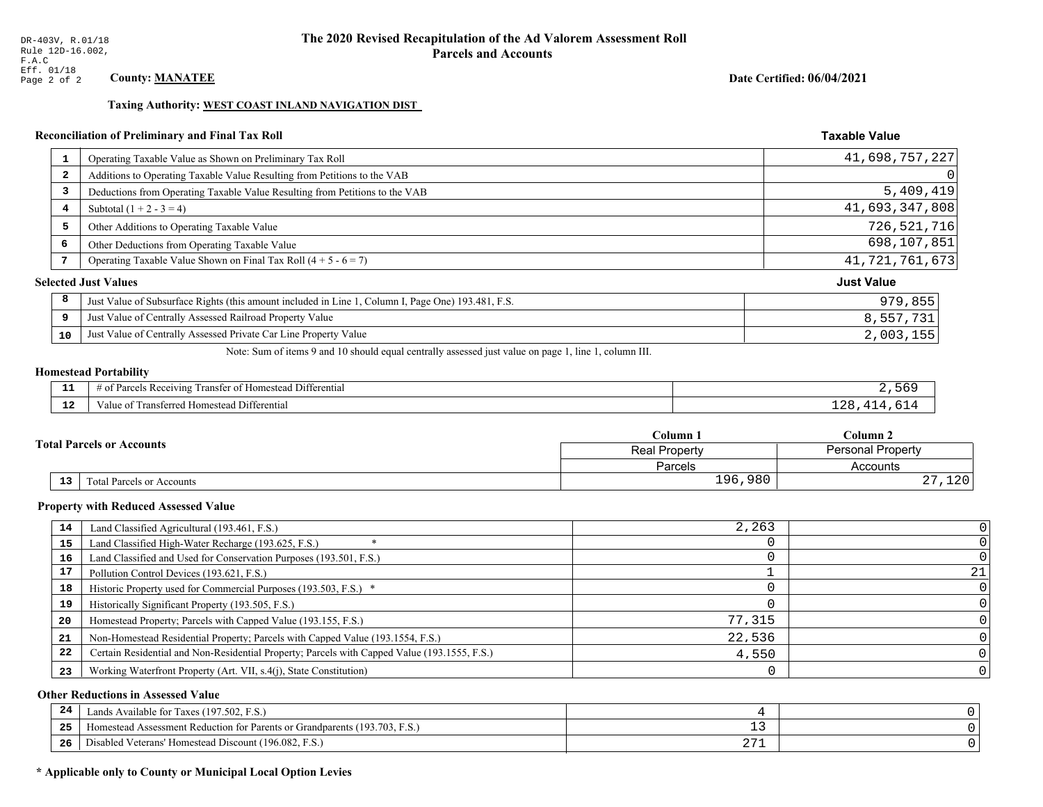DR-403V, R.01/18
Rule 12D-16.002, F.A.C
Eff. 01/18

# The 2020 Revised Recapitulation of the Ad Valorem Assessment Roll
## Parcels and Accounts

**County: MANATEE**

**Date Certified: 06/04/2021**

**Taxing Authority: WEST COAST INLAND NAVIGATION DIST**

### Reconciliation of Preliminary and Final Tax Roll

| | | Taxable Value |
|---|---|---|
| 1 | Operating Taxable Value as Shown on Preliminary Tax Roll | 41,698,757,227 |
| 2 | Additions to Operating Taxable Value Resulting from Petitions to the VAB | 0 |
| 3 | Deductions from Operating Taxable Value Resulting from Petitions to the VAB | 5,409,419 |
| 4 | Subtotal (1 + 2 - 3 = 4) | 41,693,347,808 |
| 5 | Other Additions to Operating Taxable Value | 726,521,716 |
| 6 | Other Deductions from Operating Taxable Value | 698,107,851 |
| 7 | Operating Taxable Value Shown on Final Tax Roll (4 + 5 - 6 = 7) | 41,721,761,673 |

### Selected Just Values

| | | Just Value |
|---|---|---|
| 8 | Just Value of Subsurface Rights (this amount included in Line 1, Column I, Page One) 193.481, F.S. | 979,855 |
| 9 | Just Value of Centrally Assessed Railroad Property Value | 8,557,731 |
| 10 | Just Value of Centrally Assessed Private Car Line Property Value | 2,003,155 |

Note: Sum of items 9 and 10 should equal centrally assessed just value on page 1, line 1, column III.

### Homestead Portability

| | | |
|---|---|---|
| 11 | # of Parcels Receiving Transfer of Homestead Differential | 2,569 |
| 12 | Value of Transferred Homestead Differential | 128,414,614 |

### Total Parcels or Accounts

| | | Column 1<br>Real Property<br>Parcels | Column 2<br>Personal Property<br>Accounts |
|---|---|---|---|
| 13 | Total Parcels or Accounts | 196,980 | 27,120 |

### Property with Reduced Assessed Value

| | | Column 1 | Column 2 |
|---|---|---|---|
| 14 | Land Classified Agricultural (193.461, F.S.) | 2,263 | 0 |
| 15 | Land Classified High-Water Recharge (193.625, F.S.) * | 0 | 0 |
| 16 | Land Classified and Used for Conservation Purposes (193.501, F.S.) | 0 | 0 |
| 17 | Pollution Control Devices (193.621, F.S.) | 1 | 21 |
| 18 | Historic Property used for Commercial Purposes (193.503, F.S.) * | 0 | 0 |
| 19 | Historically Significant Property (193.505, F.S.) | 0 | 0 |
| 20 | Homestead Property; Parcels with Capped Value (193.155, F.S.) | 77,315 | 0 |
| 21 | Non-Homestead Residential Property; Parcels with Capped Value (193.1554, F.S.) | 22,536 | 0 |
| 22 | Certain Residential and Non-Residential Property; Parcels with Capped Value (193.1555, F.S.) | 4,550 | 0 |
| 23 | Working Waterfront Property (Art. VII, s.4(j), State Constitution) | 0 | 0 |

### Other Reductions in Assessed Value

| | | Column 1 | Column 2 |
|---|---|---|---|
| 24 | Lands Available for Taxes (197.502, F.S.) | 4 | 0 |
| 25 | Homestead Assessment Reduction for Parents or Grandparents (193.703, F.S.) | 13 | 0 |
| 26 | Disabled Veterans' Homestead Discount (196.082, F.S.) | 271 | 0 |

**\* Applicable only to County or Municipal Local Option Levies**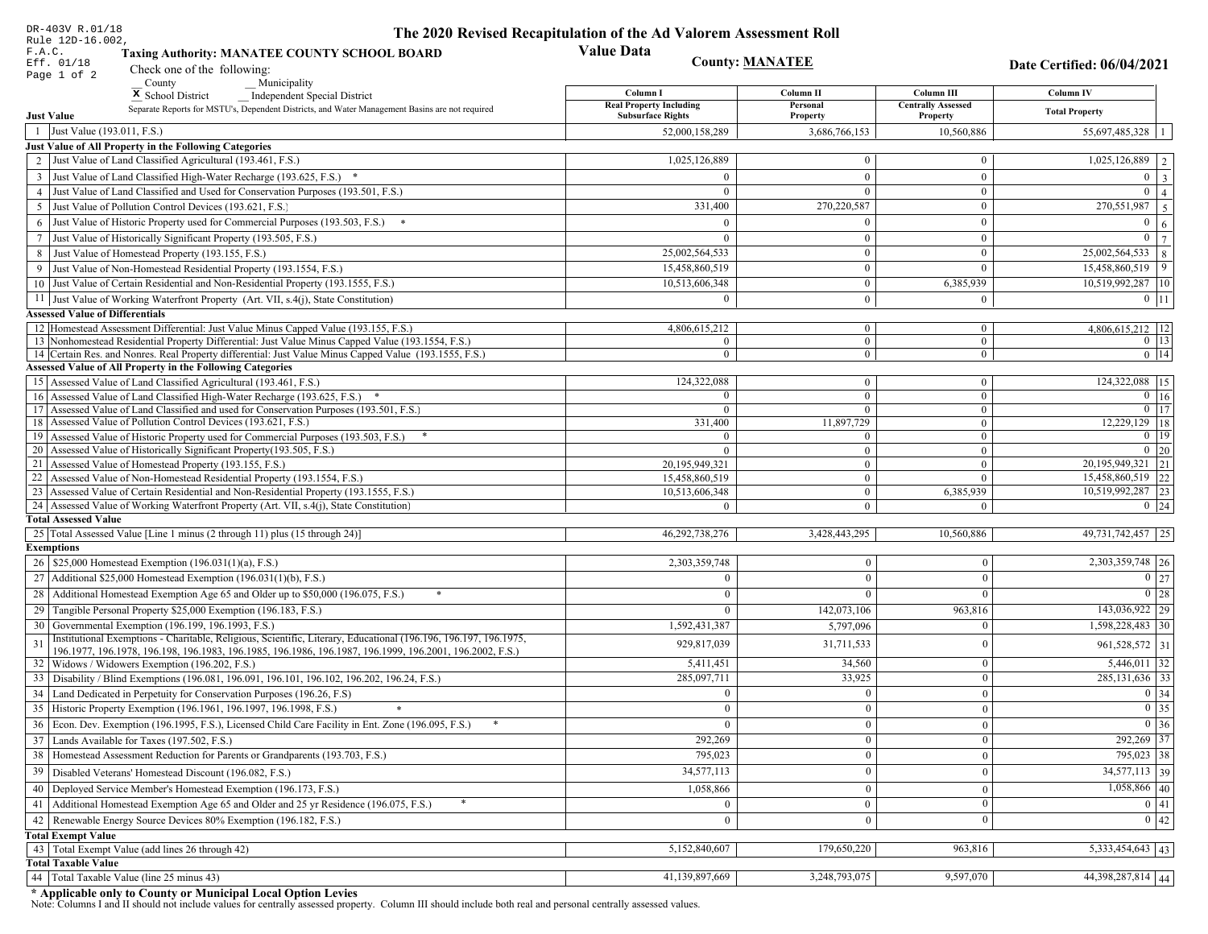DR-403V R.01/18
Rule 12D-16.002, F.A.C.
Eff. 01/18

# The 2020 Revised Recapitulation of the Ad Valorem Assessment Roll

## Value Data

**Taxing Authority: MANATEE COUNTY SCHOOL BOARD**

**County: MANATEE**

**Date Certified: 06/04/2021**

Check one of the following:
__ County __ Municipality
X School District __ Independent Special District

Separate Reports for MSTU's, Dependent Districts, and Water Management Basins are not required

| | Just Value | Column I Real Property Including Subsurface Rights | Column II Personal Property | Column III Centrally Assessed Property | Column IV Total Property | |
|---|---|---|---|---|---|---|
| 1 | Just Value (193.011, F.S.) | 52,000,158,289 | 3,686,766,153 | 10,560,886 | 55,697,485,328 | 1 |
| | **Just Value of All Property in the Following Categories** | | | | | |
| 2 | Just Value of Land Classified Agricultural (193.461, F.S.) | 1,025,126,889 | 0 | 0 | 1,025,126,889 | 2 |
| 3 | Just Value of Land Classified High-Water Recharge (193.625, F.S.) * | 0 | 0 | 0 | 0 | 3 |
| 4 | Just Value of Land Classified and Used for Conservation Purposes (193.501, F.S.) | 0 | 0 | 0 | 0 | 4 |
| 5 | Just Value of Pollution Control Devices (193.621, F.S.) | 331,400 | 270,220,587 | 0 | 270,551,987 | 5 |
| 6 | Just Value of Historic Property used for Commercial Purposes (193.503, F.S.) * | 0 | 0 | 0 | 0 | 6 |
| 7 | Just Value of Historically Significant Property (193.505, F.S.) | 0 | 0 | 0 | 0 | 7 |
| 8 | Just Value of Homestead Property (193.155, F.S.) | 25,002,564,533 | 0 | 0 | 25,002,564,533 | 8 |
| 9 | Just Value of Non-Homestead Residential Property (193.1554, F.S.) | 15,458,860,519 | 0 | 0 | 15,458,860,519 | 9 |
| 10 | Just Value of Certain Residential and Non-Residential Property (193.1555, F.S.) | 10,513,606,348 | 0 | 6,385,939 | 10,519,992,287 | 10 |
| 11 | Just Value of Working Waterfront Property (Art. VII, s.4(j), State Constitution) | 0 | 0 | 0 | 0 | 11 |
| | **Assessed Value of Differentials** | | | | | |
| 12 | Homestead Assessment Differential: Just Value Minus Capped Value (193.155, F.S.) | 4,806,615,212 | 0 | 0 | 4,806,615,212 | 12 |
| 13 | Nonhomestead Residential Property Differential: Just Value Minus Capped Value (193.1554, F.S.) | 0 | 0 | 0 | 0 | 13 |
| 14 | Certain Res. and Nonres. Real Property differential: Just Value Minus Capped Value (193.1555, F.S.) | 0 | 0 | 0 | 0 | 14 |
| | **Assessed Value of All Property in the Following Categories** | | | | | |
| 15 | Assessed Value of Land Classified Agricultural (193.461, F.S.) | 124,322,088 | 0 | 0 | 124,322,088 | 15 |
| 16 | Assessed Value of Land Classified High-Water Recharge (193.625, F.S.) * | 0 | 0 | 0 | 0 | 16 |
| 17 | Assessed Value of Land Classified and used for Conservation Purposes (193.501, F.S.) | 0 | 0 | 0 | 0 | 17 |
| 18 | Assessed Value of Pollution Control Devices (193.621, F.S.) | 331,400 | 11,897,729 | 0 | 12,229,129 | 18 |
| 19 | Assessed Value of Historic Property used for Commercial Purposes (193.503, F.S.) * | 0 | 0 | 0 | 0 | 19 |
| 20 | Assessed Value of Historically Significant Property(193.505, F.S.) | 0 | 0 | 0 | 0 | 20 |
| 21 | Assessed Value of Homestead Property (193.155, F.S.) | 20,195,949,321 | 0 | 0 | 20,195,949,321 | 21 |
| 22 | Assessed Value of Non-Homestead Residential Property (193.1554, F.S.) | 15,458,860,519 | 0 | 0 | 15,458,860,519 | 22 |
| 23 | Assessed Value of Certain Residential and Non-Residential Property (193.1555, F.S.) | 10,513,606,348 | 0 | 6,385,939 | 10,519,992,287 | 23 |
| 24 | Assessed Value of Working Waterfront Property (Art. VII, s.4(j), State Constitution) | 0 | 0 | 0 | 0 | 24 |
| | **Total Assessed Value** | | | | | |
| 25 | Total Assessed Value [Line 1 minus (2 through 11) plus (15 through 24)] | 46,292,738,276 | 3,428,443,295 | 10,560,886 | 49,731,742,457 | 25 |
| | **Exemptions** | | | | | |
| 26 | $25,000 Homestead Exemption (196.031(1)(a), F.S.) | 2,303,359,748 | 0 | 0 | 2,303,359,748 | 26 |
| 27 | Additional $25,000 Homestead Exemption (196.031(1)(b), F.S.) | 0 | 0 | 0 | 0 | 27 |
| 28 | Additional Homestead Exemption Age 65 and Older up to $50,000 (196.075, F.S.) * | 0 | 0 | 0 | 0 | 28 |
| 29 | Tangible Personal Property $25,000 Exemption (196.183, F.S.) | 0 | 142,073,106 | 963,816 | 143,036,922 | 29 |
| 30 | Governmental Exemption (196.199, 196.1993, F.S.) | 1,592,431,387 | 5,797,096 | 0 | 1,598,228,483 | 30 |
| 31 | Institutional Exemptions - Charitable, Religious, Scientific, Literary, Educational (196.196, 196.197, 196.1975, 196.1977, 196.1978, 196.198, 196.1983, 196.1985, 196.1986, 196.1987, 196.1999, 196.2001, 196.2002, F.S.) | 929,817,039 | 31,711,533 | 0 | 961,528,572 | 31 |
| 32 | Widows / Widowers Exemption (196.202, F.S.) | 5,411,451 | 34,560 | 0 | 5,446,011 | 32 |
| 33 | Disability / Blind Exemptions (196.081, 196.091, 196.101, 196.102, 196.202, 196.24, F.S.) | 285,097,711 | 33,925 | 0 | 285,131,636 | 33 |
| 34 | Land Dedicated in Perpetuity for Conservation Purposes (196.26, F.S) | 0 | 0 | 0 | 0 | 34 |
| 35 | Historic Property Exemption (196.1961, 196.1997, 196.1998, F.S.) * | 0 | 0 | 0 | 0 | 35 |
| 36 | Econ. Dev. Exemption (196.1995, F.S.), Licensed Child Care Facility in Ent. Zone (196.095, F.S.) * | 0 | 0 | 0 | 0 | 36 |
| 37 | Lands Available for Taxes (197.502, F.S.) | 292,269 | 0 | 0 | 292,269 | 37 |
| 38 | Homestead Assessment Reduction for Parents or Grandparents (193.703, F.S.) | 795,023 | 0 | 0 | 795,023 | 38 |
| 39 | Disabled Veterans' Homestead Discount (196.082, F.S.) | 34,577,113 | 0 | 0 | 34,577,113 | 39 |
| 40 | Deployed Service Member's Homestead Exemption (196.173, F.S.) | 1,058,866 | 0 | 0 | 1,058,866 | 40 |
| 41 | Additional Homestead Exemption Age 65 and Older and 25 yr Residence (196.075, F.S.) * | 0 | 0 | 0 | 0 | 41 |
| 42 | Renewable Energy Source Devices 80% Exemption (196.182, F.S.) | 0 | 0 | 0 | 0 | 42 |
| | **Total Exempt Value** | | | | | |
| 43 | Total Exempt Value (add lines 26 through 42) | 5,152,840,607 | 179,650,220 | 963,816 | 5,333,454,643 | 43 |
| | **Total Taxable Value** | | | | | |
| 44 | Total Taxable Value (line 25 minus 43) | 41,139,897,669 | 3,248,793,075 | 9,597,070 | 44,398,287,814 | 44 |

**\* Applicable only to County or Municipal Local Option Levies**

Note: Columns I and II should not include values for centrally assessed property. Column III should include both real and personal centrally assessed values.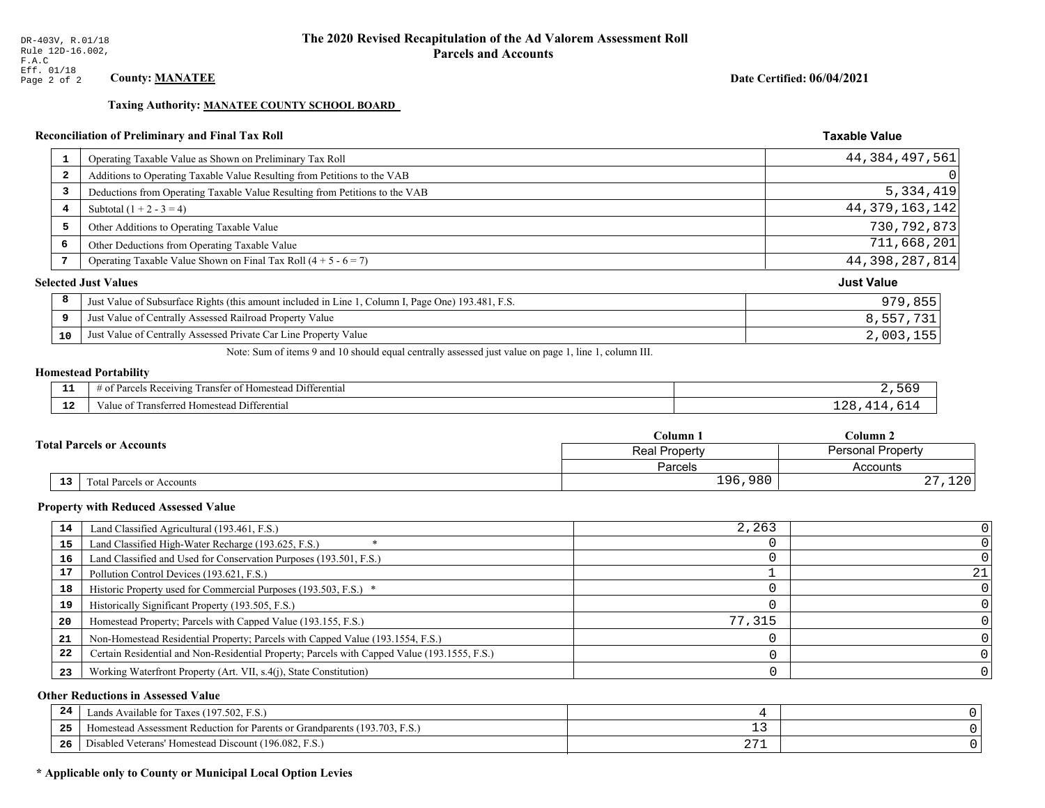DR-403V, R.01/18
Rule 12D-16.002, F.A.C
Eff. 01/18

# The 2020 Revised Recapitulation of the Ad Valorem Assessment Roll
## Parcels and Accounts

**County: MANATEE**

**Date Certified: 06/04/2021**

**Taxing Authority: MANATEE COUNTY SCHOOL BOARD**

### Reconciliation of Preliminary and Final Tax Roll

| | | Taxable Value |
|---|---|---|
| 1 | Operating Taxable Value as Shown on Preliminary Tax Roll | 44,384,497,561 |
| 2 | Additions to Operating Taxable Value Resulting from Petitions to the VAB | 0 |
| 3 | Deductions from Operating Taxable Value Resulting from Petitions to the VAB | 5,334,419 |
| 4 | Subtotal (1 + 2 - 3 = 4) | 44,379,163,142 |
| 5 | Other Additions to Operating Taxable Value | 730,792,873 |
| 6 | Other Deductions from Operating Taxable Value | 711,668,201 |
| 7 | Operating Taxable Value Shown on Final Tax Roll (4 + 5 - 6 = 7) | 44,398,287,814 |

### Selected Just Values

| | | Just Value |
|---|---|---|
| 8 | Just Value of Subsurface Rights (this amount included in Line 1, Column I, Page One) 193.481, F.S. | 979,855 |
| 9 | Just Value of Centrally Assessed Railroad Property Value | 8,557,731 |
| 10 | Just Value of Centrally Assessed Private Car Line Property Value | 2,003,155 |

Note: Sum of items 9 and 10 should equal centrally assessed just value on page 1, line 1, column III.

### Homestead Portability

| | | |
|---|---|---|
| 11 | # of Parcels Receiving Transfer of Homestead Differential | 2,569 |
| 12 | Value of Transferred Homestead Differential | 128,414,614 |

### Total Parcels or Accounts

| | | Column 1 | Column 2 |
|---|---|---|---|
| | | Real Property | Personal Property |
| | | Parcels | Accounts |
| 13 | Total Parcels or Accounts | 196,980 | 27,120 |

### Property with Reduced Assessed Value

| | | Column 1 | Column 2 |
|---|---|---|---|
| 14 | Land Classified Agricultural (193.461, F.S.) | 2,263 | 0 |
| 15 | Land Classified High-Water Recharge (193.625, F.S.) * | 0 | 0 |
| 16 | Land Classified and Used for Conservation Purposes (193.501, F.S.) | 0 | 0 |
| 17 | Pollution Control Devices (193.621, F.S.) | 1 | 21 |
| 18 | Historic Property used for Commercial Purposes (193.503, F.S.) * | 0 | 0 |
| 19 | Historically Significant Property (193.505, F.S.) | 0 | 0 |
| 20 | Homestead Property; Parcels with Capped Value (193.155, F.S.) | 77,315 | 0 |
| 21 | Non-Homestead Residential Property; Parcels with Capped Value (193.1554, F.S.) | 0 | 0 |
| 22 | Certain Residential and Non-Residential Property; Parcels with Capped Value (193.1555, F.S.) | 0 | 0 |
| 23 | Working Waterfront Property (Art. VII, s.4(j), State Constitution) | 0 | 0 |

### Other Reductions in Assessed Value

| | | Column 1 | Column 2 |
|---|---|---|---|
| 24 | Lands Available for Taxes (197.502, F.S.) | 4 | 0 |
| 25 | Homestead Assessment Reduction for Parents or Grandparents (193.703, F.S.) | 13 | 0 |
| 26 | Disabled Veterans' Homestead Discount (196.082, F.S.) | 271 | 0 |

**\* Applicable only to County or Municipal Local Option Levies**